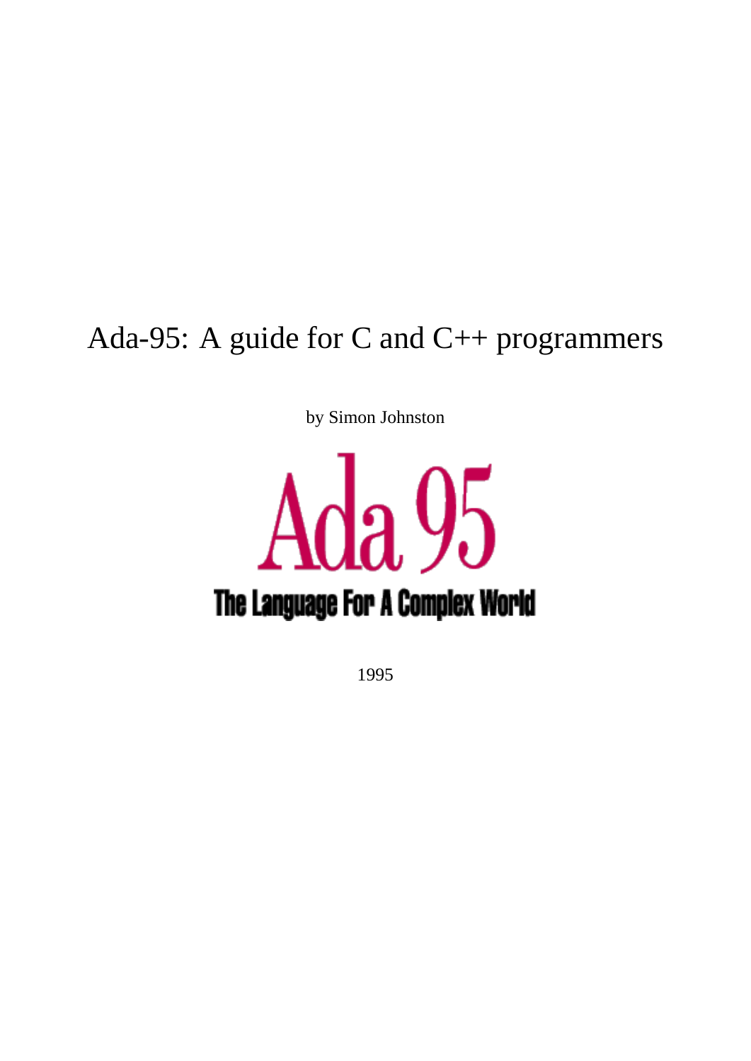# Ada-95: A guide for C and C++ programmers

by Simon Johnston

Ada 95

The Language For A Complex World

1995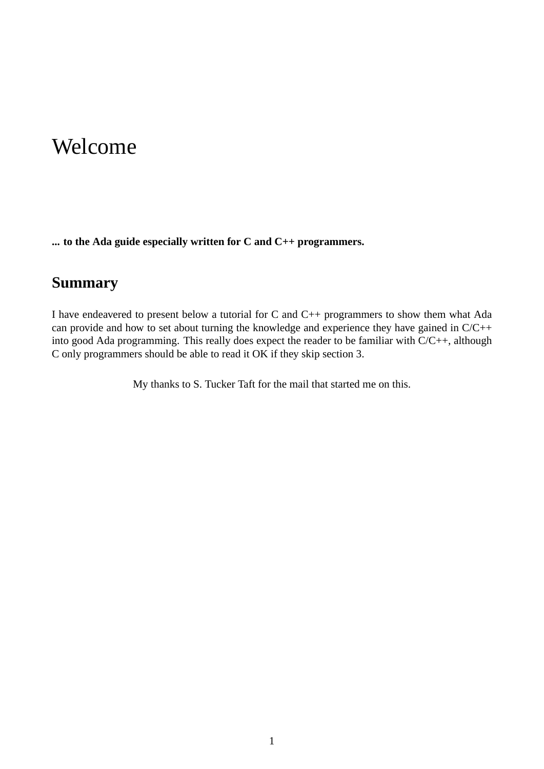# Welcome

**... to the Ada guide especially written for C and C++ programmers.**

## Summary

I have endeavered to present below a tutorial for C and C++ programmers to show them what Ada can provide and how to set about turning the knowledge and experience they have gained in C/C++ into good Ada programming. This really does expect the reader to be familiar with C/C++, although C only programmers should be able to read it OK if they skip section 3.

My thanks to S. Tucker Taft for the mail that started me on this.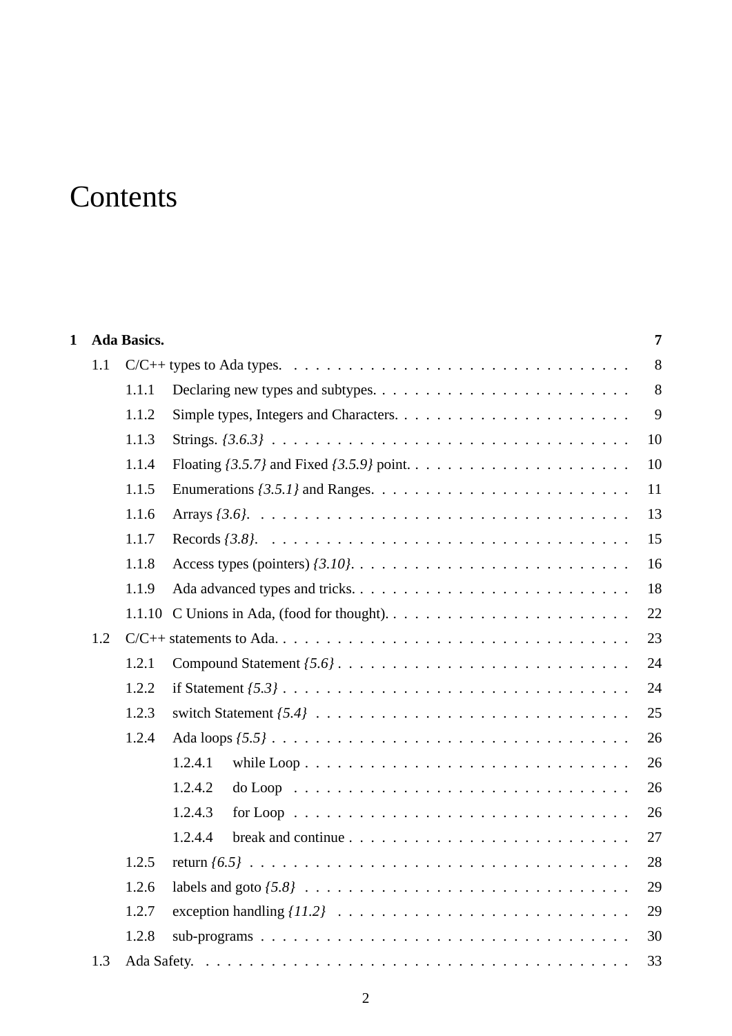# Contents

**1 Ada Basics.** **7**

- 1.1 C/C++ types to Ada types. 8
  - 1.1.1 Declaring new types and subtypes. 8
  - 1.1.2 Simple types, Integers and Characters. 9
  - 1.1.3 Strings. *{3.6.3}* 10
  - 1.1.4 Floating *{3.5.7}* and Fixed *{3.5.9}* point. 10
  - 1.1.5 Enumerations *{3.5.1}* and Ranges. 11
  - 1.1.6 Arrays *{3.6}*. 13
  - 1.1.7 Records *{3.8}*. 15
  - 1.1.8 Access types (pointers) *{3.10}*. 16
  - 1.1.9 Ada advanced types and tricks. 18
  - 1.1.10 C Unions in Ada, (food for thought). 22
- 1.2 C/C++ statements to Ada. 23
  - 1.2.1 Compound Statement *{5.6}* 24
  - 1.2.2 if Statement *{5.3}* 24
  - 1.2.3 switch Statement *{5.4}* 25
  - 1.2.4 Ada loops *{5.5}* 26
    - 1.2.4.1 while Loop 26
    - 1.2.4.2 do Loop 26
    - 1.2.4.3 for Loop 26
    - 1.2.4.4 break and continue 27
  - 1.2.5 return *{6.5}* 28
  - 1.2.6 labels and goto *{5.8}* 29
  - 1.2.7 exception handling *{11.2}* 29
  - 1.2.8 sub-programs 30
- 1.3 Ada Safety. 33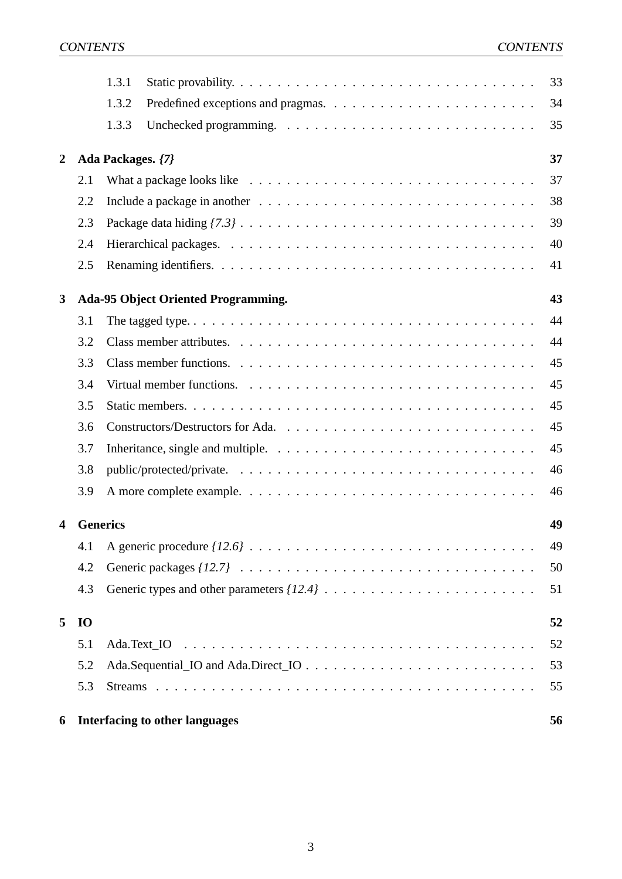1.3.1 Static provability. . . . . . . . . . . . . . . . . . . . . . . . . . . . . . . . . 33

1.3.2 Predefined exceptions and pragmas. . . . . . . . . . . . . . . . . . . . . . . 34

1.3.3 Unchecked programming. . . . . . . . . . . . . . . . . . . . . . . . . . . . 35

**2 Ada Packages. *{7}*** **37**

2.1 What a package looks like . . . . . . . . . . . . . . . . . . . . . . . . . . . . . . . 37

2.2 Include a package in another . . . . . . . . . . . . . . . . . . . . . . . . . . . . . . 38

2.3 Package data hiding *{7.3}* . . . . . . . . . . . . . . . . . . . . . . . . . . . . . . . . 39

2.4 Hierarchical packages. . . . . . . . . . . . . . . . . . . . . . . . . . . . . . . . . . . 40

2.5 Renaming identifiers. . . . . . . . . . . . . . . . . . . . . . . . . . . . . . . . . . . 41

**3 Ada-95 Object Oriented Programming.** **43**

3.1 The tagged type. . . . . . . . . . . . . . . . . . . . . . . . . . . . . . . . . . . . . . 44

3.2 Class member attributes. . . . . . . . . . . . . . . . . . . . . . . . . . . . . . . . . 44

3.3 Class member functions. . . . . . . . . . . . . . . . . . . . . . . . . . . . . . . . . 45

3.4 Virtual member functions. . . . . . . . . . . . . . . . . . . . . . . . . . . . . . . . 45

3.5 Static members. . . . . . . . . . . . . . . . . . . . . . . . . . . . . . . . . . . . . . 45

3.6 Constructors/Destructors for Ada. . . . . . . . . . . . . . . . . . . . . . . . . . . . 45

3.7 Inheritance, single and multiple. . . . . . . . . . . . . . . . . . . . . . . . . . . . . 45

3.8 public/protected/private. . . . . . . . . . . . . . . . . . . . . . . . . . . . . . . . . 46

3.9 A more complete example. . . . . . . . . . . . . . . . . . . . . . . . . . . . . . . . 46

**4 Generics** **49**

4.1 A generic procedure *{12.6}* . . . . . . . . . . . . . . . . . . . . . . . . . . . . . . . 49

4.2 Generic packages *{12.7}* . . . . . . . . . . . . . . . . . . . . . . . . . . . . . . . . . 50

4.3 Generic types and other parameters *{12.4}* . . . . . . . . . . . . . . . . . . . . . . . 51

**5 IO** **52**

5.1 Ada.Text_IO . . . . . . . . . . . . . . . . . . . . . . . . . . . . . . . . . . . . . . . 52

5.2 Ada.Sequential_IO and Ada.Direct_IO . . . . . . . . . . . . . . . . . . . . . . . . . 53

5.3 Streams . . . . . . . . . . . . . . . . . . . . . . . . . . . . . . . . . . . . . . . . . . 55

**6 Interfacing to other languages** **56**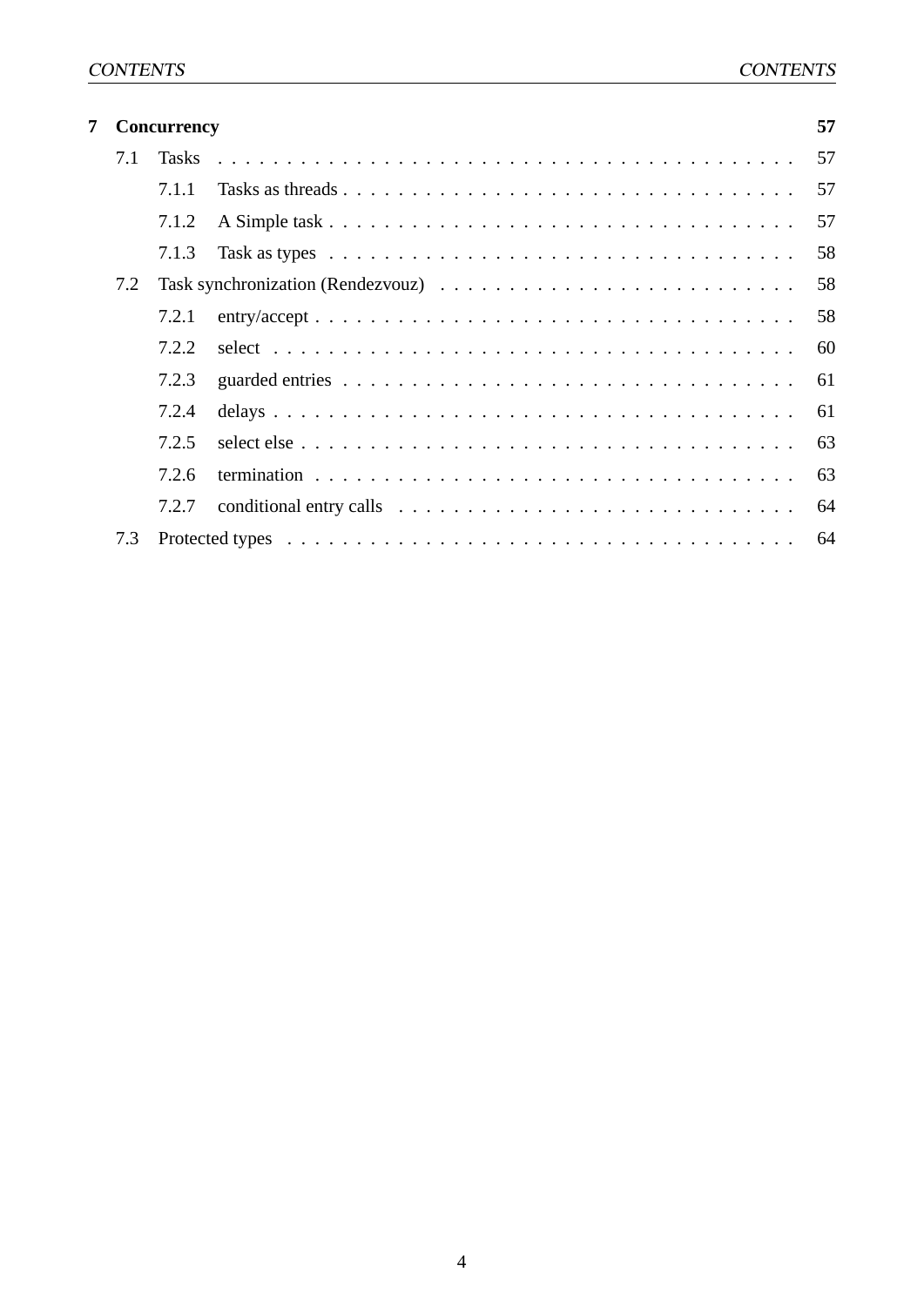**7 Concurrency** **57**

- 7.1 Tasks . . . . . . . . . . . . . . . . . . . . . . . . . . . . . . . . . . . . . . . . 57
  - 7.1.1 Tasks as threads . . . . . . . . . . . . . . . . . . . . . . . . . . . . . . . . 57
  - 7.1.2 A Simple task . . . . . . . . . . . . . . . . . . . . . . . . . . . . . . . . . 57
  - 7.1.3 Task as types . . . . . . . . . . . . . . . . . . . . . . . . . . . . . . . . . 58
- 7.2 Task synchronization (Rendezvouz) . . . . . . . . . . . . . . . . . . . . . . . . 58
  - 7.2.1 entry/accept . . . . . . . . . . . . . . . . . . . . . . . . . . . . . . . . . . 58
  - 7.2.2 select . . . . . . . . . . . . . . . . . . . . . . . . . . . . . . . . . . . . . 60
  - 7.2.3 guarded entries . . . . . . . . . . . . . . . . . . . . . . . . . . . . . . . . 61
  - 7.2.4 delays . . . . . . . . . . . . . . . . . . . . . . . . . . . . . . . . . . . . . 61
  - 7.2.5 select else . . . . . . . . . . . . . . . . . . . . . . . . . . . . . . . . . . . 63
  - 7.2.6 termination . . . . . . . . . . . . . . . . . . . . . . . . . . . . . . . . . . 63
  - 7.2.7 conditional entry calls . . . . . . . . . . . . . . . . . . . . . . . . . . . . 64
- 7.3 Protected types . . . . . . . . . . . . . . . . . . . . . . . . . . . . . . . . . . . 64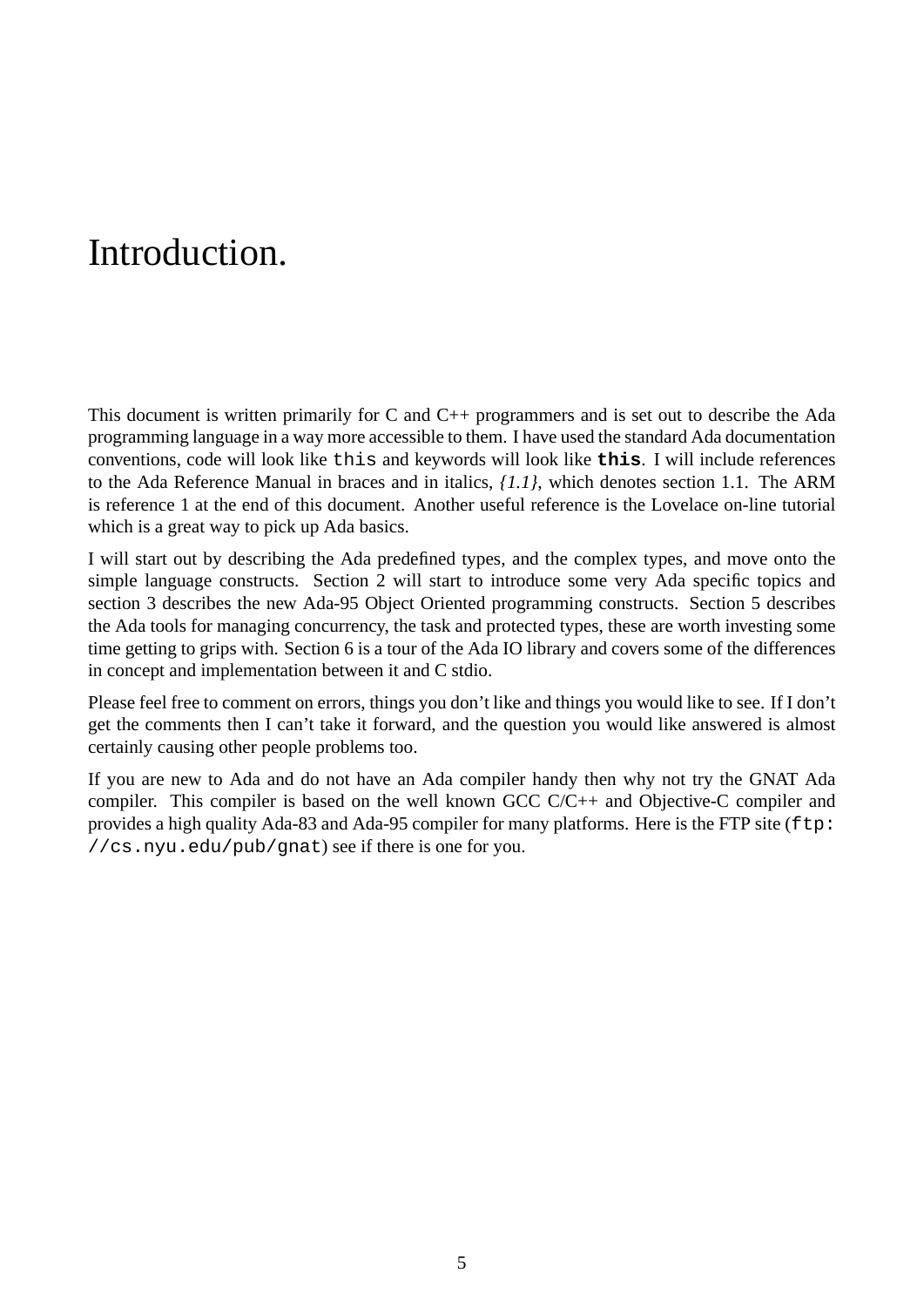# Introduction.

This document is written primarily for C and C++ programmers and is set out to describe the Ada programming language in a way more accessible to them. I have used the standard Ada documentation conventions, code will look like `this` and keywords will look like **`this`**. I will include references to the Ada Reference Manual in braces and in italics, *{1.1}*, which denotes section 1.1. The ARM is reference 1 at the end of this document. Another useful reference is the Lovelace on-line tutorial which is a great way to pick up Ada basics.

I will start out by describing the Ada predefined types, and the complex types, and move onto the simple language constructs. Section 2 will start to introduce some very Ada specific topics and section 3 describes the new Ada-95 Object Oriented programming constructs. Section 5 describes the Ada tools for managing concurrency, the task and protected types, these are worth investing some time getting to grips with. Section 6 is a tour of the Ada IO library and covers some of the differences in concept and implementation between it and C stdio.

Please feel free to comment on errors, things you don't like and things you would like to see. If I don't get the comments then I can't take it forward, and the question you would like answered is almost certainly causing other people problems too.

If you are new to Ada and do not have an Ada compiler handy then why not try the GNAT Ada compiler. This compiler is based on the well known GCC C/C++ and Objective-C compiler and provides a high quality Ada-83 and Ada-95 compiler for many platforms. Here is the FTP site (`ftp://cs.nyu.edu/pub/gnat`) see if there is one for you.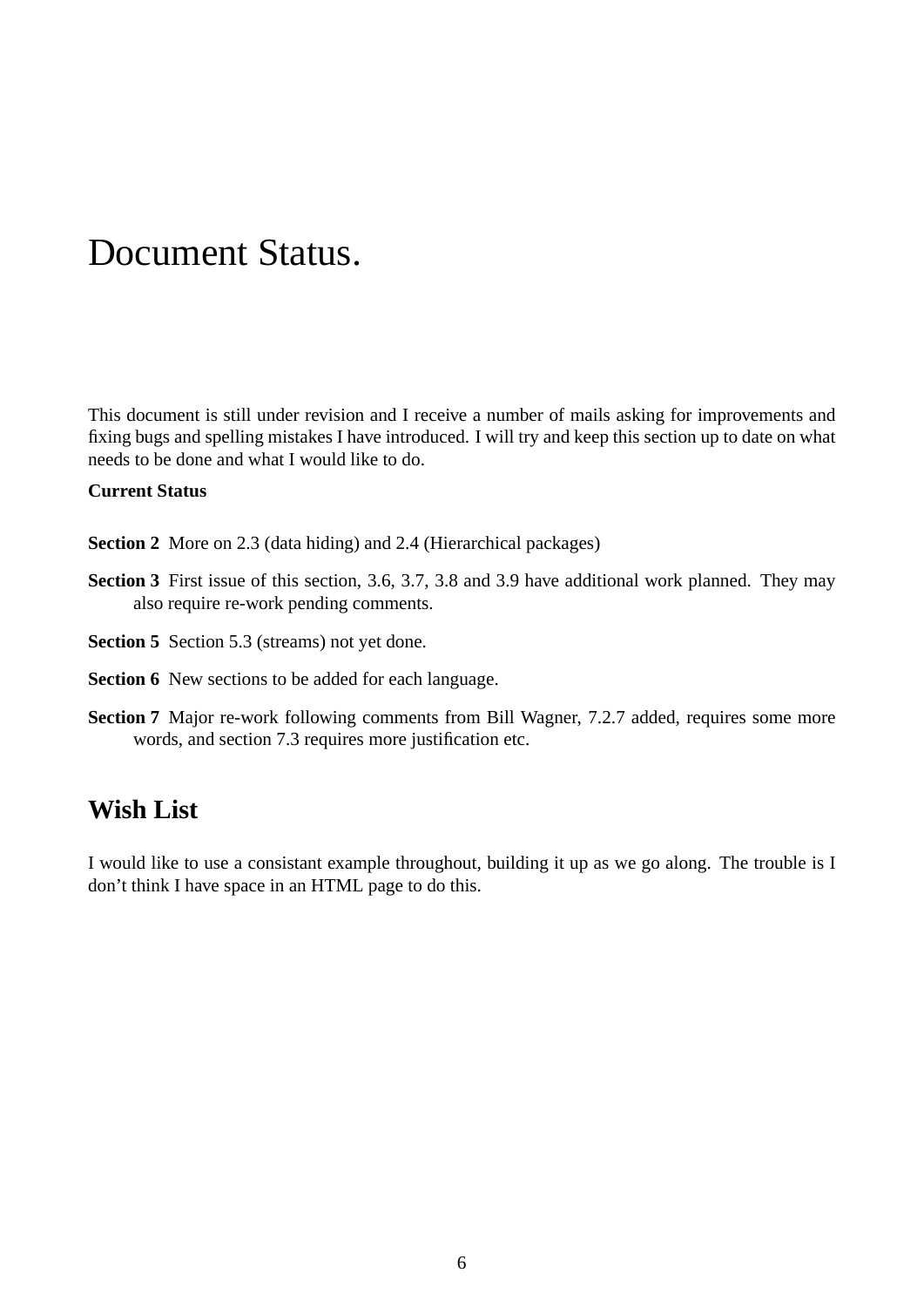# Document Status.

This document is still under revision and I receive a number of mails asking for improvements and fixing bugs and spelling mistakes I have introduced. I will try and keep this section up to date on what needs to be done and what I would like to do.

**Current Status**

**Section 2** More on 2.3 (data hiding) and 2.4 (Hierarchical packages)

**Section 3** First issue of this section, 3.6, 3.7, 3.8 and 3.9 have additional work planned. They may also require re-work pending comments.

**Section 5** Section 5.3 (streams) not yet done.

**Section 6** New sections to be added for each language.

**Section 7** Major re-work following comments from Bill Wagner, 7.2.7 added, requires some more words, and section 7.3 requires more justification etc.

## Wish List

I would like to use a consistant example throughout, building it up as we go along. The trouble is I don't think I have space in an HTML page to do this.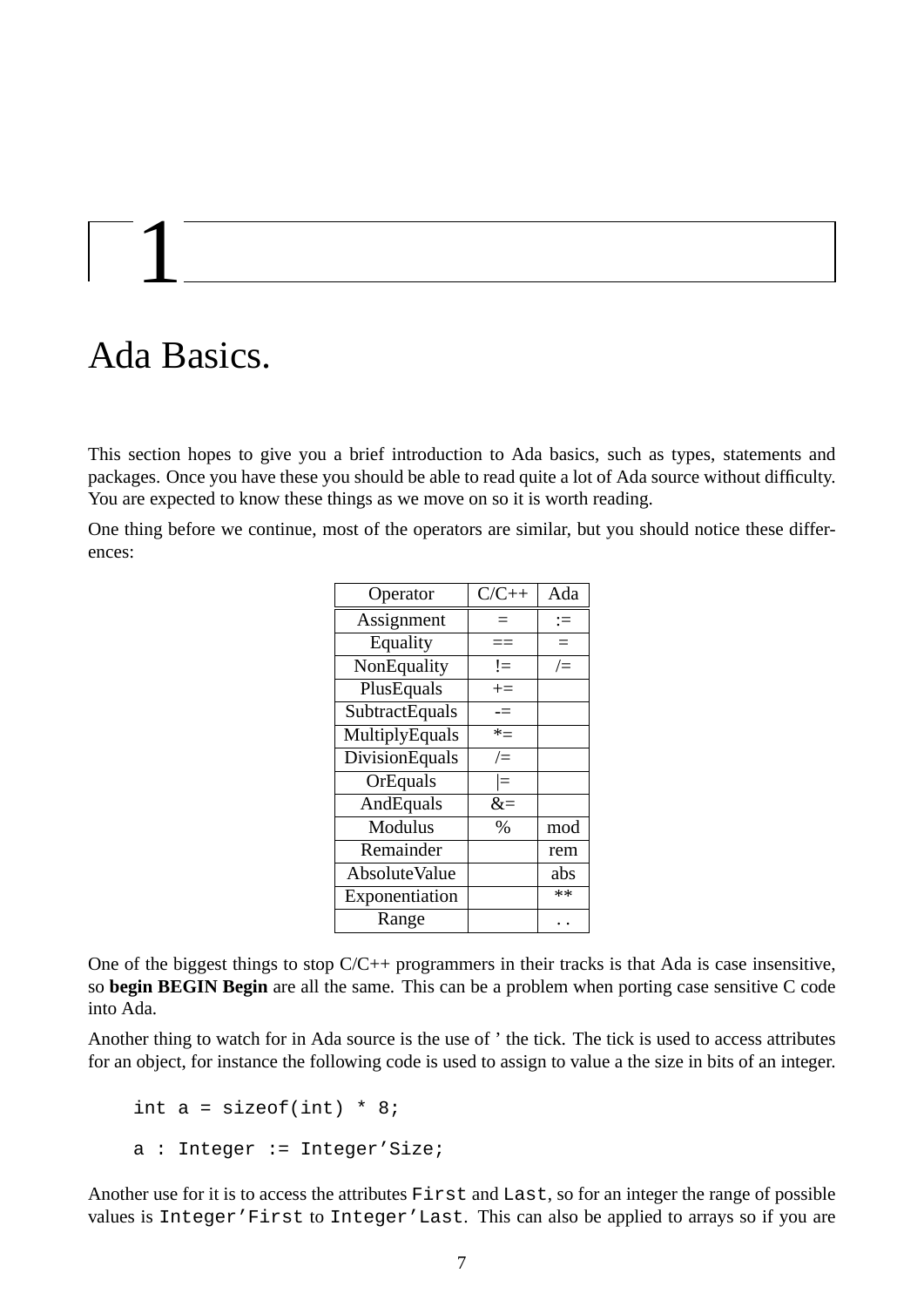# 1

# Ada Basics.

This section hopes to give you a brief introduction to Ada basics, such as types, statements and packages. Once you have these you should be able to read quite a lot of Ada source without difficulty. You are expected to know these things as we move on so it is worth reading.

One thing before we continue, most of the operators are similar, but you should notice these differences:

| Operator | C/C++ | Ada |
|---|---|---|
| Assignment | = | := |
| Equality | == | = |
| NonEquality | != | /= |
| PlusEquals | += | |
| SubtractEquals | -= | |
| MultiplyEquals | *= | |
| DivisionEquals | /= | |
| OrEquals | \|= | |
| AndEquals | &= | |
| Modulus | % | mod |
| Remainder | | rem |
| AbsoluteValue | | abs |
| Exponentiation | | ** |
| Range | | .. |

One of the biggest things to stop C/C++ programmers in their tracks is that Ada is case insensitive, so **begin BEGIN Begin** are all the same. This can be a problem when porting case sensitive C code into Ada.

Another thing to watch for in Ada source is the use of ’ the tick. The tick is used to access attributes for an object, for instance the following code is used to assign to value a the size in bits of an integer.

```
int a = sizeof(int) * 8;

a : Integer := Integer'Size;
```

Another use for it is to access the attributes `First` and `Last`, so for an integer the range of possible values is `Integer'First` to `Integer'Last`. This can also be applied to arrays so if you are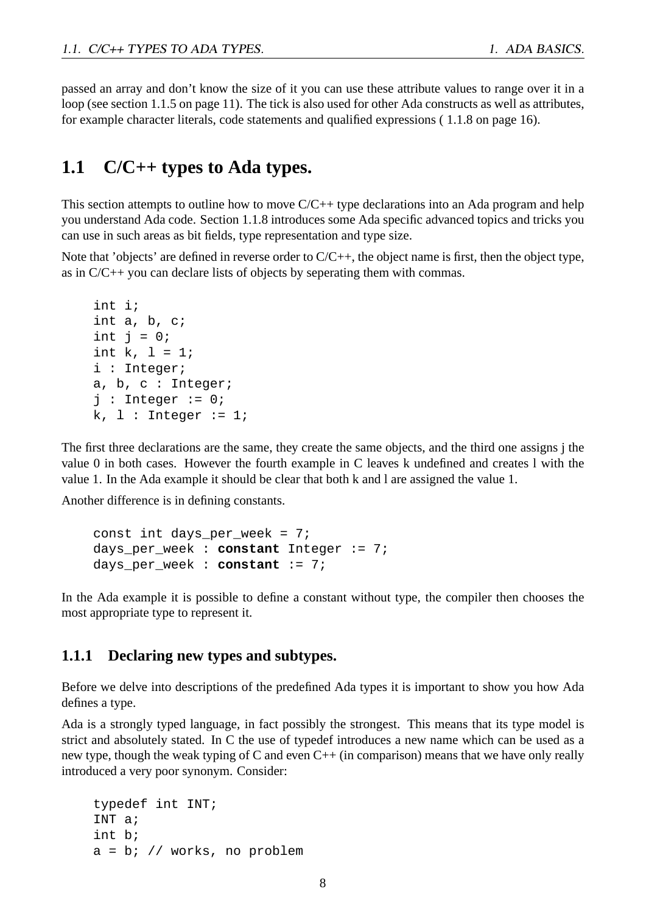passed an array and don't know the size of it you can use these attribute values to range over it in a loop (see section 1.1.5 on page 11). The tick is also used for other Ada constructs as well as attributes, for example character literals, code statements and qualified expressions ( 1.1.8 on page 16).

## 1.1 C/C++ types to Ada types.

This section attempts to outline how to move C/C++ type declarations into an Ada program and help you understand Ada code. Section 1.1.8 introduces some Ada specific advanced topics and tricks you can use in such areas as bit fields, type representation and type size.

Note that 'objects' are defined in reverse order to C/C++, the object name is first, then the object type, as in C/C++ you can declare lists of objects by seperating them with commas.

```
int i;
int a, b, c;
int j = 0;
int k, l = 1;
i : Integer;
a, b, c : Integer;
j : Integer := 0;
k, l : Integer := 1;
```

The first three declarations are the same, they create the same objects, and the third one assigns j the value 0 in both cases. However the fourth example in C leaves k undefined and creates l with the value 1. In the Ada example it should be clear that both k and l are assigned the value 1.

Another difference is in defining constants.

```
const int days_per_week = 7;
days_per_week : constant Integer := 7;
days_per_week : constant := 7;
```

In the Ada example it is possible to define a constant without type, the compiler then chooses the most appropriate type to represent it.

### 1.1.1 Declaring new types and subtypes.

Before we delve into descriptions of the predefined Ada types it is important to show you how Ada defines a type.

Ada is a strongly typed language, in fact possibly the strongest. This means that its type model is strict and absolutely stated. In C the use of typedef introduces a new name which can be used as a new type, though the weak typing of C and even C++ (in comparison) means that we have only really introduced a very poor synonym. Consider:

```
typedef int INT;
INT a;
int b;
a = b; // works, no problem
```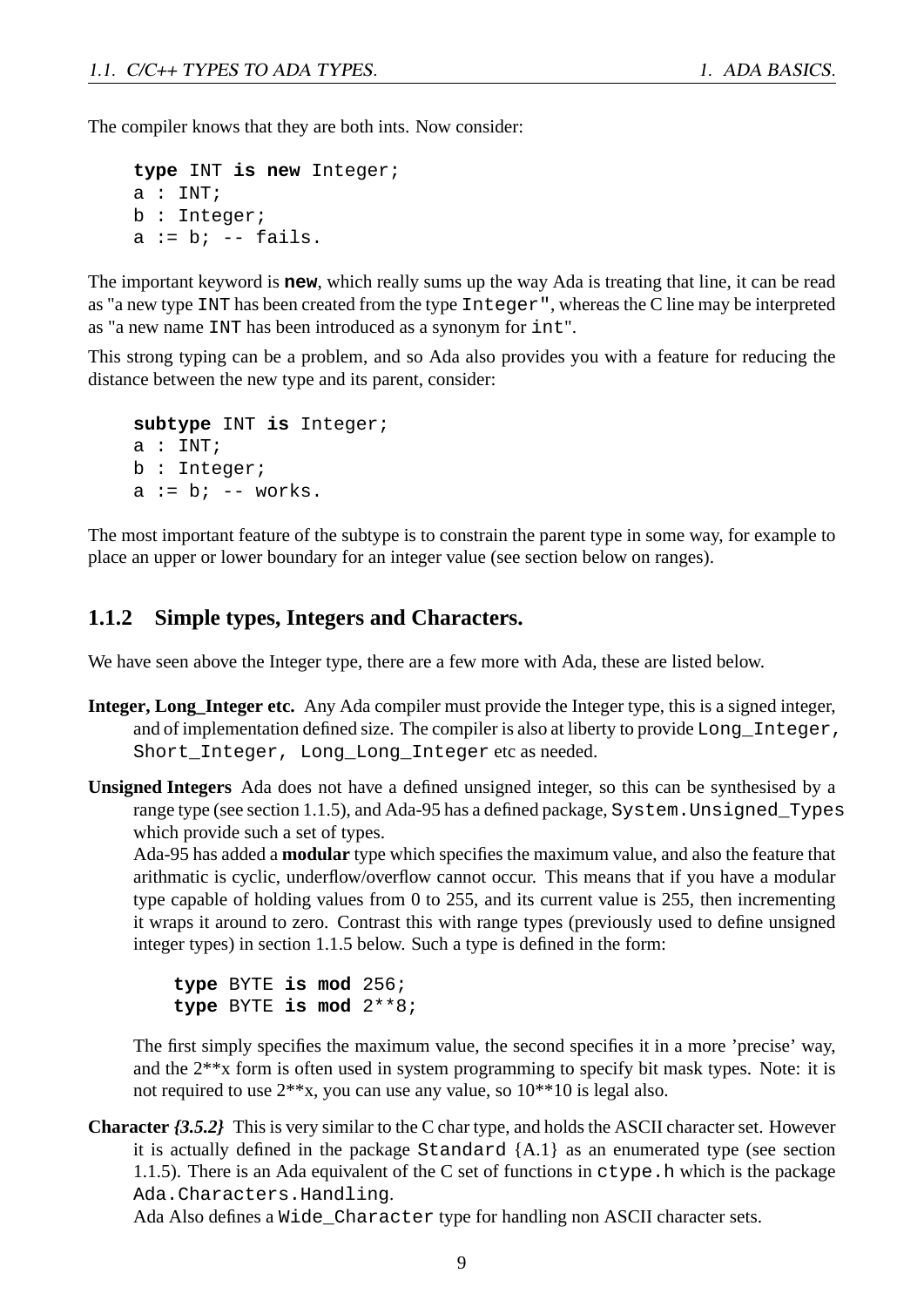The compiler knows that they are both ints. Now consider:

```
type INT is new Integer;
a : INT;
b : Integer;
a := b; -- fails.
```

The important keyword is **new**, which really sums up the way Ada is treating that line, it can be read as "a new type INT has been created from the type Integer", whereas the C line may be interpreted as "a new name INT has been introduced as a synonym for int".

This strong typing can be a problem, and so Ada also provides you with a feature for reducing the distance between the new type and its parent, consider:

```
subtype INT is Integer;
a : INT;
b : Integer;
a := b; -- works.
```

The most important feature of the subtype is to constrain the parent type in some way, for example to place an upper or lower boundary for an integer value (see section below on ranges).

### 1.1.2 Simple types, Integers and Characters.

We have seen above the Integer type, there are a few more with Ada, these are listed below.

**Integer, Long_Integer etc.** Any Ada compiler must provide the Integer type, this is a signed integer, and of implementation defined size. The compiler is also at liberty to provide `Long_Integer, Short_Integer, Long_Long_Integer` etc as needed.

**Unsigned Integers** Ada does not have a defined unsigned integer, so this can be synthesised by a range type (see section 1.1.5), and Ada-95 has a defined package, `System.Unsigned_Types` which provide such a set of types.
Ada-95 has added a **modular** type which specifies the maximum value, and also the feature that arithmatic is cyclic, underflow/overflow cannot occur. This means that if you have a modular type capable of holding values from 0 to 255, and its current value is 255, then incrementing it wraps it around to zero. Contrast this with range types (previously used to define unsigned integer types) in section 1.1.5 below. Such a type is defined in the form:

```
type BYTE is mod 256;
type BYTE is mod 2**8;
```

The first simply specifies the maximum value, the second specifies it in a more 'precise' way, and the 2**x form is often used in system programming to specify bit mask types. Note: it is not required to use 2**x, you can use any value, so 10**10 is legal also.

**Character** ***{3.5.2}*** This is very similar to the C char type, and holds the ASCII character set. However it is actually defined in the package `Standard` {A.1} as an enumerated type (see section 1.1.5). There is an Ada equivalent of the C set of functions in `ctype.h` which is the package `Ada.Characters.Handling`.
Ada Also defines a `Wide_Character` type for handling non ASCII character sets.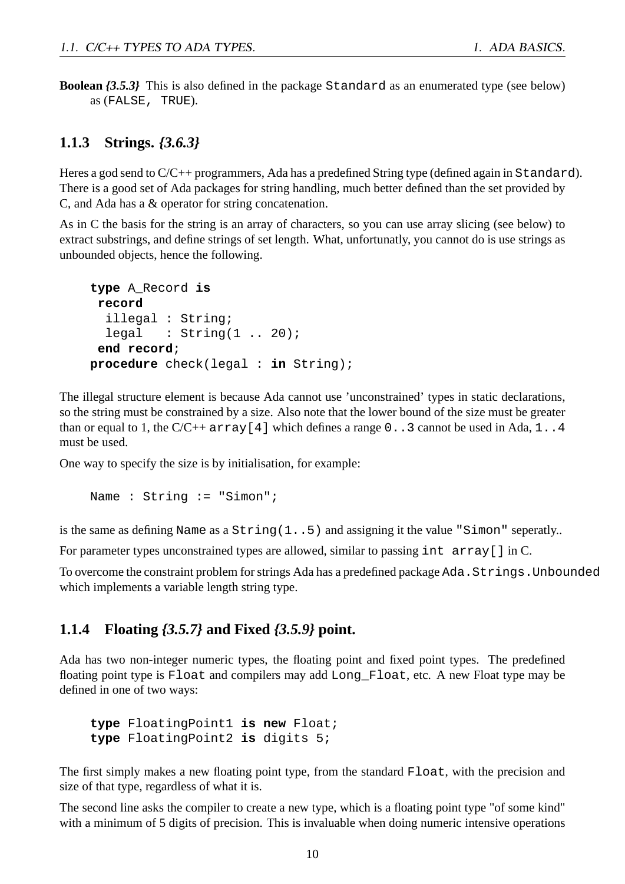**Boolean** *{3.5.3}* This is also defined in the package `Standard` as an enumerated type (see below) as (`FALSE, TRUE`).

### 1.1.3 Strings. *{3.6.3}*

Heres a god send to C/C++ programmers, Ada has a predefined String type (defined again in `Standard`). There is a good set of Ada packages for string handling, much better defined than the set provided by C, and Ada has a & operator for string concatenation.

As in C the basis for the string is an array of characters, so you can use array slicing (see below) to extract substrings, and define strings of set length. What, unfortunatly, you cannot do is use strings as unbounded objects, hence the following.

```
type A_Record is
 record
  illegal : String;
  legal   : String(1 .. 20);
 end record;
procedure check(legal : in String);
```

The illegal structure element is because Ada cannot use 'unconstrained' types in static declarations, so the string must be constrained by a size. Also note that the lower bound of the size must be greater than or equal to 1, the C/C++ `array[4]` which defines a range `0..3` cannot be used in Ada, `1..4` must be used.

One way to specify the size is by initialisation, for example:

```
Name : String := "Simon";
```

is the same as defining `Name` as a `String(1..5)` and assigning it the value `"Simon"` seperatly..

For parameter types unconstrained types are allowed, similar to passing `int array[]` in C.

To overcome the constraint problem for strings Ada has a predefined package `Ada.Strings.Unbounded` which implements a variable length string type.

### 1.1.4 Floating *{3.5.7}* and Fixed *{3.5.9}* point.

Ada has two non-integer numeric types, the floating point and fixed point types. The predefined floating point type is `Float` and compilers may add `Long_Float`, etc. A new Float type may be defined in one of two ways:

```
type FloatingPoint1 is new Float;
type FloatingPoint2 is digits 5;
```

The first simply makes a new floating point type, from the standard `Float`, with the precision and size of that type, regardless of what it is.

The second line asks the compiler to create a new type, which is a floating point type "of some kind" with a minimum of 5 digits of precision. This is invaluable when doing numeric intensive operations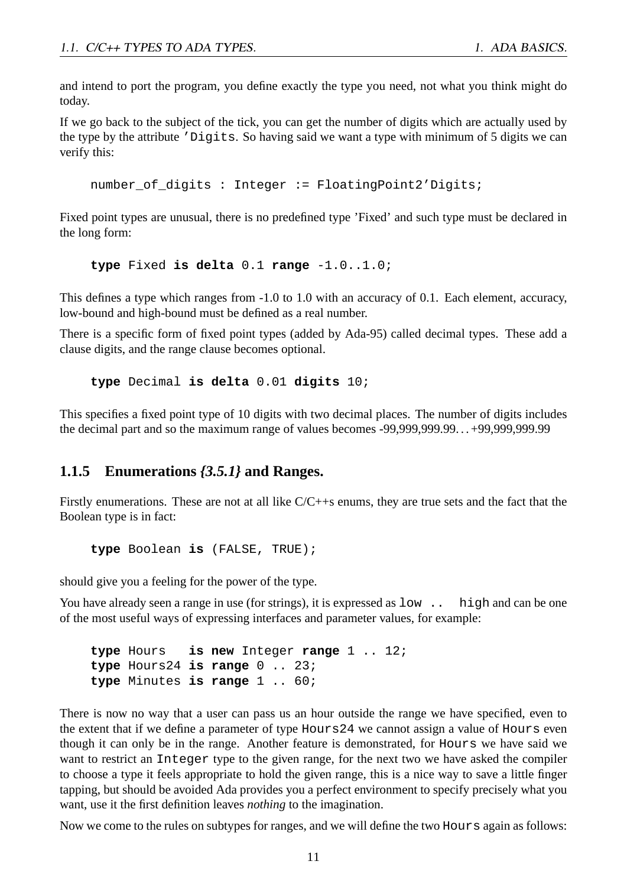and intend to port the program, you define exactly the type you need, not what you think might do today.

If we go back to the subject of the tick, you can get the number of digits which are actually used by the type by the attribute `'Digits`. So having said we want a type with minimum of 5 digits we can verify this:

```
number_of_digits : Integer := FloatingPoint2'Digits;
```

Fixed point types are unusual, there is no predefined type 'Fixed' and such type must be declared in the long form:

```
type Fixed is delta 0.1 range -1.0..1.0;
```

This defines a type which ranges from -1.0 to 1.0 with an accuracy of 0.1. Each element, accuracy, low-bound and high-bound must be defined as a real number.

There is a specific form of fixed point types (added by Ada-95) called decimal types. These add a clause digits, and the range clause becomes optional.

```
type Decimal is delta 0.01 digits 10;
```

This specifies a fixed point type of 10 digits with two decimal places. The number of digits includes the decimal part and so the maximum range of values becomes -99,999,999.99…+99,999,999.99

### 1.1.5 Enumerations *{3.5.1}* and Ranges.

Firstly enumerations. These are not at all like C/C++s enums, they are true sets and the fact that the Boolean type is in fact:

```
type Boolean is (FALSE, TRUE);
```

should give you a feeling for the power of the type.

You have already seen a range in use (for strings), it is expressed as `low .. high` and can be one of the most useful ways of expressing interfaces and parameter values, for example:

```
type Hours   is new Integer range 1 .. 12;
type Hours24 is range 0 .. 23;
type Minutes is range 1 .. 60;
```

There is now no way that a user can pass us an hour outside the range we have specified, even to the extent that if we define a parameter of type `Hours24` we cannot assign a value of `Hours` even though it can only be in the range. Another feature is demonstrated, for `Hours` we have said we want to restrict an `Integer` type to the given range, for the next two we have asked the compiler to choose a type it feels appropriate to hold the given range, this is a nice way to save a little finger tapping, but should be avoided Ada provides you a perfect environment to specify precisely what you want, use it the first definition leaves *nothing* to the imagination.

Now we come to the rules on subtypes for ranges, and we will define the two `Hours` again as follows: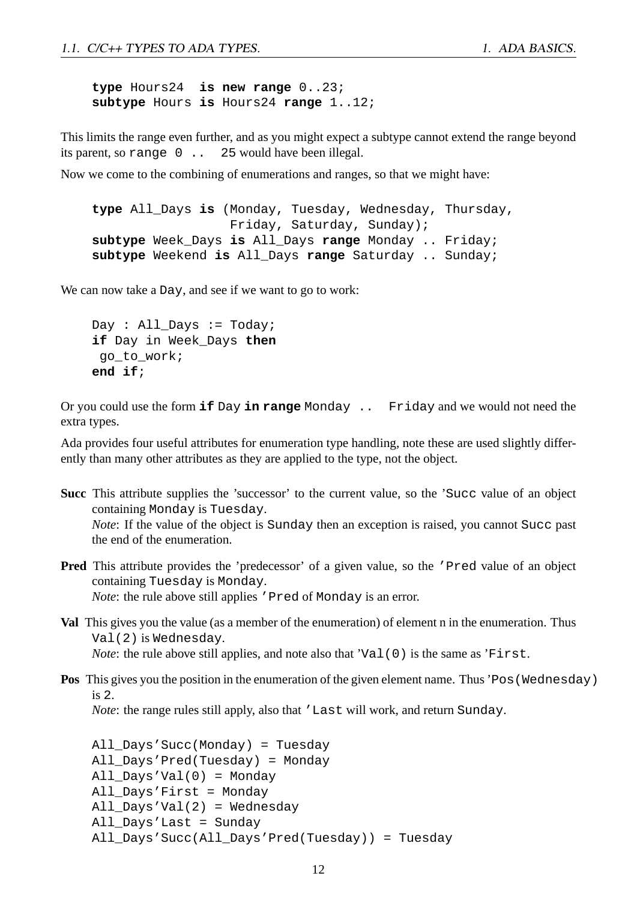```
type Hours24  is new range 0..23;
subtype Hours is Hours24 range 1..12;
```

This limits the range even further, and as you might expect a subtype cannot extend the range beyond its parent, so `range 0 .. 25` would have been illegal.

Now we come to the combining of enumerations and ranges, so that we might have:

```
type All_Days is (Monday, Tuesday, Wednesday, Thursday,
                  Friday, Saturday, Sunday);
subtype Week_Days is All_Days range Monday .. Friday;
subtype Weekend is All_Days range Saturday .. Sunday;
```

We can now take a `Day`, and see if we want to go to work:

```
Day : All_Days := Today;
if Day in Week_Days then
 go_to_work;
end if;
```

Or you could use the form **`if`** `Day` **`in range`** `Monday .. Friday` and we would not need the extra types.

Ada provides four useful attributes for enumeration type handling, note these are used slightly differently than many other attributes as they are applied to the type, not the object.

**Succ** This attribute supplies the 'successor' to the current value, so the '`Succ` value of an object containing `Monday` is `Tuesday`.
*Note*: If the value of the object is `Sunday` then an exception is raised, you cannot `Succ` past the end of the enumeration.

**Pred** This attribute provides the 'predecessor' of a given value, so the `'Pred` value of an object containing `Tuesday` is `Monday`.
*Note*: the rule above still applies `'Pred` of `Monday` is an error.

**Val** This gives you the value (as a member of the enumeration) of element n in the enumeration. Thus `Val(2)` is `Wednesday`.
*Note*: the rule above still applies, and note also that '`Val(0)` is the same as '`First`.

**Pos** This gives you the position in the enumeration of the given element name. Thus '`Pos(Wednesday)` is `2`.
*Note*: the range rules still apply, also that `'Last` will work, and return `Sunday`.

```
All_Days'Succ(Monday) = Tuesday
All_Days'Pred(Tuesday) = Monday
All_Days'Val(0) = Monday
All_Days'First = Monday
All_Days'Val(2) = Wednesday
All_Days'Last = Sunday
All_Days'Succ(All_Days'Pred(Tuesday)) = Tuesday
```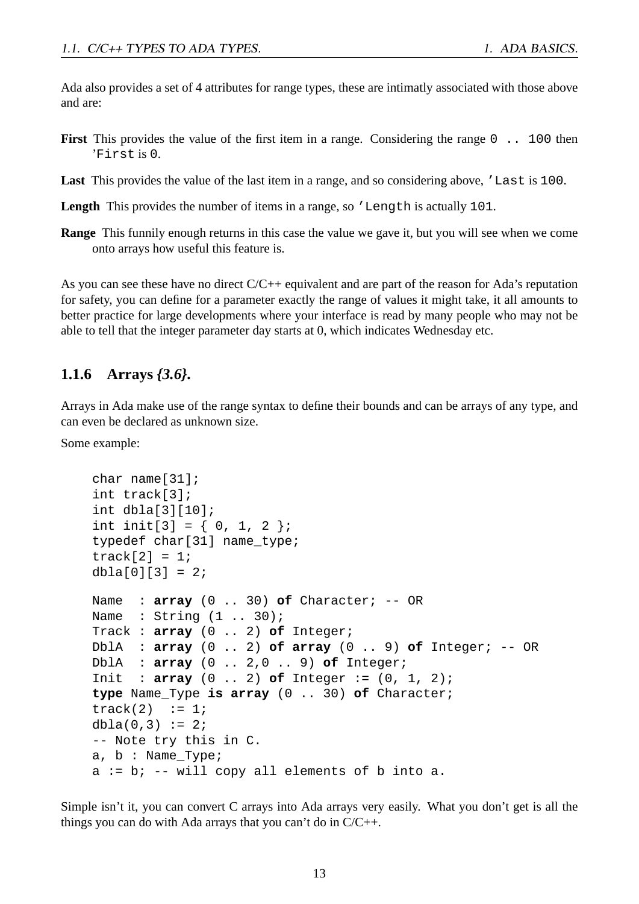Ada also provides a set of 4 attributes for range types, these are intimatly associated with those above and are:

**First** This provides the value of the first item in a range. Considering the range `0 .. 100` then `'First` is `0`.

**Last** This provides the value of the last item in a range, and so considering above, `'Last` is `100`.

**Length** This provides the number of items in a range, so `'Length` is actually `101`.

**Range** This funnily enough returns in this case the value we gave it, but you will see when we come onto arrays how useful this feature is.

As you can see these have no direct C/C++ equivalent and are part of the reason for Ada's reputation for safety, you can define for a parameter exactly the range of values it might take, it all amounts to better practice for large developments where your interface is read by many people who may not be able to tell that the integer parameter day starts at 0, which indicates Wednesday etc.

### 1.1.6 Arrays *{3.6}*.

Arrays in Ada make use of the range syntax to define their bounds and can be arrays of any type, and can even be declared as unknown size.

Some example:

```
char name[31];
int track[3];
int dbla[3][10];
int init[3] = { 0, 1, 2 };
typedef char[31] name_type;
track[2] = 1;
dbla[0][3] = 2;

Name  : array (0 .. 30) of Character; -- OR
Name  : String (1 .. 30);
Track : array (0 .. 2) of Integer;
DblA  : array (0 .. 2) of array (0 .. 9) of Integer; -- OR
DblA  : array (0 .. 2,0 .. 9) of Integer;
Init  : array (0 .. 2) of Integer := (0, 1, 2);
type Name_Type is array (0 .. 30) of Character;
track(2)  := 1;
dbla(0,3) := 2;
-- Note try this in C.
a, b : Name_Type;
a := b; -- will copy all elements of b into a.
```

Simple isn't it, you can convert C arrays into Ada arrays very easily. What you don't get is all the things you can do with Ada arrays that you can't do in C/C++.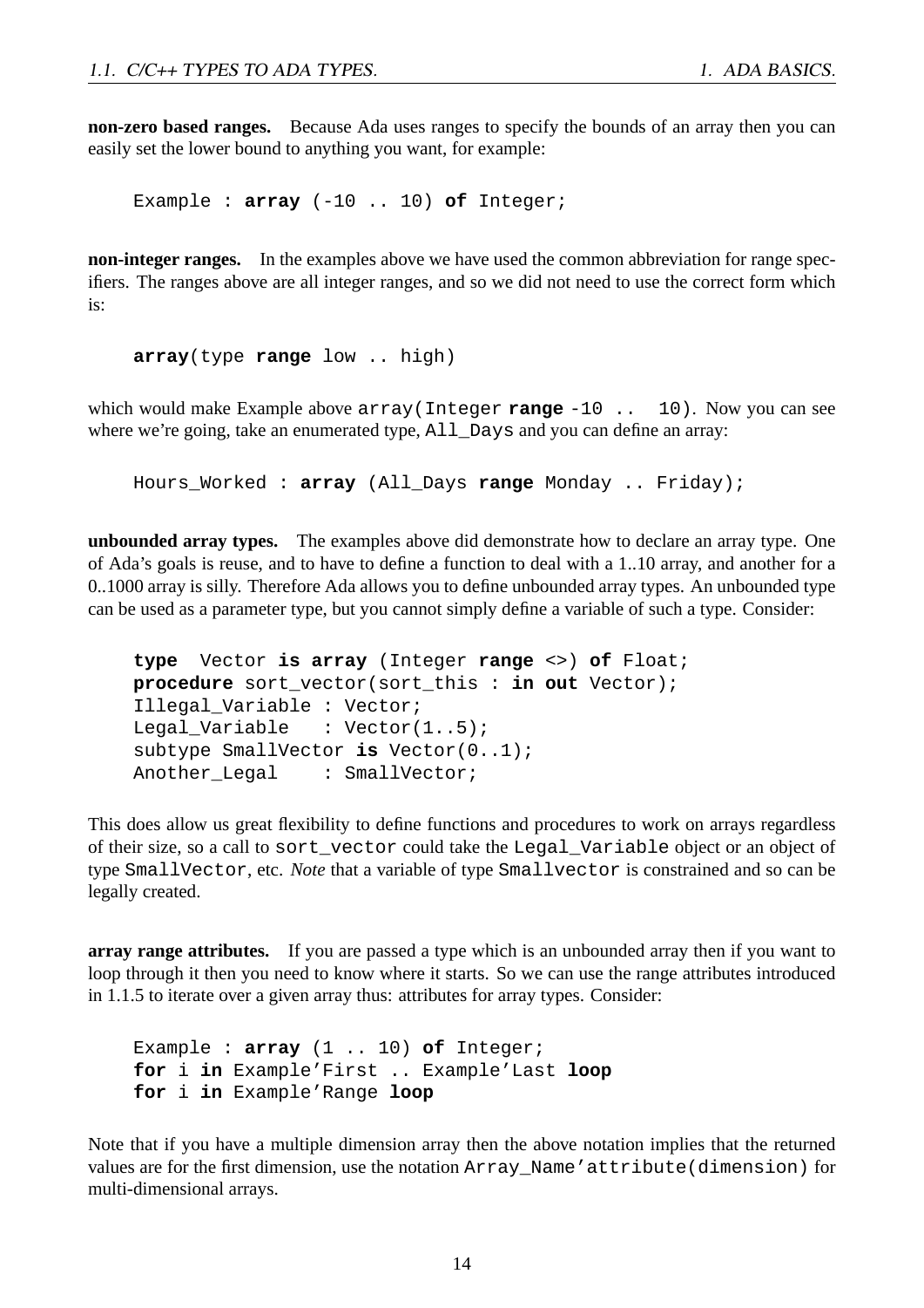**non-zero based ranges.** Because Ada uses ranges to specify the bounds of an array then you can easily set the lower bound to anything you want, for example:

```
Example : array (-10 .. 10) of Integer;
```

**non-integer ranges.** In the examples above we have used the common abbreviation for range specifiers. The ranges above are all integer ranges, and so we did not need to use the correct form which is:

```
array(type range low .. high)
```

which would make Example above `array(Integer range -10 .. 10)`. Now you can see where we're going, take an enumerated type, `All_Days` and you can define an array:

```
Hours_Worked : array (All_Days range Monday .. Friday);
```

**unbounded array types.** The examples above did demonstrate how to declare an array type. One of Ada's goals is reuse, and to have to define a function to deal with a 1..10 array, and another for a 0..1000 array is silly. Therefore Ada allows you to define unbounded array types. An unbounded type can be used as a parameter type, but you cannot simply define a variable of such a type. Consider:

```
type  Vector is array (Integer range <>) of Float;
procedure sort_vector(sort_this : in out Vector);
Illegal_Variable : Vector;
Legal_Variable   : Vector(1..5);
subtype SmallVector is Vector(0..1);
Another_Legal    : SmallVector;
```

This does allow us great flexibility to define functions and procedures to work on arrays regardless of their size, so a call to `sort_vector` could take the `Legal_Variable` object or an object of type `SmallVector`, etc. *Note* that a variable of type `Smallvector` is constrained and so can be legally created.

**array range attributes.** If you are passed a type which is an unbounded array then if you want to loop through it then you need to know where it starts. So we can use the range attributes introduced in 1.1.5 to iterate over a given array thus: attributes for array types. Consider:

```
Example : array (1 .. 10) of Integer;
for i in Example'First .. Example'Last loop
for i in Example'Range loop
```

Note that if you have a multiple dimension array then the above notation implies that the returned values are for the first dimension, use the notation `Array_Name'attribute(dimension)` for multi-dimensional arrays.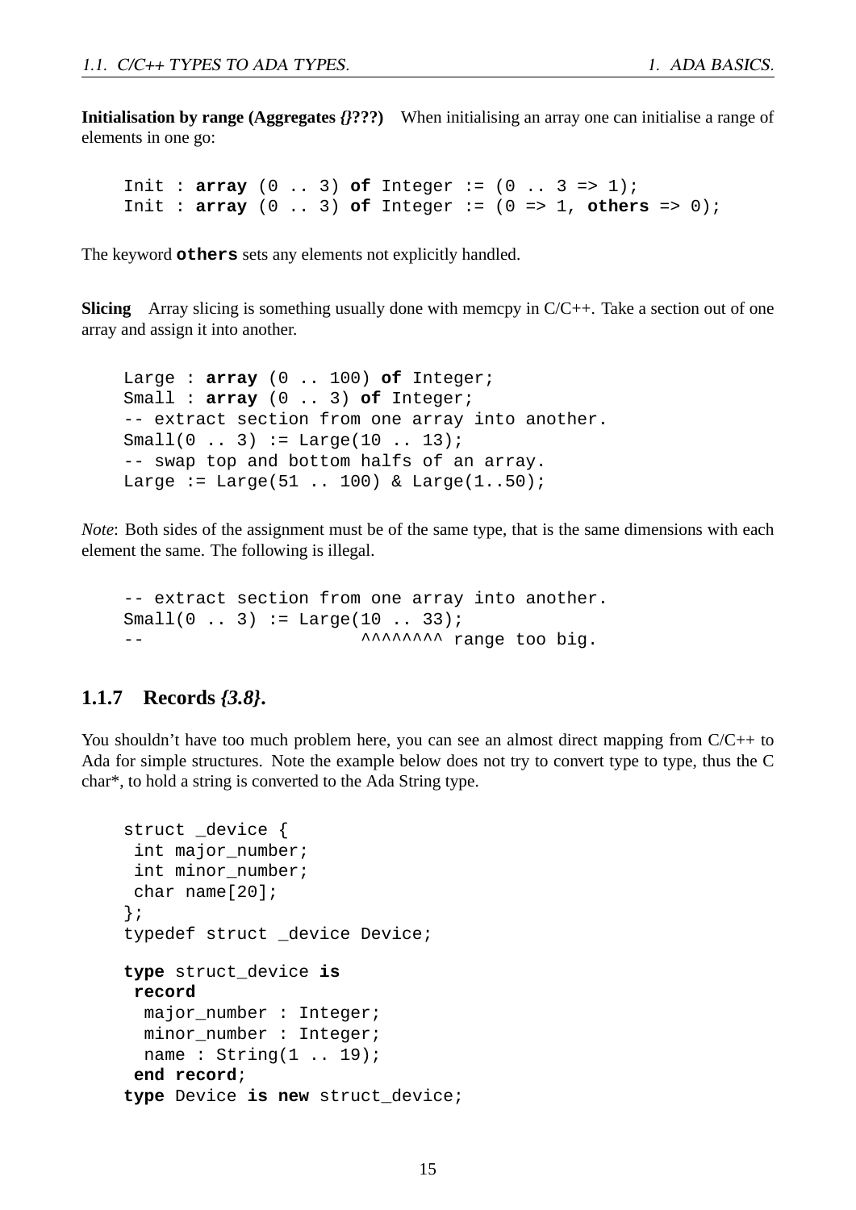**Initialisation by range (Aggregates *{}???*)** When initialising an array one can initialise a range of elements in one go:

```
Init : array (0 .. 3) of Integer := (0 .. 3 => 1);
Init : array (0 .. 3) of Integer := (0 => 1, others => 0);
```

The keyword **`others`** sets any elements not explicitly handled.

**Slicing** Array slicing is something usually done with memcpy in C/C++. Take a section out of one array and assign it into another.

```
Large : array (0 .. 100) of Integer;
Small : array (0 .. 3) of Integer;
-- extract section from one array into another.
Small(0 .. 3) := Large(10 .. 13);
-- swap top and bottom halfs of an array.
Large := Large(51 .. 100) & Large(1..50);
```

*Note*: Both sides of the assignment must be of the same type, that is the same dimensions with each element the same. The following is illegal.

```
-- extract section from one array into another.
Small(0 .. 3) := Large(10 .. 33);
--                     ^^^^^^^^ range too big.
```

### 1.1.7 Records *{3.8}*.

You shouldn't have too much problem here, you can see an almost direct mapping from C/C++ to Ada for simple structures. Note the example below does not try to convert type to type, thus the C char*, to hold a string is converted to the Ada String type.

```
struct _device {
 int major_number;
 int minor_number;
 char name[20];
};
typedef struct _device Device;

type struct_device is
 record
  major_number : Integer;
  minor_number : Integer;
  name : String(1 .. 19);
 end record;
type Device is new struct_device;
```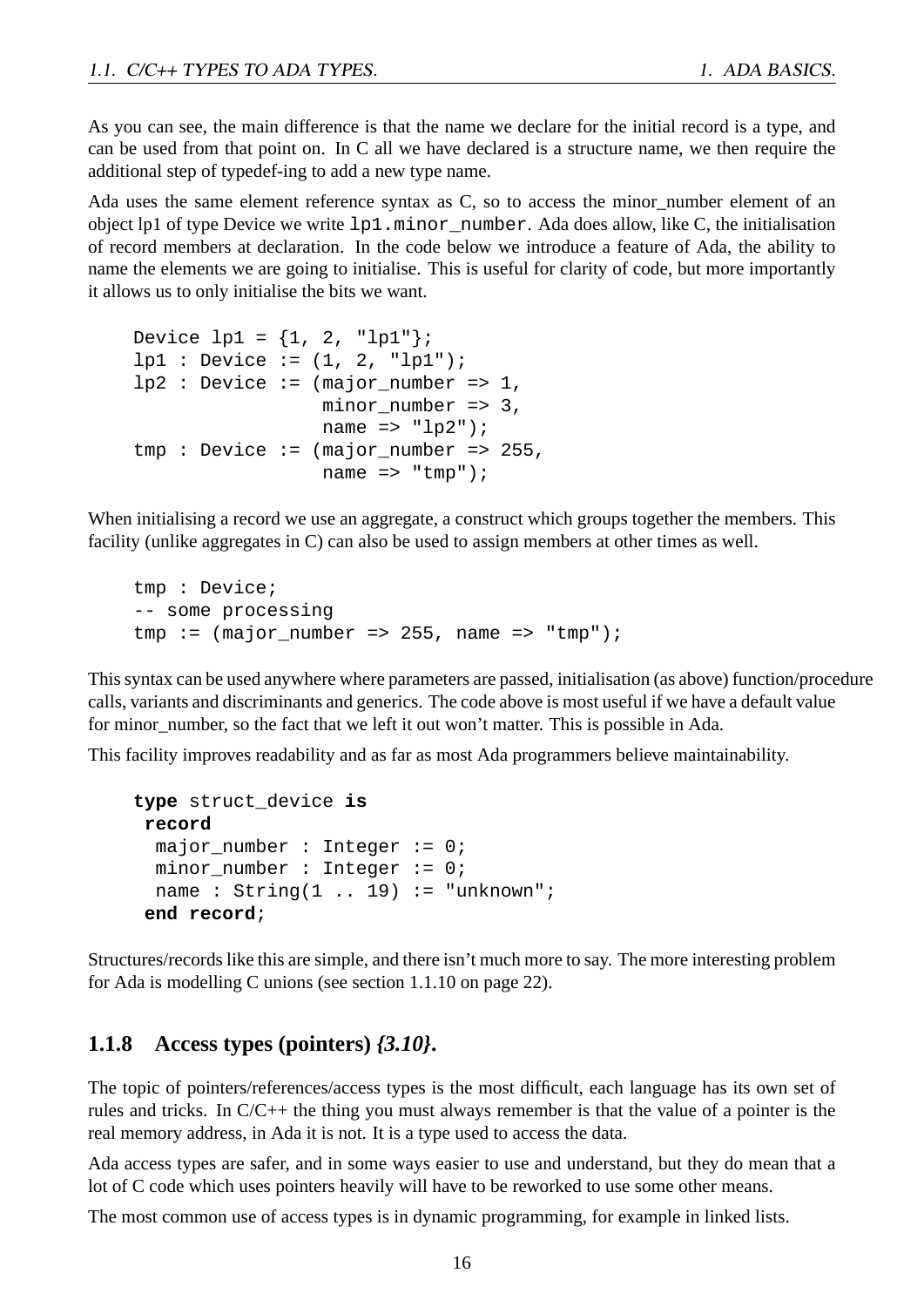As you can see, the main difference is that the name we declare for the initial record is a type, and can be used from that point on. In C all we have declared is a structure name, we then require the additional step of typedef-ing to add a new type name.

Ada uses the same element reference syntax as C, so to access the minor_number element of an object lp1 of type Device we write `lp1.minor_number`. Ada does allow, like C, the initialisation of record members at declaration. In the code below we introduce a feature of Ada, the ability to name the elements we are going to initialise. This is useful for clarity of code, but more importantly it allows us to only initialise the bits we want.

```
Device lp1 = {1, 2, "lp1"};
lp1 : Device := (1, 2, "lp1");
lp2 : Device := (major_number => 1,
                 minor_number => 3,
                 name => "lp2");
tmp : Device := (major_number => 255,
                 name => "tmp");
```

When initialising a record we use an aggregate, a construct which groups together the members. This facility (unlike aggregates in C) can also be used to assign members at other times as well.

```
tmp : Device;
-- some processing
tmp := (major_number => 255, name => "tmp");
```

This syntax can be used anywhere where parameters are passed, initialisation (as above) function/procedure calls, variants and discriminants and generics. The code above is most useful if we have a default value for minor_number, so the fact that we left it out won't matter. This is possible in Ada.

This facility improves readability and as far as most Ada programmers believe maintainability.

```
type struct_device is
 record
  major_number : Integer := 0;
  minor_number : Integer := 0;
  name : String(1 .. 19) := "unknown";
 end record;
```

Structures/records like this are simple, and there isn't much more to say. The more interesting problem for Ada is modelling C unions (see section 1.1.10 on page 22).

### 1.1.8 Access types (pointers) *{3.10}*.

The topic of pointers/references/access types is the most difficult, each language has its own set of rules and tricks. In C/C++ the thing you must always remember is that the value of a pointer is the real memory address, in Ada it is not. It is a type used to access the data.

Ada access types are safer, and in some ways easier to use and understand, but they do mean that a lot of C code which uses pointers heavily will have to be reworked to use some other means.

The most common use of access types is in dynamic programming, for example in linked lists.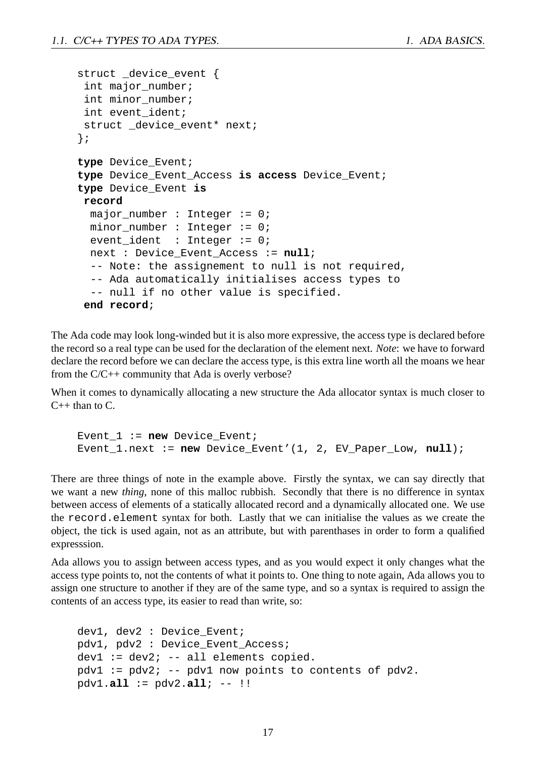```
struct _device_event {
 int major_number;
 int minor_number;
 int event_ident;
 struct _device_event* next;
};
```

```
type Device_Event;
type Device_Event_Access is access Device_Event;
type Device_Event is
 record
  major_number : Integer := 0;
  minor_number : Integer := 0;
  event_ident  : Integer := 0;
  next : Device_Event_Access := null;
  -- Note: the assignement to null is not required,
  -- Ada automatically initialises access types to
  -- null if no other value is specified.
 end record;
```

The Ada code may look long-winded but it is also more expressive, the access type is declared before the record so a real type can be used for the declaration of the element next. *Note*: we have to forward declare the record before we can declare the access type, is this extra line worth all the moans we hear from the C/C++ community that Ada is overly verbose?

When it comes to dynamically allocating a new structure the Ada allocator syntax is much closer to C++ than to C.

```
Event_1 := new Device_Event;
Event_1.next := new Device_Event'(1, 2, EV_Paper_Low, null);
```

There are three things of note in the example above. Firstly the syntax, we can say directly that we want a new *thing*, none of this malloc rubbish. Secondly that there is no difference in syntax between access of elements of a statically allocated record and a dynamically allocated one. We use the `record.element` syntax for both. Lastly that we can initialise the values as we create the object, the tick is used again, not as an attribute, but with parenthases in order to form a qualified expresssion.

Ada allows you to assign between access types, and as you would expect it only changes what the access type points to, not the contents of what it points to. One thing to note again, Ada allows you to assign one structure to another if they are of the same type, and so a syntax is required to assign the contents of an access type, its easier to read than write, so:

```
dev1, dev2 : Device_Event;
pdv1, pdv2 : Device_Event_Access;
dev1 := dev2; -- all elements copied.
pdv1 := pdv2; -- pdv1 now points to contents of pdv2.
pdv1.all := pdv2.all; -- !!
```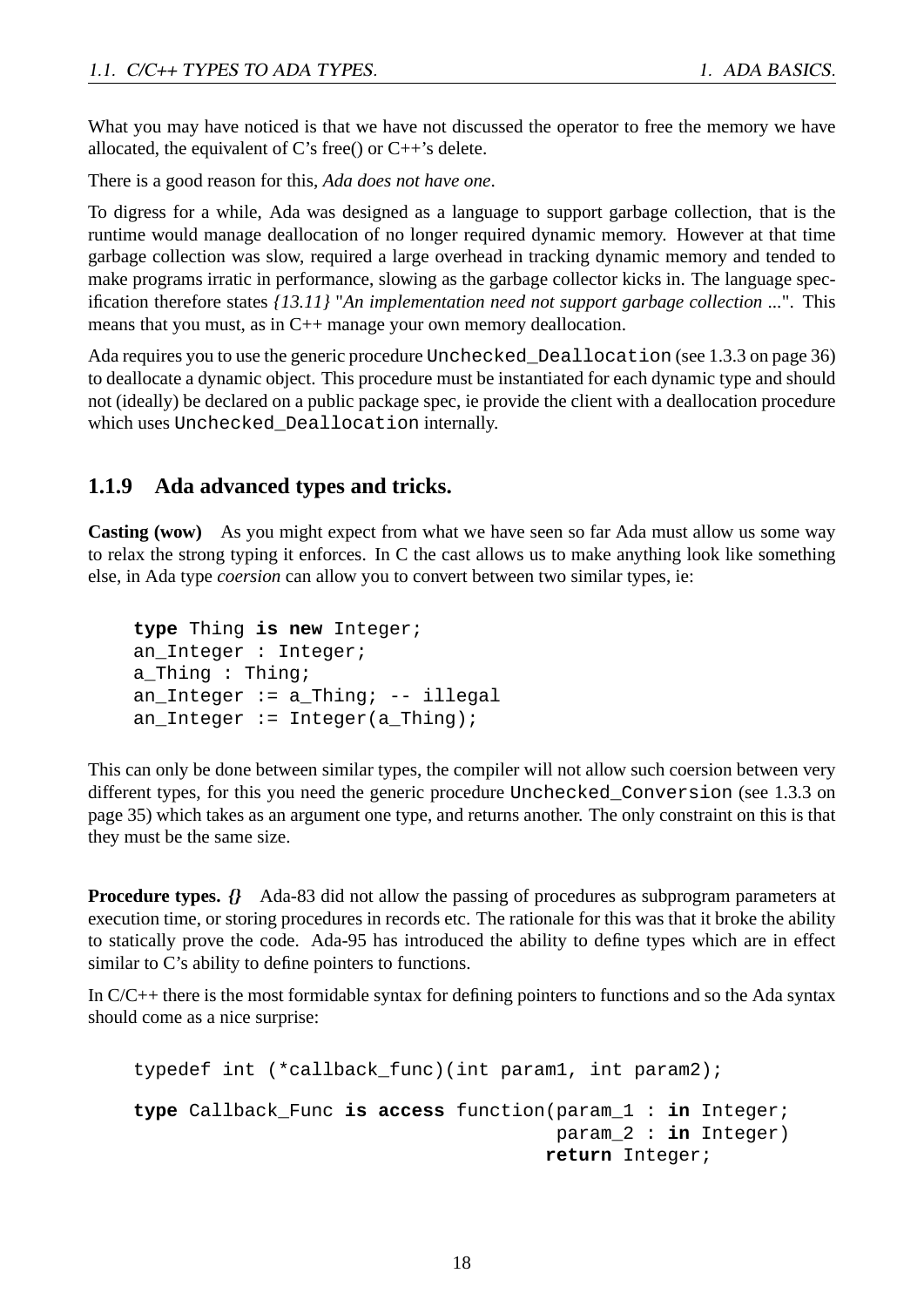What you may have noticed is that we have not discussed the operator to free the memory we have allocated, the equivalent of C's free() or C++'s delete.

There is a good reason for this, *Ada does not have one*.

To digress for a while, Ada was designed as a language to support garbage collection, that is the runtime would manage deallocation of no longer required dynamic memory. However at that time garbage collection was slow, required a large overhead in tracking dynamic memory and tended to make programs irratic in performance, slowing as the garbage collector kicks in. The language specification therefore states *{13.11}* "*An implementation need not support garbage collection ...*". This means that you must, as in C++ manage your own memory deallocation.

Ada requires you to use the generic procedure `Unchecked_Deallocation` (see 1.3.3 on page 36) to deallocate a dynamic object. This procedure must be instantiated for each dynamic type and should not (ideally) be declared on a public package spec, ie provide the client with a deallocation procedure which uses `Unchecked_Deallocation` internally.

### 1.1.9 Ada advanced types and tricks.

**Casting (wow)** As you might expect from what we have seen so far Ada must allow us some way to relax the strong typing it enforces. In C the cast allows us to make anything look like something else, in Ada type *coersion* can allow you to convert between two similar types, ie:

```
type Thing is new Integer;
an_Integer : Integer;
a_Thing : Thing;
an_Integer := a_Thing; -- illegal
an_Integer := Integer(a_Thing);
```

This can only be done between similar types, the compiler will not allow such coersion between very different types, for this you need the generic procedure `Unchecked_Conversion` (see 1.3.3 on page 35) which takes as an argument one type, and returns another. The only constraint on this is that they must be the same size.

**Procedure types.** *{}* Ada-83 did not allow the passing of procedures as subprogram parameters at execution time, or storing procedures in records etc. The rationale for this was that it broke the ability to statically prove the code. Ada-95 has introduced the ability to define types which are in effect similar to C's ability to define pointers to functions.

In C/C++ there is the most formidable syntax for defining pointers to functions and so the Ada syntax should come as a nice surprise:

```
typedef int (*callback_func)(int param1, int param2);

type Callback_Func is access function(param_1 : in Integer;
                                       param_2 : in Integer)
                                      return Integer;
```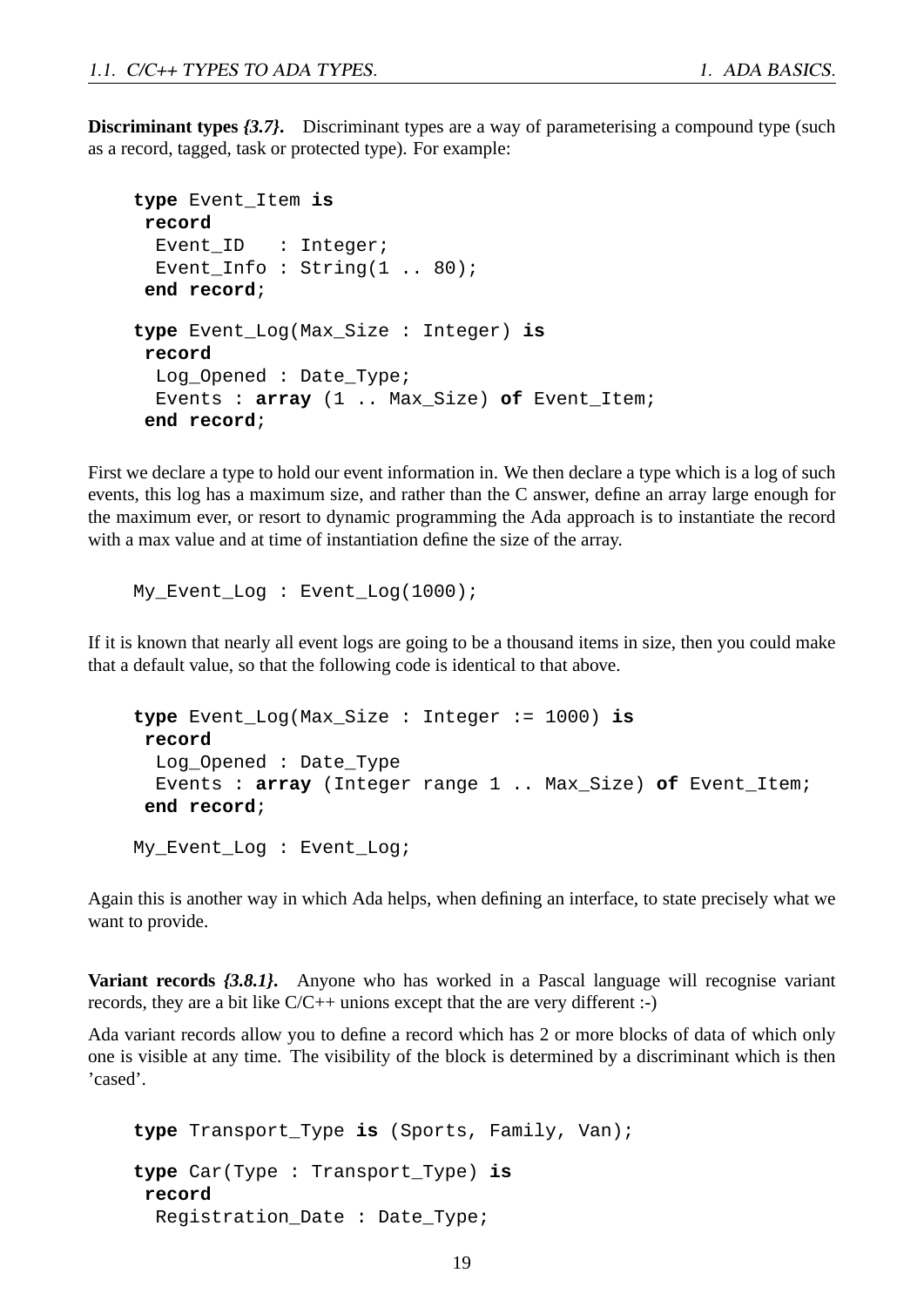**Discriminant types *{3.7}*.** Discriminant types are a way of parameterising a compound type (such as a record, tagged, task or protected type). For example:

```
type Event_Item is
 record
  Event_ID   : Integer;
  Event_Info : String(1 .. 80);
 end record;

type Event_Log(Max_Size : Integer) is
 record
  Log_Opened : Date_Type;
  Events : array (1 .. Max_Size) of Event_Item;
 end record;
```

First we declare a type to hold our event information in. We then declare a type which is a log of such events, this log has a maximum size, and rather than the C answer, define an array large enough for the maximum ever, or resort to dynamic programming the Ada approach is to instantiate the record with a max value and at time of instantiation define the size of the array.

```
My_Event_Log : Event_Log(1000);
```

If it is known that nearly all event logs are going to be a thousand items in size, then you could make that a default value, so that the following code is identical to that above.

```
type Event_Log(Max_Size : Integer := 1000) is
 record
  Log_Opened : Date_Type
  Events : array (Integer range 1 .. Max_Size) of Event_Item;
 end record;

My_Event_Log : Event_Log;
```

Again this is another way in which Ada helps, when defining an interface, to state precisely what we want to provide.

**Variant records *{3.8.1}*.** Anyone who has worked in a Pascal language will recognise variant records, they are a bit like C/C++ unions except that the are very different :-)

Ada variant records allow you to define a record which has 2 or more blocks of data of which only one is visible at any time. The visibility of the block is determined by a discriminant which is then 'cased'.

```
type Transport_Type is (Sports, Family, Van);

type Car(Type : Transport_Type) is
 record
  Registration_Date : Date_Type;
```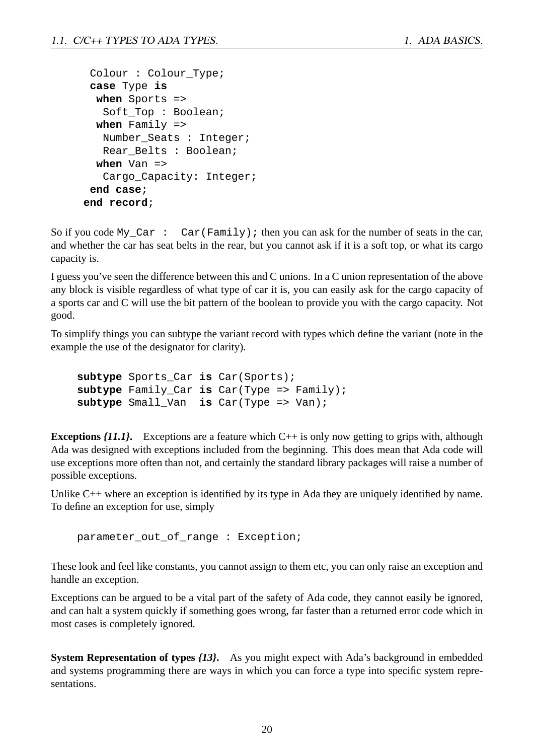```
      Colour : Colour_Type;
      case Type is
       when Sports =>
        Soft_Top : Boolean;
       when Family =>
        Number_Seats : Integer;
        Rear_Belts : Boolean;
       when Van =>
        Cargo_Capacity: Integer;
      end case;
     end record;
```

So if you code `My_Car :  Car(Family);` then you can ask for the number of seats in the car, and whether the car has seat belts in the rear, but you cannot ask if it is a soft top, or what its cargo capacity is.

I guess you've seen the difference between this and C unions. In a C union representation of the above any block is visible regardless of what type of car it is, you can easily ask for the cargo capacity of a sports car and C will use the bit pattern of the boolean to provide you with the cargo capacity. Not good.

To simplify things you can subtype the variant record with types which define the variant (note in the example the use of the designator for clarity).

```
subtype Sports_Car is Car(Sports);
subtype Family_Car is Car(Type => Family);
subtype Small_Van  is Car(Type => Van);
```

**Exceptions *{11.1}*.** Exceptions are a feature which C++ is only now getting to grips with, although Ada was designed with exceptions included from the beginning. This does mean that Ada code will use exceptions more often than not, and certainly the standard library packages will raise a number of possible exceptions.

Unlike C++ where an exception is identified by its type in Ada they are uniquely identified by name. To define an exception for use, simply

```
parameter_out_of_range : Exception;
```

These look and feel like constants, you cannot assign to them etc, you can only raise an exception and handle an exception.

Exceptions can be argued to be a vital part of the safety of Ada code, they cannot easily be ignored, and can halt a system quickly if something goes wrong, far faster than a returned error code which in most cases is completely ignored.

**System Representation of types *{13}*.** As you might expect with Ada's background in embedded and systems programming there are ways in which you can force a type into specific system representations.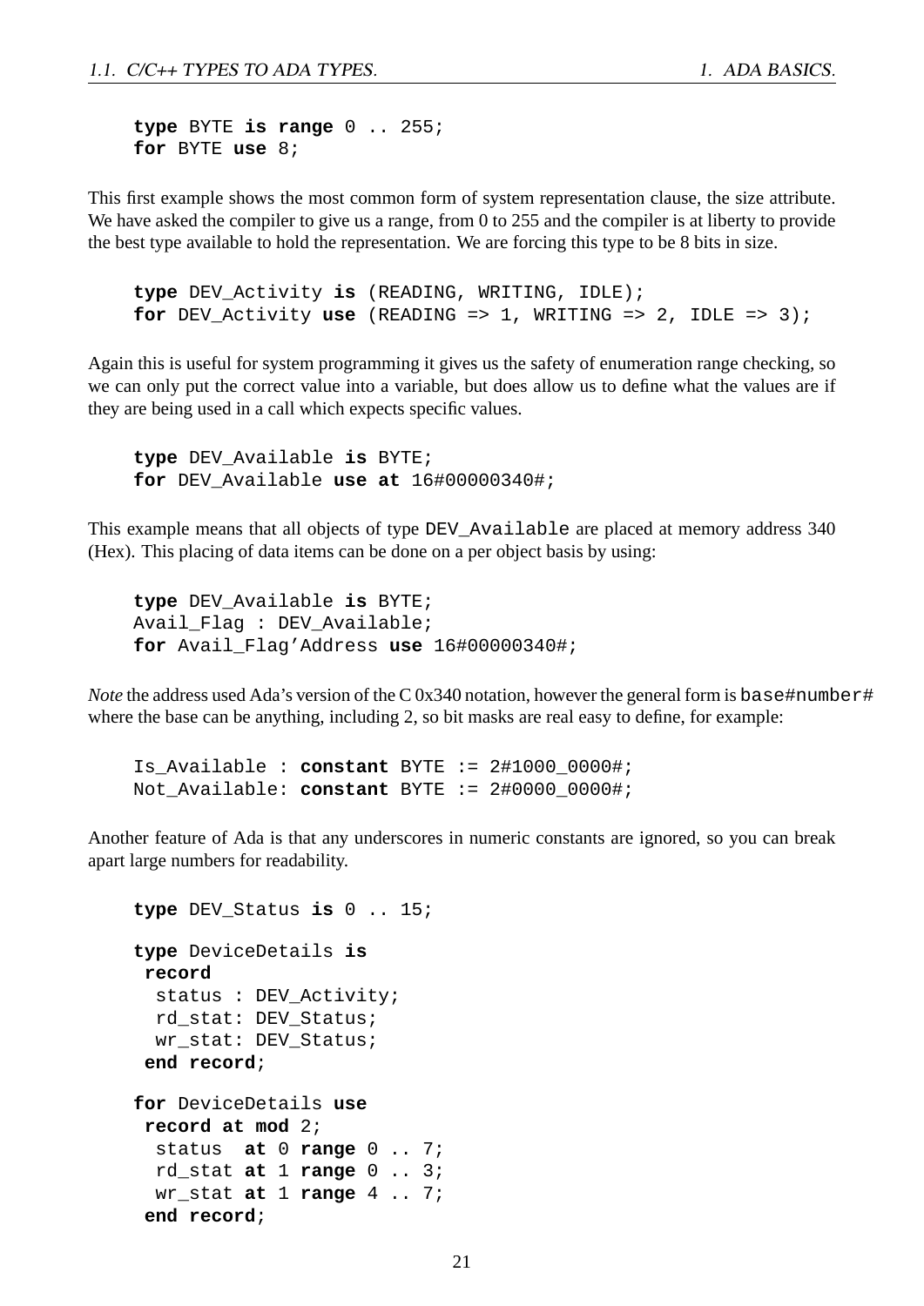```
type BYTE is range 0 .. 255;
for BYTE use 8;
```

This first example shows the most common form of system representation clause, the size attribute. We have asked the compiler to give us a range, from 0 to 255 and the compiler is at liberty to provide the best type available to hold the representation. We are forcing this type to be 8 bits in size.

```
type DEV_Activity is (READING, WRITING, IDLE);
for DEV_Activity use (READING => 1, WRITING => 2, IDLE => 3);
```

Again this is useful for system programming it gives us the safety of enumeration range checking, so we can only put the correct value into a variable, but does allow us to define what the values are if they are being used in a call which expects specific values.

```
type DEV_Available is BYTE;
for DEV_Available use at 16#00000340#;
```

This example means that all objects of type `DEV_Available` are placed at memory address 340 (Hex). This placing of data items can be done on a per object basis by using:

```
type DEV_Available is BYTE;
Avail_Flag : DEV_Available;
for Avail_Flag'Address use 16#00000340#;
```

*Note* the address used Ada's version of the C 0x340 notation, however the general form is `base#number#` where the base can be anything, including 2, so bit masks are real easy to define, for example:

```
Is_Available : constant BYTE := 2#1000_0000#;
Not_Available: constant BYTE := 2#0000_0000#;
```

Another feature of Ada is that any underscores in numeric constants are ignored, so you can break apart large numbers for readability.

```
type DEV_Status is 0 .. 15;

type DeviceDetails is
 record
  status : DEV_Activity;
  rd_stat: DEV_Status;
  wr_stat: DEV_Status;
 end record;

for DeviceDetails use
 record at mod 2;
  status  at 0 range 0 .. 7;
  rd_stat at 1 range 0 .. 3;
  wr_stat at 1 range 4 .. 7;
 end record;
```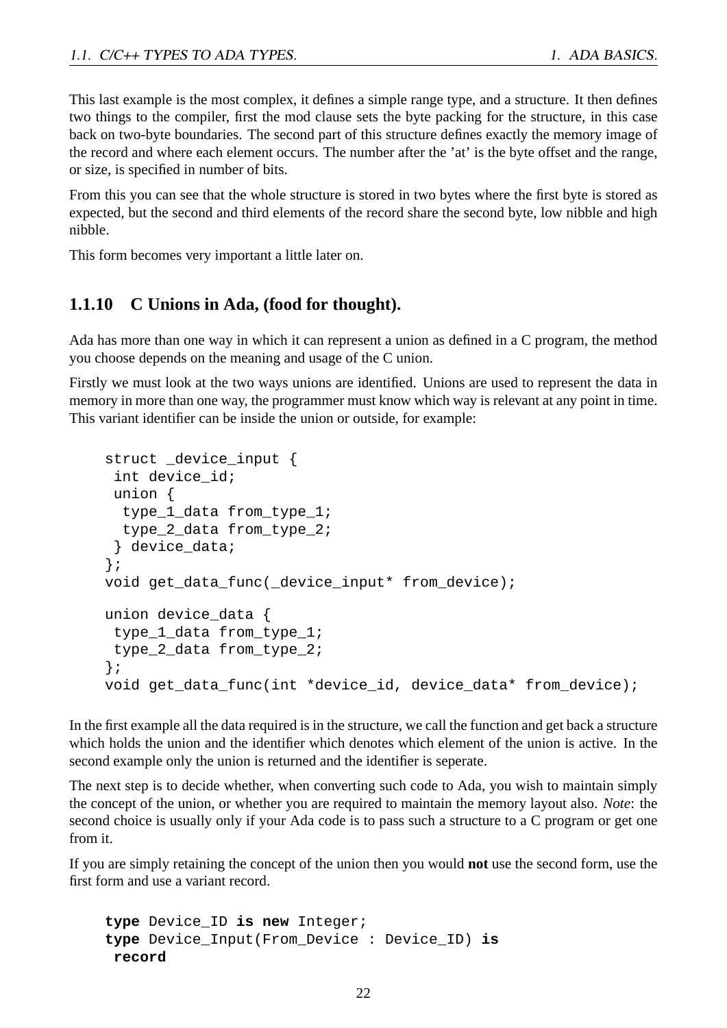This last example is the most complex, it defines a simple range type, and a structure. It then defines two things to the compiler, first the mod clause sets the byte packing for the structure, in this case back on two-byte boundaries. The second part of this structure defines exactly the memory image of the record and where each element occurs. The number after the 'at' is the byte offset and the range, or size, is specified in number of bits.

From this you can see that the whole structure is stored in two bytes where the first byte is stored as expected, but the second and third elements of the record share the second byte, low nibble and high nibble.

This form becomes very important a little later on.

### 1.1.10 C Unions in Ada, (food for thought).

Ada has more than one way in which it can represent a union as defined in a C program, the method you choose depends on the meaning and usage of the C union.

Firstly we must look at the two ways unions are identified. Unions are used to represent the data in memory in more than one way, the programmer must know which way is relevant at any point in time. This variant identifier can be inside the union or outside, for example:

```
struct _device_input {
 int device_id;
 union {
  type_1_data from_type_1;
  type_2_data from_type_2;
 } device_data;
};
void get_data_func(_device_input* from_device);

union device_data {
 type_1_data from_type_1;
 type_2_data from_type_2;
};
void get_data_func(int *device_id, device_data* from_device);
```

In the first example all the data required is in the structure, we call the function and get back a structure which holds the union and the identifier which denotes which element of the union is active. In the second example only the union is returned and the identifier is seperate.

The next step is to decide whether, when converting such code to Ada, you wish to maintain simply the concept of the union, or whether you are required to maintain the memory layout also. *Note*: the second choice is usually only if your Ada code is to pass such a structure to a C program or get one from it.

If you are simply retaining the concept of the union then you would **not** use the second form, use the first form and use a variant record.

```
type Device_ID is new Integer;
type Device_Input(From_Device : Device_ID) is
 record
```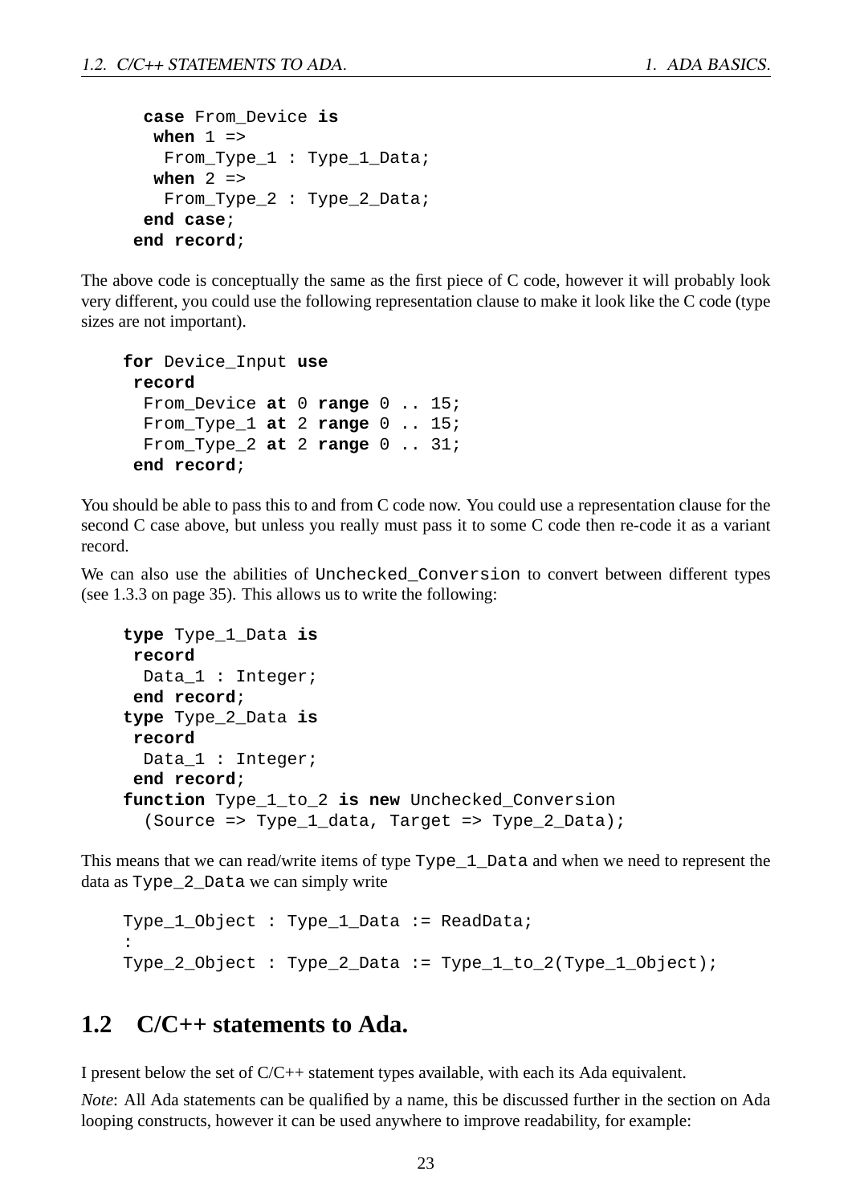```
  case From_Device is
   when 1 =>
    From_Type_1 : Type_1_Data;
   when 2 =>
    From_Type_2 : Type_2_Data;
  end case;
 end record;
```

The above code is conceptually the same as the first piece of C code, however it will probably look very different, you could use the following representation clause to make it look like the C code (type sizes are not important).

```
for Device_Input use
 record
  From_Device at 0 range 0 .. 15;
  From_Type_1 at 2 range 0 .. 15;
  From_Type_2 at 2 range 0 .. 31;
 end record;
```

You should be able to pass this to and from C code now. You could use a representation clause for the second C case above, but unless you really must pass it to some C code then re-code it as a variant record.

We can also use the abilities of `Unchecked_Conversion` to convert between different types (see 1.3.3 on page 35). This allows us to write the following:

```
type Type_1_Data is
 record
  Data_1 : Integer;
 end record;
type Type_2_Data is
 record
  Data_1 : Integer;
 end record;
function Type_1_to_2 is new Unchecked_Conversion
  (Source => Type_1_data, Target => Type_2_Data);
```

This means that we can read/write items of type `Type_1_Data` and when we need to represent the data as `Type_2_Data` we can simply write

```
Type_1_Object : Type_1_Data := ReadData;
:
Type_2_Object : Type_2_Data := Type_1_to_2(Type_1_Object);
```

## 1.2 C/C++ statements to Ada.

I present below the set of C/C++ statement types available, with each its Ada equivalent.

*Note*: All Ada statements can be qualified by a name, this be discussed further in the section on Ada looping constructs, however it can be used anywhere to improve readability, for example: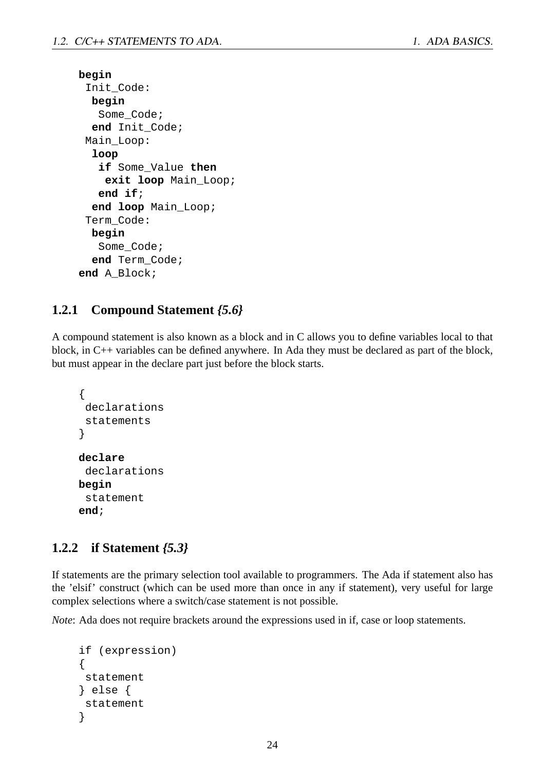```
begin
 Init_Code:
  begin
   Some_Code;
  end Init_Code;
 Main_Loop:
  loop
   if Some_Value then
    exit loop Main_Loop;
   end if;
  end loop Main_Loop;
 Term_Code:
  begin
   Some_Code;
  end Term_Code;
end A_Block;
```

### 1.2.1 Compound Statement *{5.6}*

A compound statement is also known as a block and in C allows you to define variables local to that block, in C++ variables can be defined anywhere. In Ada they must be declared as part of the block, but must appear in the declare part just before the block starts.

```
{
 declarations
 statements
}
```

```
declare
 declarations
begin
 statement
end;
```

### 1.2.2 if Statement *{5.3}*

If statements are the primary selection tool available to programmers. The Ada if statement also has the 'elsif' construct (which can be used more than once in any if statement), very useful for large complex selections where a switch/case statement is not possible.

*Note*: Ada does not require brackets around the expressions used in if, case or loop statements.

```
if (expression)
{
 statement
} else {
 statement
}
```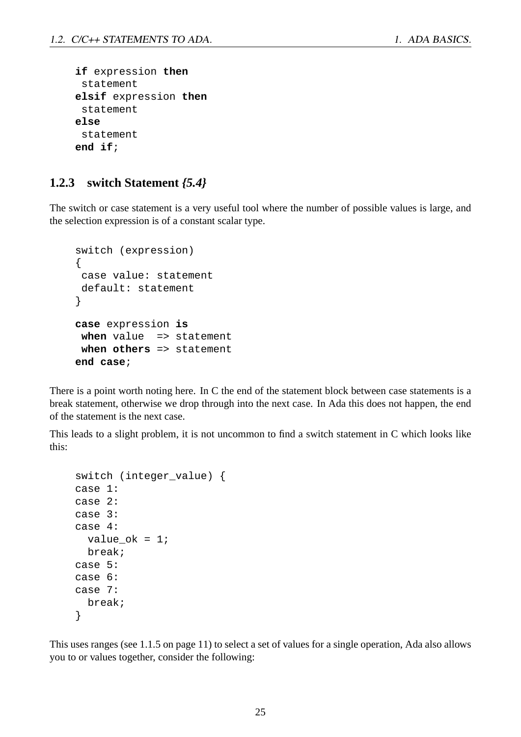```
if expression then
 statement
elsif expression then
 statement
else
 statement
end if;
```

### 1.2.3 switch Statement *{5.4}*

The switch or case statement is a very useful tool where the number of possible values is large, and the selection expression is of a constant scalar type.

```
switch (expression)
{
 case value: statement
 default: statement
}

case expression is
 when value  => statement
 when others => statement
end case;
```

There is a point worth noting here. In C the end of the statement block between case statements is a break statement, otherwise we drop through into the next case. In Ada this does not happen, the end of the statement is the next case.

This leads to a slight problem, it is not uncommon to find a switch statement in C which looks like this:

```
switch (integer_value) {
case 1:
case 2:
case 3:
case 4:
  value_ok = 1;
  break;
case 5:
case 6:
case 7:
  break;
}
```

This uses ranges (see 1.1.5 on page 11) to select a set of values for a single operation, Ada also allows you to or values together, consider the following: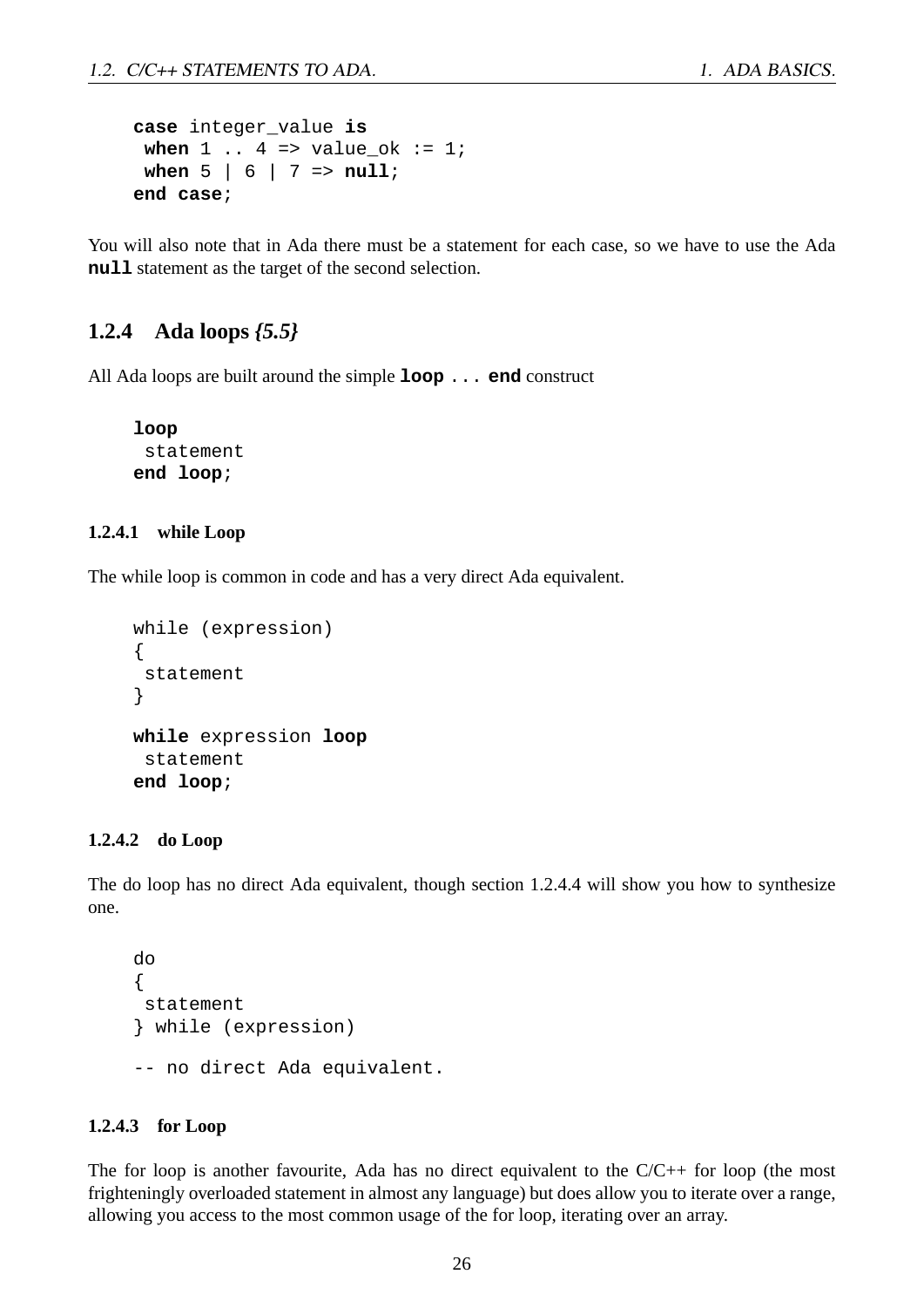```
case integer_value is
 when 1 .. 4 => value_ok := 1;
 when 5 | 6 | 7 => null;
end case;
```

You will also note that in Ada there must be a statement for each case, so we have to use the Ada **null** statement as the target of the second selection.

### 1.2.4 Ada loops *{5.5}*

All Ada loops are built around the simple **loop** ... **end** construct

```
loop
 statement
end loop;
```

#### 1.2.4.1 while Loop

The while loop is common in code and has a very direct Ada equivalent.

```
while (expression)
{
 statement
}
```

```
while expression loop
 statement
end loop;
```

#### 1.2.4.2 do Loop

The do loop has no direct Ada equivalent, though section 1.2.4.4 will show you how to synthesize one.

```
do
{
 statement
} while (expression)
```

```
-- no direct Ada equivalent.
```

#### 1.2.4.3 for Loop

The for loop is another favourite, Ada has no direct equivalent to the C/C++ for loop (the most frighteningly overloaded statement in almost any language) but does allow you to iterate over a range, allowing you access to the most common usage of the for loop, iterating over an array.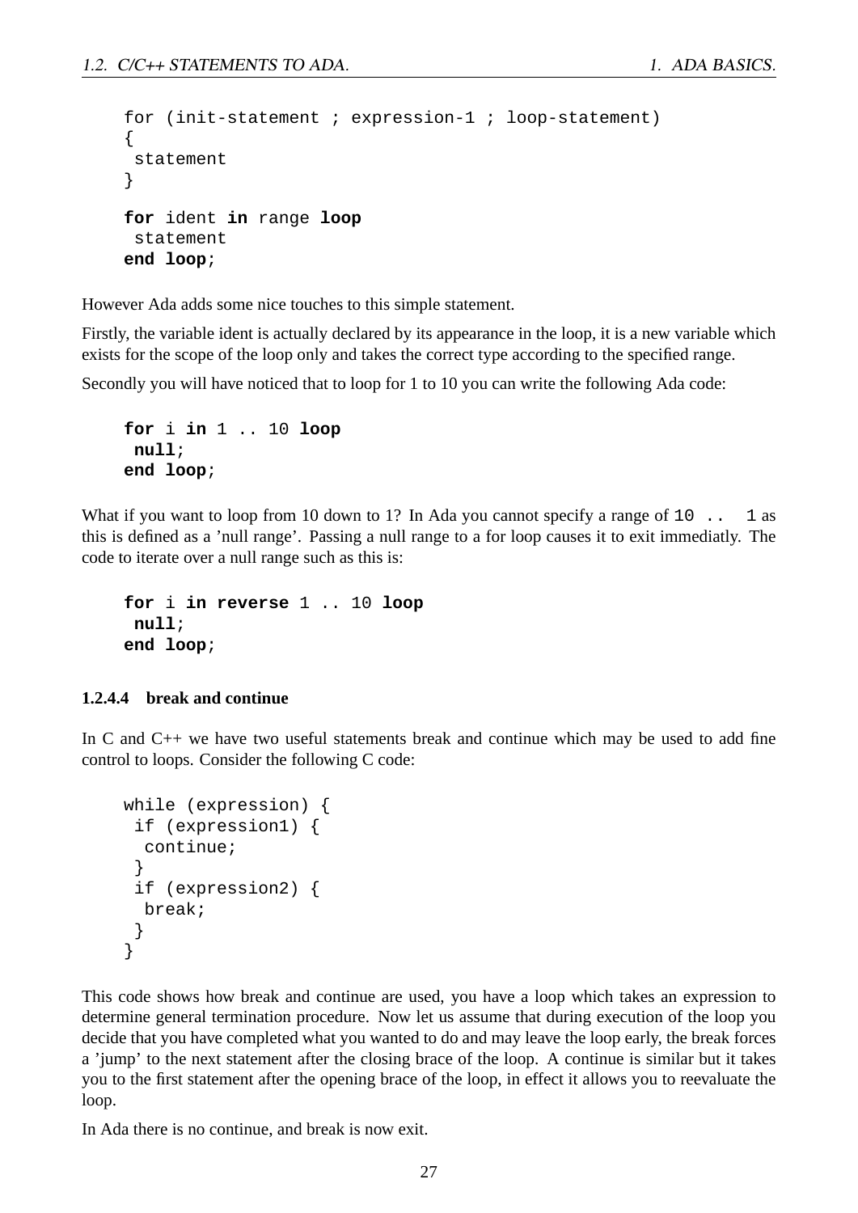```
for (init-statement ; expression-1 ; loop-statement)
{
 statement
}

for ident in range loop
 statement
end loop;
```

However Ada adds some nice touches to this simple statement.

Firstly, the variable ident is actually declared by its appearance in the loop, it is a new variable which exists for the scope of the loop only and takes the correct type according to the specified range.

Secondly you will have noticed that to loop for 1 to 10 you can write the following Ada code:

```
for i in 1 .. 10 loop
 null;
end loop;
```

What if you want to loop from 10 down to 1? In Ada you cannot specify a range of `10 .. 1` as this is defined as a 'null range'. Passing a null range to a for loop causes it to exit immediatly. The code to iterate over a null range such as this is:

```
for i in reverse 1 .. 10 loop
 null;
end loop;
```

#### 1.2.4.4 break and continue

In C and C++ we have two useful statements break and continue which may be used to add fine control to loops. Consider the following C code:

```
while (expression) {
 if (expression1) {
  continue;
 }
 if (expression2) {
  break;
 }
}
```

This code shows how break and continue are used, you have a loop which takes an expression to determine general termination procedure. Now let us assume that during execution of the loop you decide that you have completed what you wanted to do and may leave the loop early, the break forces a 'jump' to the next statement after the closing brace of the loop. A continue is similar but it takes you to the first statement after the opening brace of the loop, in effect it allows you to reevaluate the loop.

In Ada there is no continue, and break is now exit.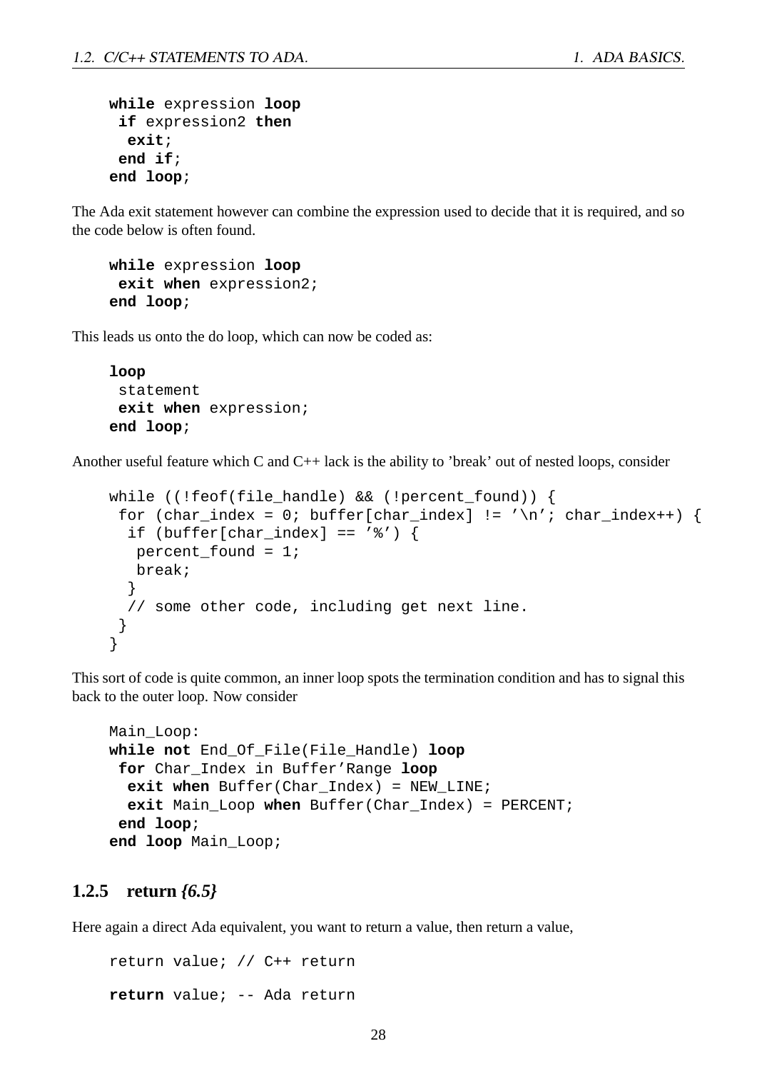```
while expression loop
 if expression2 then
  exit;
 end if;
end loop;
```

The Ada exit statement however can combine the expression used to decide that it is required, and so the code below is often found.

```
while expression loop
 exit when expression2;
end loop;
```

This leads us onto the do loop, which can now be coded as:

```
loop
 statement
 exit when expression;
end loop;
```

Another useful feature which C and C++ lack is the ability to 'break' out of nested loops, consider

```
while ((!feof(file_handle) && (!percent_found)) {
 for (char_index = 0; buffer[char_index] != '\n'; char_index++) {
  if (buffer[char_index] == '%') {
   percent_found = 1;
   break;
  }
  // some other code, including get next line.
 }
}
```

This sort of code is quite common, an inner loop spots the termination condition and has to signal this back to the outer loop. Now consider

```
Main_Loop:
while not End_Of_File(File_Handle) loop
 for Char_Index in Buffer'Range loop
  exit when Buffer(Char_Index) = NEW_LINE;
  exit Main_Loop when Buffer(Char_Index) = PERCENT;
 end loop;
end loop Main_Loop;
```

### 1.2.5 return *{6.5}*

Here again a direct Ada equivalent, you want to return a value, then return a value,

```
return value; // C++ return

return value; -- Ada return
```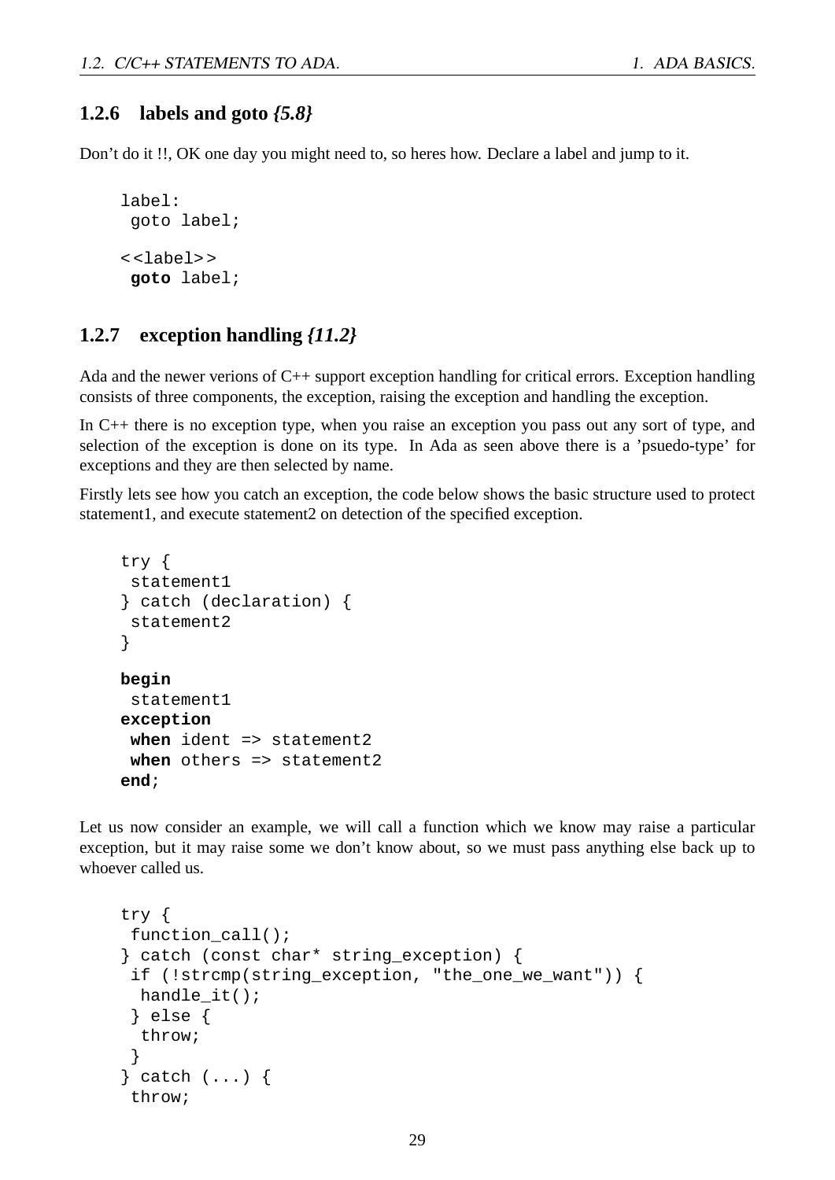### 1.2.6 labels and goto *{5.8}*

Don't do it !!, OK one day you might need to, so heres how. Declare a label and jump to it.

```
label:
 goto label;

<<label>>
 goto label;
```

### 1.2.7 exception handling *{11.2}*

Ada and the newer verions of C++ support exception handling for critical errors. Exception handling consists of three components, the exception, raising the exception and handling the exception.

In C++ there is no exception type, when you raise an exception you pass out any sort of type, and selection of the exception is done on its type. In Ada as seen above there is a 'psuedo-type' for exceptions and they are then selected by name.

Firstly lets see how you catch an exception, the code below shows the basic structure used to protect statement1, and execute statement2 on detection of the specified exception.

```
try {
 statement1
} catch (declaration) {
 statement2
}

begin
 statement1
exception
 when ident => statement2
 when others => statement2
end;
```

Let us now consider an example, we will call a function which we know may raise a particular exception, but it may raise some we don't know about, so we must pass anything else back up to whoever called us.

```
try {
 function_call();
} catch (const char* string_exception) {
 if (!strcmp(string_exception, "the_one_we_want")) {
  handle_it();
 } else {
  throw;
 }
} catch (...) {
 throw;
```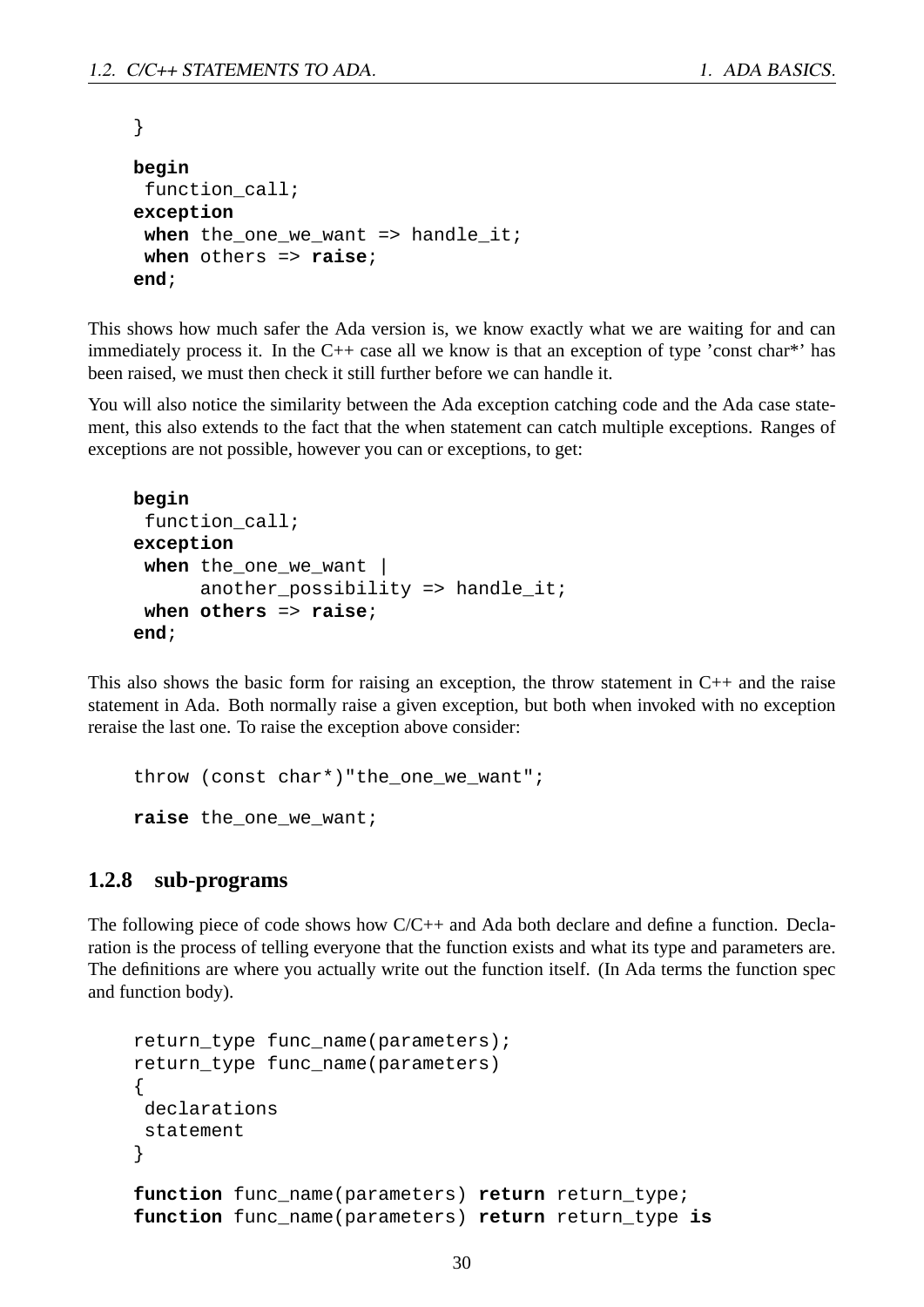```
}

begin
 function_call;
exception
 when the_one_we_want => handle_it;
 when others => raise;
end;
```

This shows how much safer the Ada version is, we know exactly what we are waiting for and can immediately process it. In the C++ case all we know is that an exception of type 'const char*' has been raised, we must then check it still further before we can handle it.

You will also notice the similarity between the Ada exception catching code and the Ada case statement, this also extends to the fact that the when statement can catch multiple exceptions. Ranges of exceptions are not possible, however you can or exceptions, to get:

```
begin
 function_call;
exception
 when the_one_we_want |
      another_possibility => handle_it;
 when others => raise;
end;
```

This also shows the basic form for raising an exception, the throw statement in C++ and the raise statement in Ada. Both normally raise a given exception, but both when invoked with no exception reraise the last one. To raise the exception above consider:

```
throw (const char*)"the_one_we_want";

raise the_one_we_want;
```

### 1.2.8 sub-programs

The following piece of code shows how C/C++ and Ada both declare and define a function. Declaration is the process of telling everyone that the function exists and what its type and parameters are. The definitions are where you actually write out the function itself. (In Ada terms the function spec and function body).

```
return_type func_name(parameters);
return_type func_name(parameters)
{
 declarations
 statement
}

function func_name(parameters) return return_type;
function func_name(parameters) return return_type is
```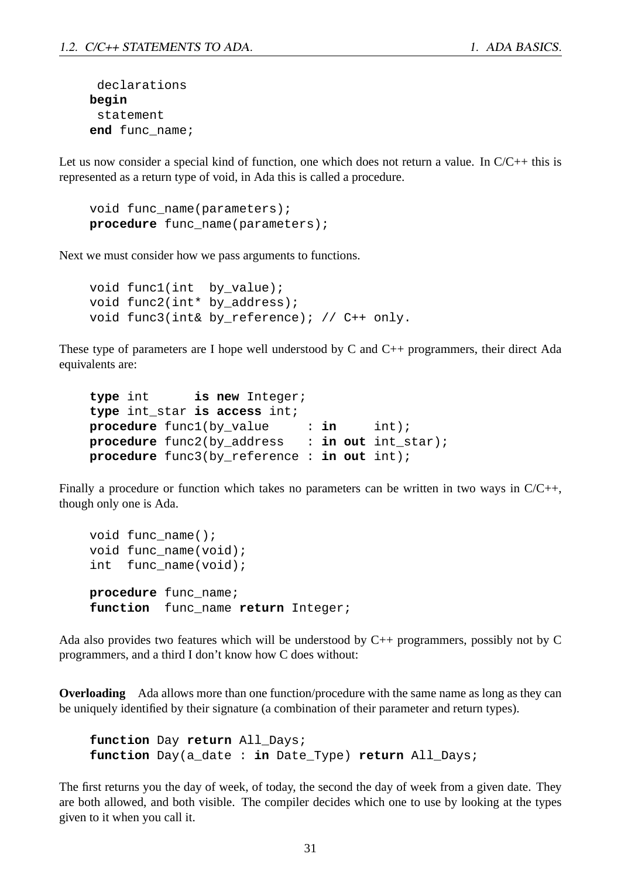```
 declarations
begin
 statement
end func_name;
```

Let us now consider a special kind of function, one which does not return a value. In C/C++ this is represented as a return type of void, in Ada this is called a procedure.

```
void func_name(parameters);
procedure func_name(parameters);
```

Next we must consider how we pass arguments to functions.

```
void func1(int  by_value);
void func2(int* by_address);
void func3(int& by_reference); // C++ only.
```

These type of parameters are I hope well understood by C and C++ programmers, their direct Ada equivalents are:

```
type int      is new Integer;
type int_star is access int;
procedure func1(by_value     : in     int);
procedure func2(by_address   : in out int_star);
procedure func3(by_reference : in out int);
```

Finally a procedure or function which takes no parameters can be written in two ways in C/C++, though only one is Ada.

```
void func_name();
void func_name(void);
int  func_name(void);

procedure func_name;
function  func_name return Integer;
```

Ada also provides two features which will be understood by C++ programmers, possibly not by C programmers, and a third I don't know how C does without:

**Overloading** Ada allows more than one function/procedure with the same name as long as they can be uniquely identified by their signature (a combination of their parameter and return types).

```
function Day return All_Days;
function Day(a_date : in Date_Type) return All_Days;
```

The first returns you the day of week, of today, the second the day of week from a given date. They are both allowed, and both visible. The compiler decides which one to use by looking at the types given to it when you call it.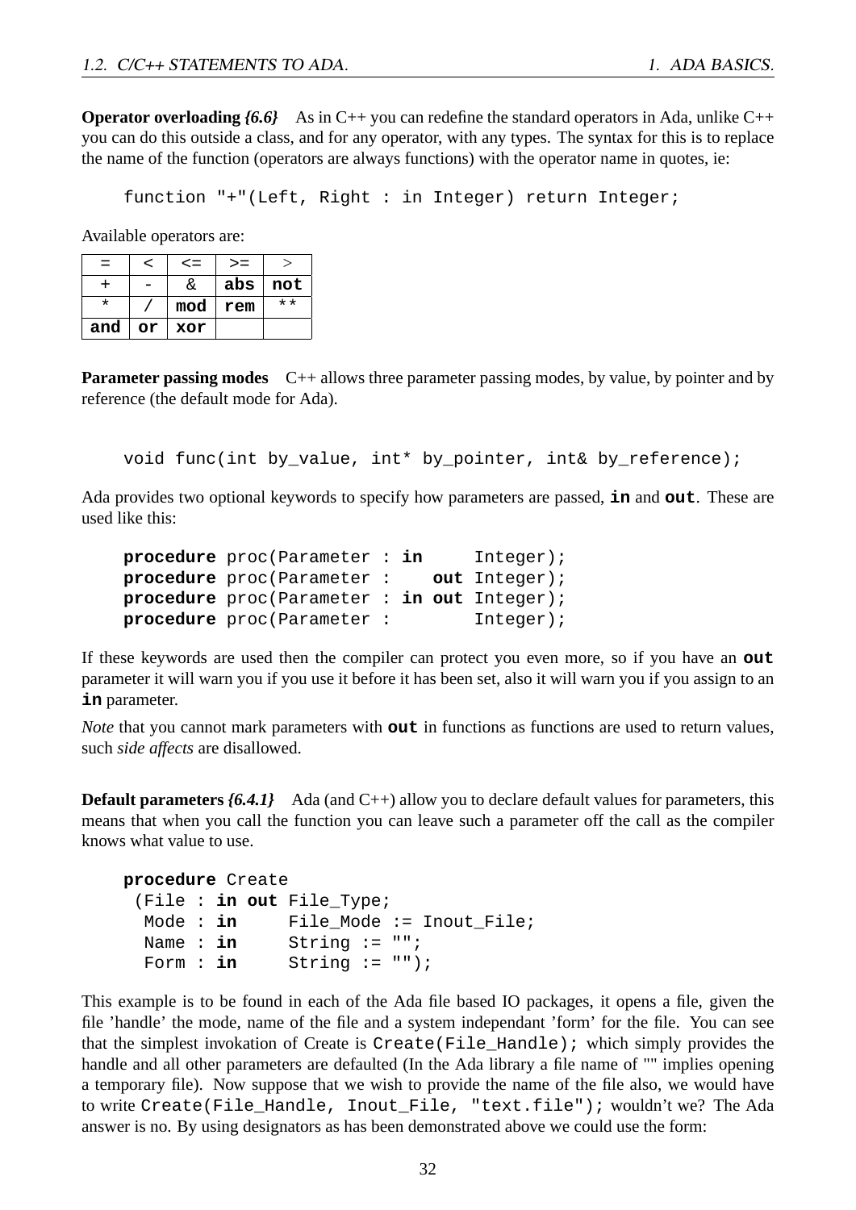**Operator overloading** *{6.6}* As in C++ you can redefine the standard operators in Ada, unlike C++ you can do this outside a class, and for any operator, with any types. The syntax for this is to replace the name of the function (operators are always functions) with the operator name in quotes, ie:

```
function "+"(Left, Right : in Integer) return Integer;
```

Available operators are:

| = | < | <= | >= | > |
|---|---|---|---|---|
| + | - | & | abs | not |
| * | / | mod | rem | ** |
| and | or | xor | | |

**Parameter passing modes** C++ allows three parameter passing modes, by value, by pointer and by reference (the default mode for Ada).

```
void func(int by_value, int* by_pointer, int& by_reference);
```

Ada provides two optional keywords to specify how parameters are passed, **in** and **out**. These are used like this:

```
procedure proc(Parameter : in     Integer);
procedure proc(Parameter :    out Integer);
procedure proc(Parameter : in out Integer);
procedure proc(Parameter :        Integer);
```

If these keywords are used then the compiler can protect you even more, so if you have an **out** parameter it will warn you if you use it before it has been set, also it will warn you if you assign to an **in** parameter.

*Note* that you cannot mark parameters with **out** in functions as functions are used to return values, such *side affects* are disallowed.

**Default parameters** *{6.4.1}* Ada (and C++) allow you to declare default values for parameters, this means that when you call the function you can leave such a parameter off the call as the compiler knows what value to use.

```
procedure Create
 (File : in out File_Type;
  Mode : in     File_Mode := Inout_File;
  Name : in     String := "";
  Form : in     String := "");
```

This example is to be found in each of the Ada file based IO packages, it opens a file, given the file 'handle' the mode, name of the file and a system independant 'form' for the file. You can see that the simplest invokation of Create is `Create(File_Handle);` which simply provides the handle and all other parameters are defaulted (In the Ada library a file name of "" implies opening a temporary file). Now suppose that we wish to provide the name of the file also, we would have to write `Create(File_Handle, Inout_File, "text.file");` wouldn't we? The Ada answer is no. By using designators as has been demonstrated above we could use the form: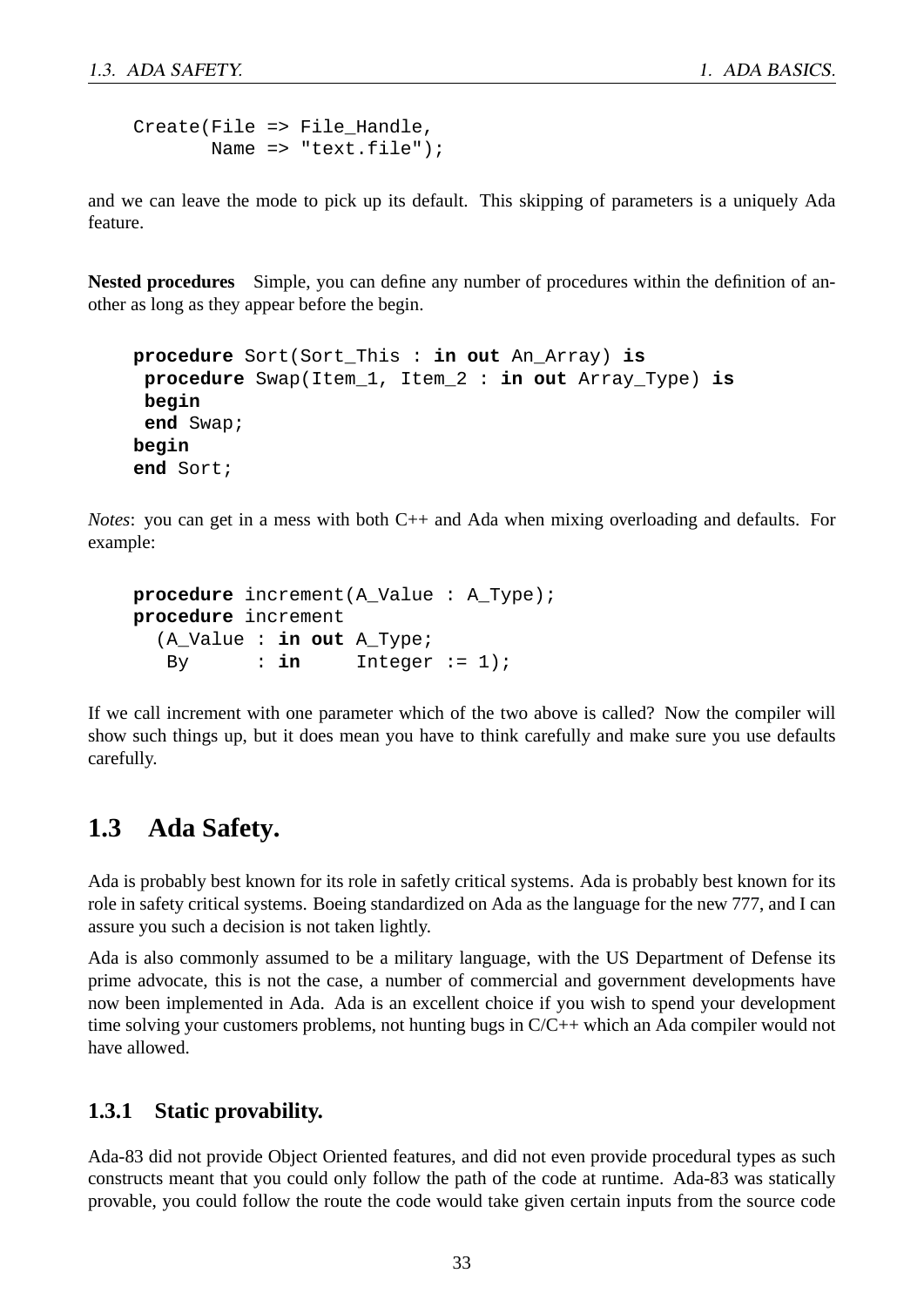```
Create(File => File_Handle,
       Name => "text.file");
```

and we can leave the mode to pick up its default. This skipping of parameters is a uniquely Ada feature.

**Nested procedures** Simple, you can define any number of procedures within the definition of another as long as they appear before the begin.

```
procedure Sort(Sort_This : in out An_Array) is
 procedure Swap(Item_1, Item_2 : in out Array_Type) is
 begin
 end Swap;
begin
end Sort;
```

*Notes*: you can get in a mess with both C++ and Ada when mixing overloading and defaults. For example:

```
procedure increment(A_Value : A_Type);
procedure increment
  (A_Value : in out A_Type;
   By      : in     Integer := 1);
```

If we call increment with one parameter which of the two above is called? Now the compiler will show such things up, but it does mean you have to think carefully and make sure you use defaults carefully.

## 1.3 Ada Safety.

Ada is probably best known for its role in safetly critical systems. Ada is probably best known for its role in safety critical systems. Boeing standardized on Ada as the language for the new 777, and I can assure you such a decision is not taken lightly.

Ada is also commonly assumed to be a military language, with the US Department of Defense its prime advocate, this is not the case, a number of commercial and government developments have now been implemented in Ada. Ada is an excellent choice if you wish to spend your development time solving your customers problems, not hunting bugs in C/C++ which an Ada compiler would not have allowed.

### 1.3.1 Static provability.

Ada-83 did not provide Object Oriented features, and did not even provide procedural types as such constructs meant that you could only follow the path of the code at runtime. Ada-83 was statically provable, you could follow the route the code would take given certain inputs from the source code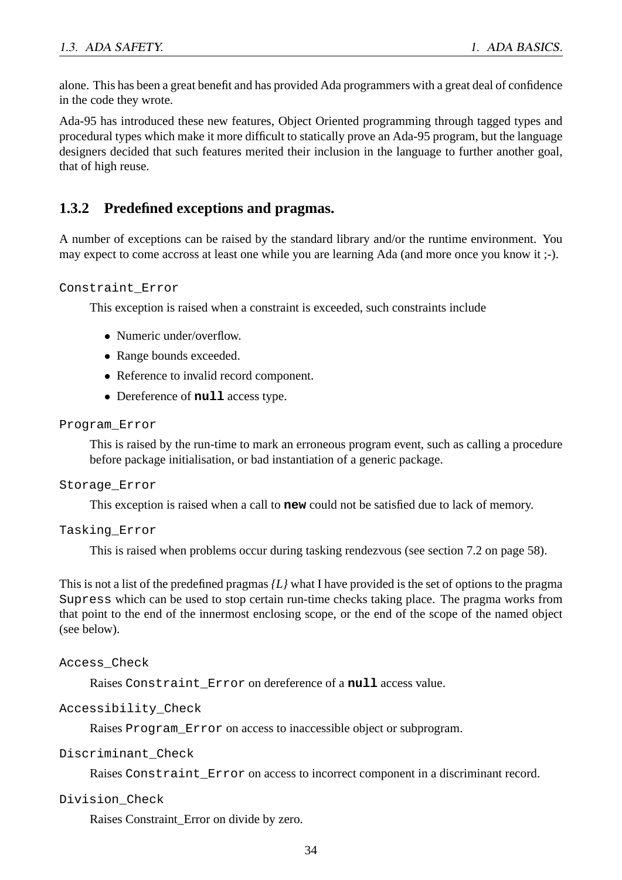alone. This has been a great benefit and has provided Ada programmers with a great deal of confidence in the code they wrote.

Ada-95 has introduced these new features, Object Oriented programming through tagged types and procedural types which make it more difficult to statically prove an Ada-95 program, but the language designers decided that such features merited their inclusion in the language to further another goal, that of high reuse.

### 1.3.2 Predefined exceptions and pragmas.

A number of exceptions can be raised by the standard library and/or the runtime environment. You may expect to come accross at least one while you are learning Ada (and more once you know it ;-).

`Constraint_Error`

This exception is raised when a constraint is exceeded, such constraints include

- Numeric under/overflow.
- Range bounds exceeded.
- Reference to invalid record component.
- Dereference of **`null`** access type.

`Program_Error`

This is raised by the run-time to mark an erroneous program event, such as calling a procedure before package initialisation, or bad instantiation of a generic package.

`Storage_Error`

This exception is raised when a call to **`new`** could not be satisfied due to lack of memory.

`Tasking_Error`

This is raised when problems occur during tasking rendezvous (see section 7.2 on page 58).

This is not a list of the predefined pragmas *{L}* what I have provided is the set of options to the pragma `Supress` which can be used to stop certain run-time checks taking place. The pragma works from that point to the end of the innermost enclosing scope, or the end of the scope of the named object (see below).

`Access_Check`

Raises `Constraint_Error` on dereference of a **`null`** access value.

`Accessibility_Check`

Raises `Program_Error` on access to inaccessible object or subprogram.

`Discriminant_Check`

Raises `Constraint_Error` on access to incorrect component in a discriminant record.

`Division_Check`

Raises Constraint_Error on divide by zero.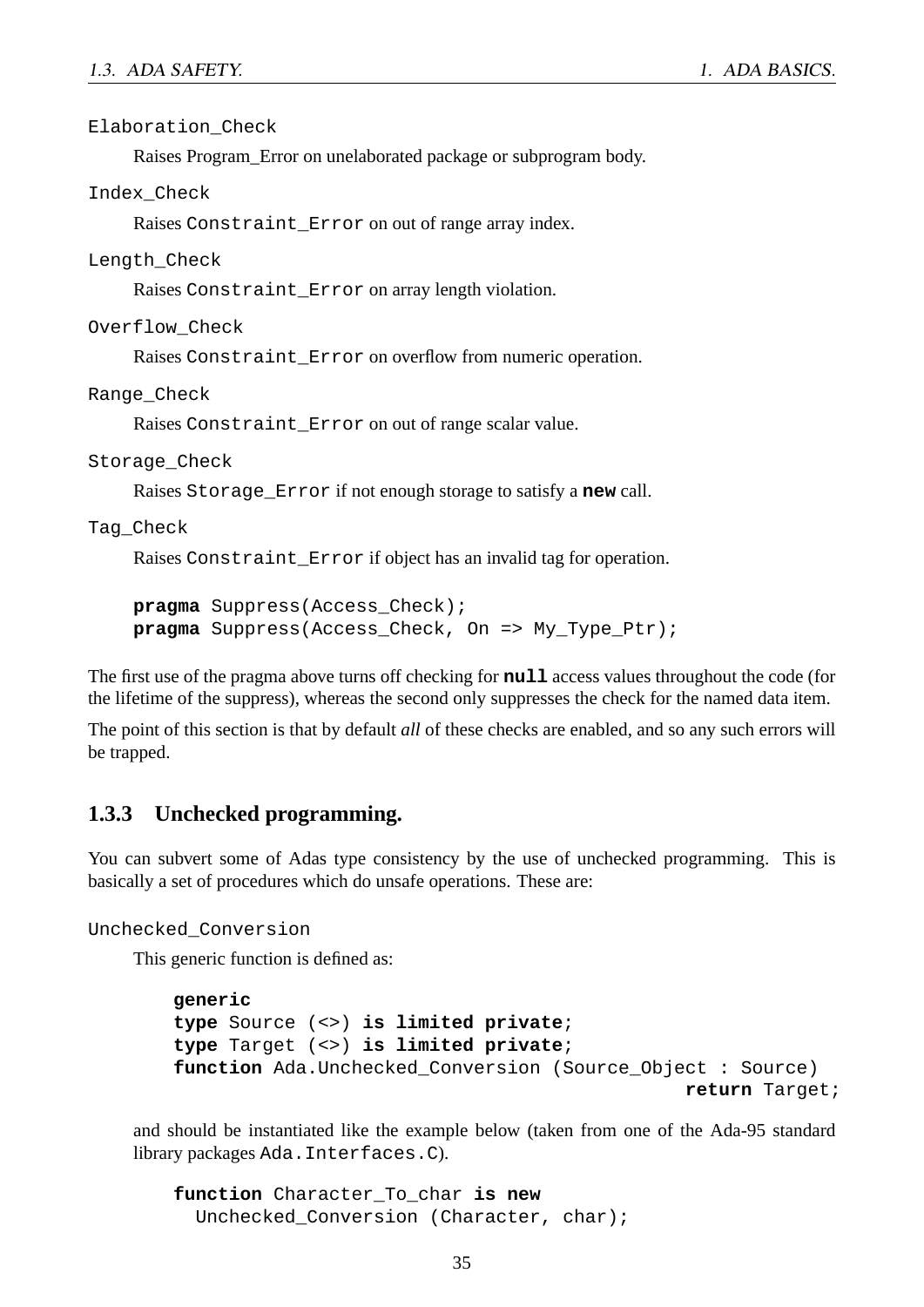`Elaboration_Check`

Raises Program_Error on unelaborated package or subprogram body.

`Index_Check`

Raises `Constraint_Error` on out of range array index.

`Length_Check`

Raises `Constraint_Error` on array length violation.

`Overflow_Check`

Raises `Constraint_Error` on overflow from numeric operation.

`Range_Check`

Raises `Constraint_Error` on out of range scalar value.

`Storage_Check`

Raises `Storage_Error` if not enough storage to satisfy a **`new`** call.

`Tag_Check`

Raises `Constraint_Error` if object has an invalid tag for operation.

```
pragma Suppress(Access_Check);
pragma Suppress(Access_Check, On => My_Type_Ptr);
```

The first use of the pragma above turns off checking for **`null`** access values throughout the code (for the lifetime of the suppress), whereas the second only suppresses the check for the named data item.

The point of this section is that by default *all* of these checks are enabled, and so any such errors will be trapped.

### 1.3.3 Unchecked programming.

You can subvert some of Adas type consistency by the use of unchecked programming. This is basically a set of procedures which do unsafe operations. These are:

`Unchecked_Conversion`

This generic function is defined as:

```
generic
type Source (<>) is limited private;
type Target (<>) is limited private;
function Ada.Unchecked_Conversion (Source_Object : Source)
                                                   return Target;
```

and should be instantiated like the example below (taken from one of the Ada-95 standard library packages `Ada.Interfaces.C`).

```
function Character_To_char is new
  Unchecked_Conversion (Character, char);
```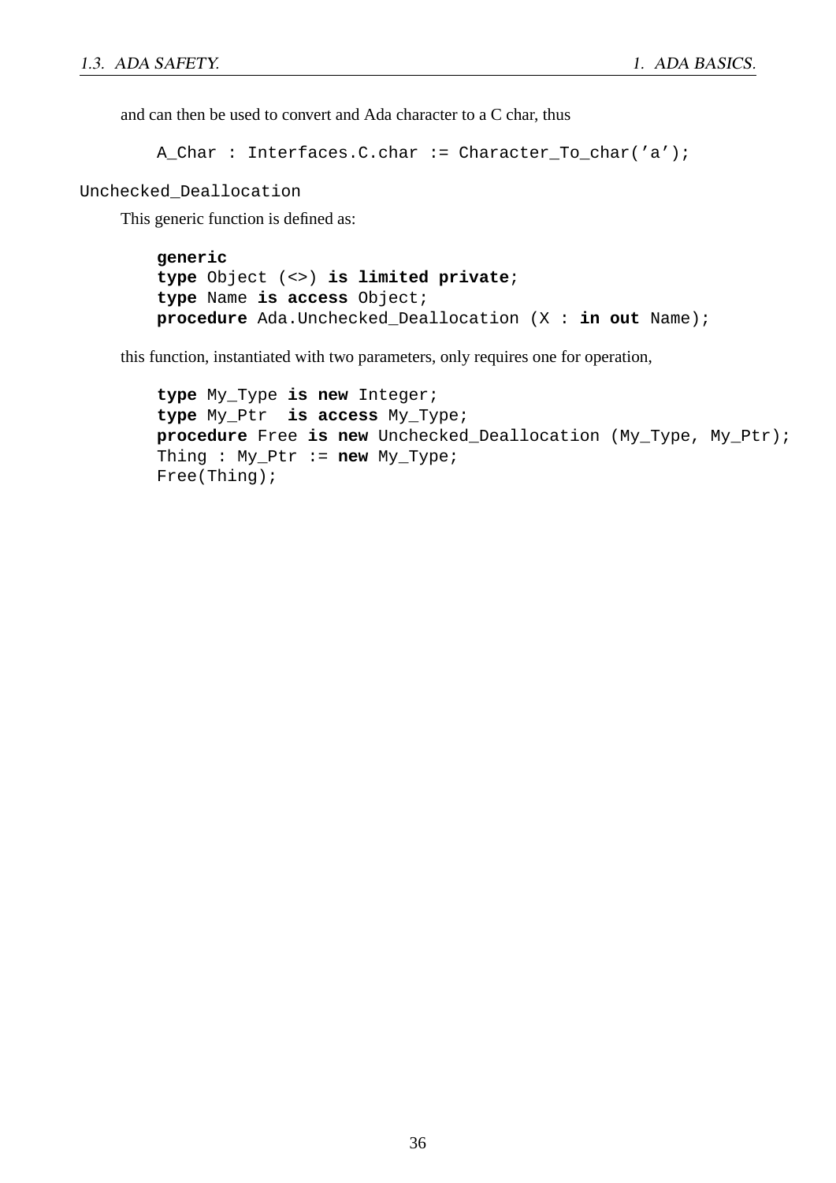and can then be used to convert and Ada character to a C char, thus

```
A_Char : Interfaces.C.char := Character_To_char('a');
```

`Unchecked_Deallocation`

This generic function is defined as:

```
generic
type Object (<>) is limited private;
type Name is access Object;
procedure Ada.Unchecked_Deallocation (X : in out Name);
```

this function, instantiated with two parameters, only requires one for operation,

```
type My_Type is new Integer;
type My_Ptr  is access My_Type;
procedure Free is new Unchecked_Deallocation (My_Type, My_Ptr);
Thing : My_Ptr := new My_Type;
Free(Thing);
```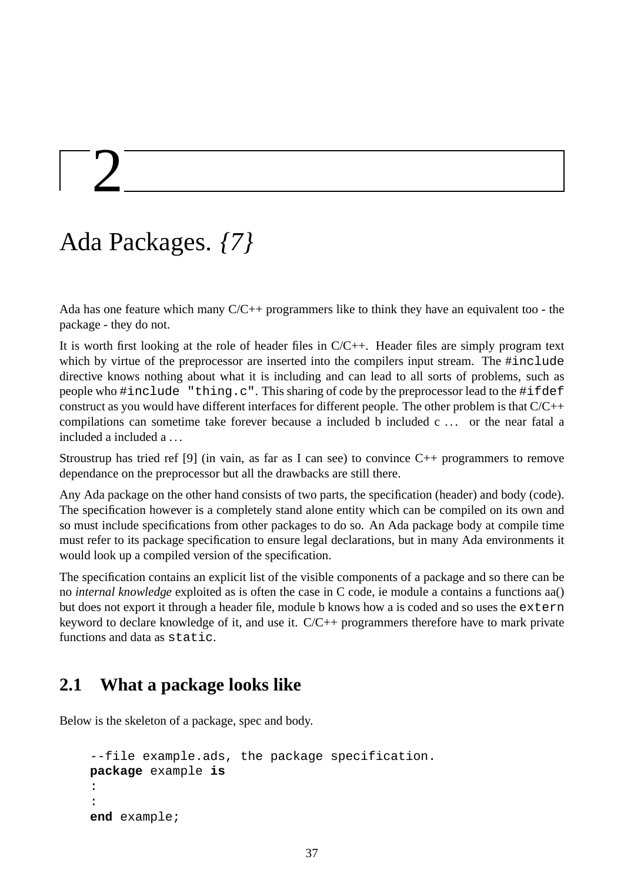# 2

# Ada Packages. *{7}*

Ada has one feature which many C/C++ programmers like to think they have an equivalent too - the package - they do not.

It is worth first looking at the role of header files in C/C++. Header files are simply program text which by virtue of the preprocessor are inserted into the compilers input stream. The `#include` directive knows nothing about what it is including and can lead to all sorts of problems, such as people who `#include "thing.c"`. This sharing of code by the preprocessor lead to the `#ifdef` construct as you would have different interfaces for different people. The other problem is that C/C++ compilations can sometime take forever because a included b included c ... or the near fatal a included a included a ...

Stroustrup has tried ref [9] (in vain, as far as I can see) to convince C++ programmers to remove dependance on the preprocessor but all the drawbacks are still there.

Any Ada package on the other hand consists of two parts, the specification (header) and body (code). The specification however is a completely stand alone entity which can be compiled on its own and so must include specifications from other packages to do so. An Ada package body at compile time must refer to its package specification to ensure legal declarations, but in many Ada environments it would look up a compiled version of the specification.

The specification contains an explicit list of the visible components of a package and so there can be no *internal knowledge* exploited as is often the case in C code, ie module a contains a functions aa() but does not export it through a header file, module b knows how a is coded and so uses the `extern` keyword to declare knowledge of it, and use it. C/C++ programmers therefore have to mark private functions and data as `static`.

## 2.1 What a package looks like

Below is the skeleton of a package, spec and body.

```
--file example.ads, the package specification.
package example is
:
:
end example;
```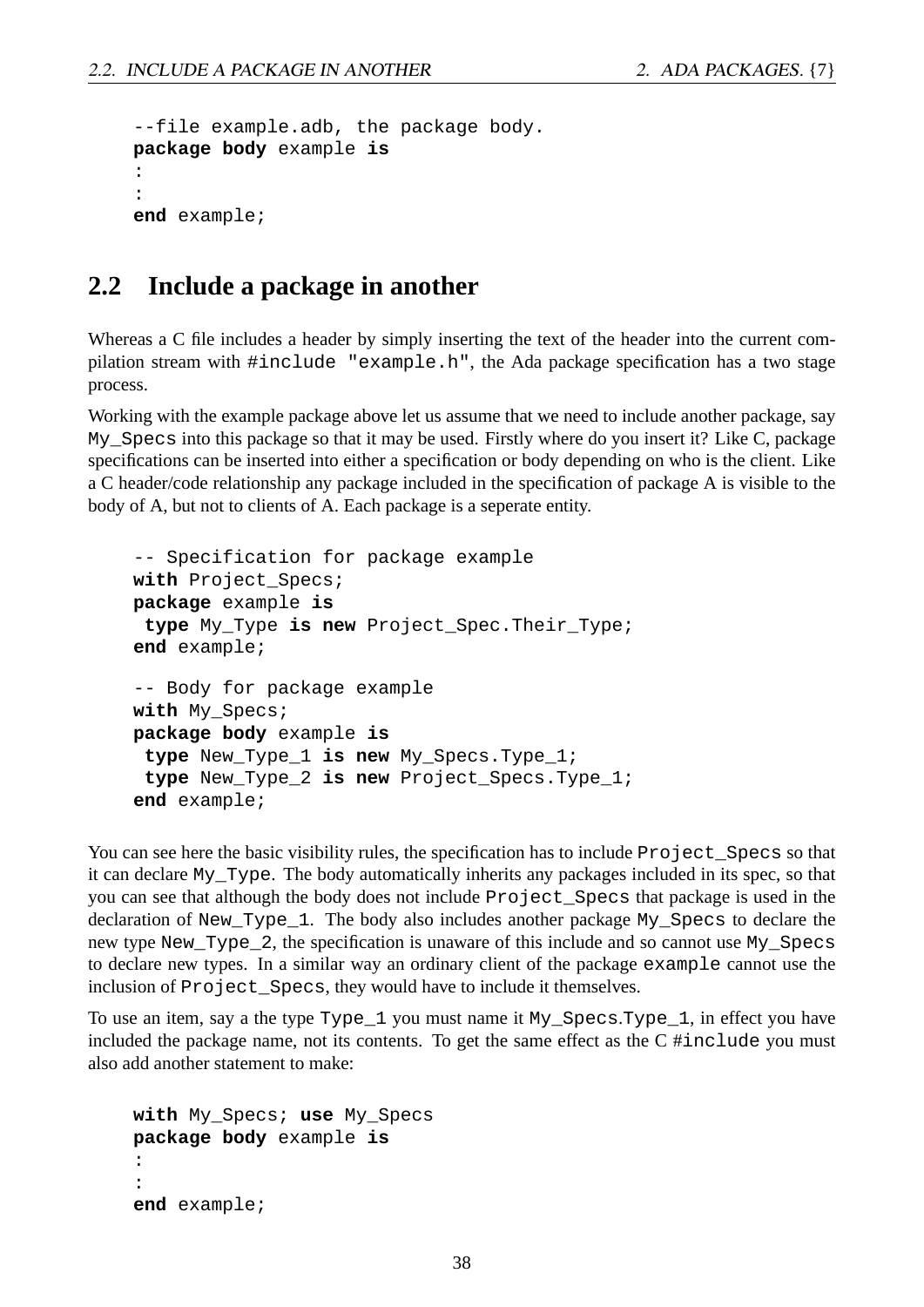```
--file example.adb, the package body.
package body example is
:
:
end example;
```

## 2.2 Include a package in another

Whereas a C file includes a header by simply inserting the text of the header into the current compilation stream with `#include "example.h"`, the Ada package specification has a two stage process.

Working with the example package above let us assume that we need to include another package, say `My_Specs` into this package so that it may be used. Firstly where do you insert it? Like C, package specifications can be inserted into either a specification or body depending on who is the client. Like a C header/code relationship any package included in the specification of package A is visible to the body of A, but not to clients of A. Each package is a seperate entity.

```
-- Specification for package example
with Project_Specs;
package example is
 type My_Type is new Project_Spec.Their_Type;
end example;

-- Body for package example
with My_Specs;
package body example is
 type New_Type_1 is new My_Specs.Type_1;
 type New_Type_2 is new Project_Specs.Type_1;
end example;
```

You can see here the basic visibility rules, the specification has to include `Project_Specs` so that it can declare `My_Type`. The body automatically inherits any packages included in its spec, so that you can see that although the body does not include `Project_Specs` that package is used in the declaration of `New_Type_1`. The body also includes another package `My_Specs` to declare the new type `New_Type_2`, the specification is unaware of this include and so cannot use `My_Specs` to declare new types. In a similar way an ordinary client of the package `example` cannot use the inclusion of `Project_Specs`, they would have to include it themselves.

To use an item, say a the type `Type_1` you must name it `My_Specs.Type_1`, in effect you have included the package name, not its contents. To get the same effect as the C `#include` you must also add another statement to make:

```
with My_Specs; use My_Specs
package body example is
:
:
end example;
```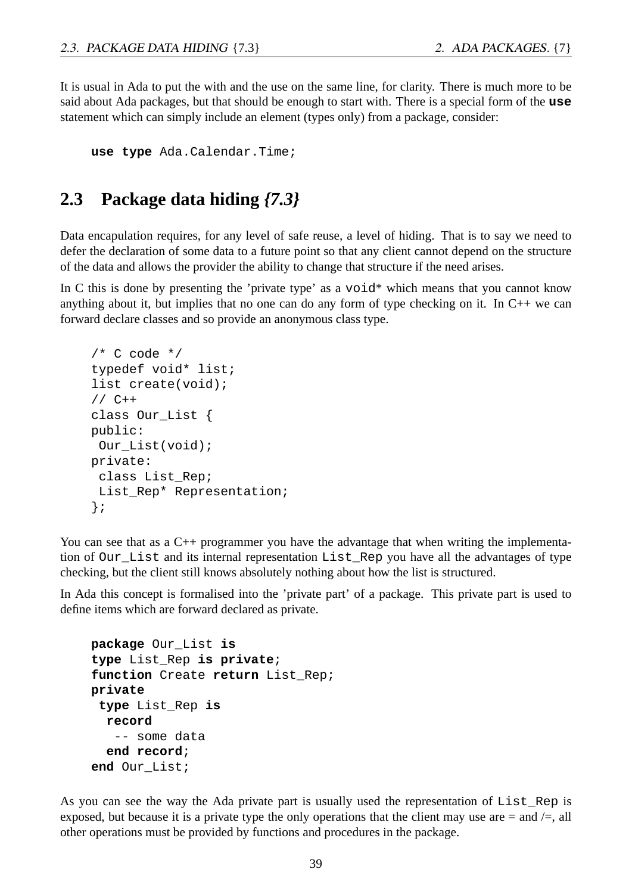It is usual in Ada to put the with and the use on the same line, for clarity. There is much more to be said about Ada packages, but that should be enough to start with. There is a special form of the **use** statement which can simply include an element (types only) from a package, consider:

```
use type Ada.Calendar.Time;
```

## 2.3 Package data hiding *{7.3}*

Data encapulation requires, for any level of safe reuse, a level of hiding. That is to say we need to defer the declaration of some data to a future point so that any client cannot depend on the structure of the data and allows the provider the ability to change that structure if the need arises.

In C this is done by presenting the 'private type' as a `void*` which means that you cannot know anything about it, but implies that no one can do any form of type checking on it. In C++ we can forward declare classes and so provide an anonymous class type.

```
/* C code */
typedef void* list;
list create(void);
// C++
class Our_List {
public:
 Our_List(void);
private:
 class List_Rep;
 List_Rep* Representation;
};
```

You can see that as a C++ programmer you have the advantage that when writing the implementation of `Our_List` and its internal representation `List_Rep` you have all the advantages of type checking, but the client still knows absolutely nothing about how the list is structured.

In Ada this concept is formalised into the 'private part' of a package. This private part is used to define items which are forward declared as private.

```
package Our_List is
type List_Rep is private;
function Create return List_Rep;
private
 type List_Rep is
  record
   -- some data
  end record;
end Our_List;
```

As you can see the way the Ada private part is usually used the representation of `List_Rep` is exposed, but because it is a private type the only operations that the client may use are = and /=, all other operations must be provided by functions and procedures in the package.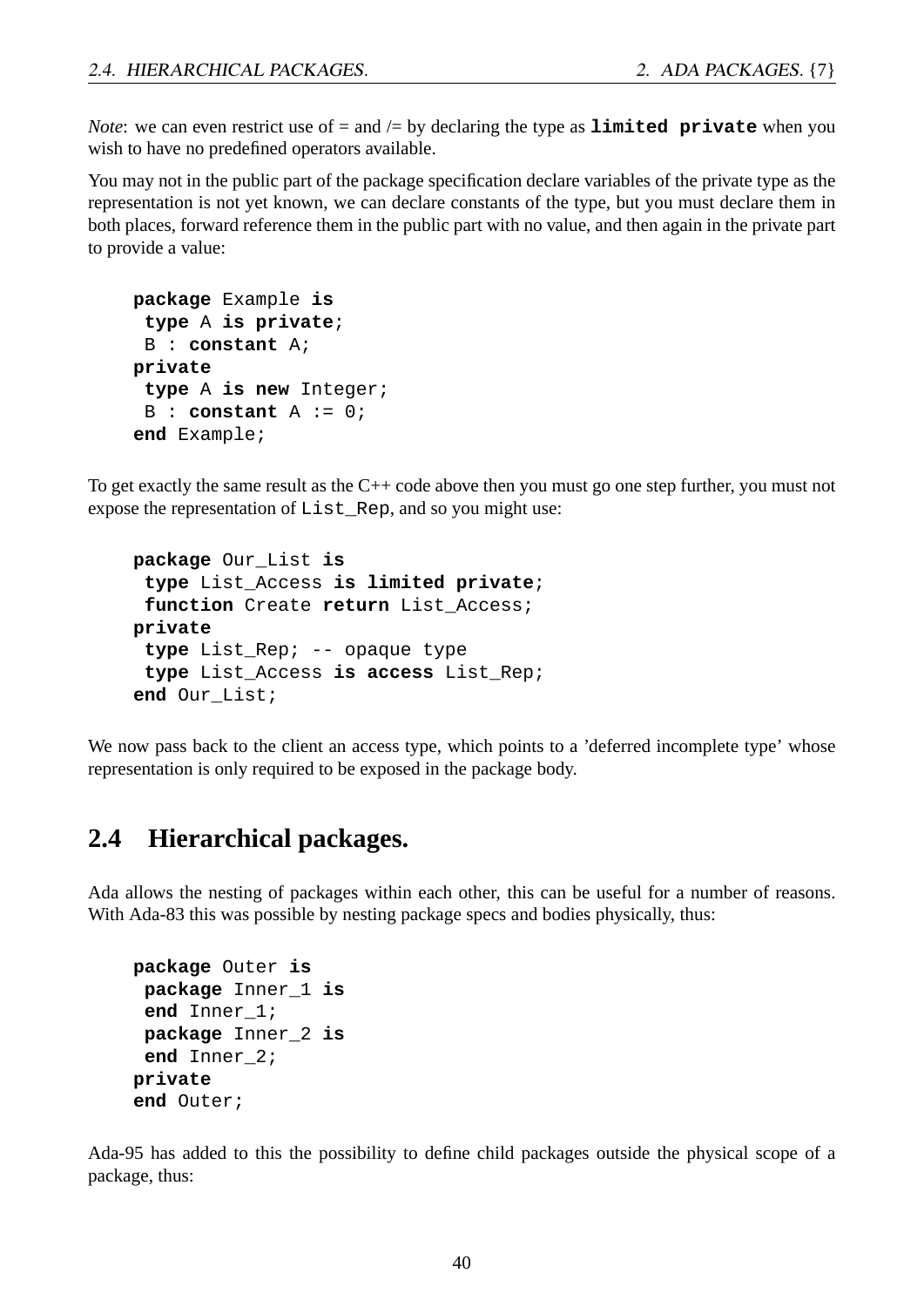*Note*: we can even restrict use of = and /= by declaring the type as **limited private** when you wish to have no predefined operators available.

You may not in the public part of the package specification declare variables of the private type as the representation is not yet known, we can declare constants of the type, but you must declare them in both places, forward reference them in the public part with no value, and then again in the private part to provide a value:

```
package Example is
 type A is private;
 B : constant A;
private
 type A is new Integer;
 B : constant A := 0;
end Example;
```

To get exactly the same result as the C++ code above then you must go one step further, you must not expose the representation of List_Rep, and so you might use:

```
package Our_List is
 type List_Access is limited private;
 function Create return List_Access;
private
 type List_Rep; -- opaque type
 type List_Access is access List_Rep;
end Our_List;
```

We now pass back to the client an access type, which points to a 'deferred incomplete type' whose representation is only required to be exposed in the package body.

## 2.4 Hierarchical packages.

Ada allows the nesting of packages within each other, this can be useful for a number of reasons. With Ada-83 this was possible by nesting package specs and bodies physically, thus:

```
package Outer is
 package Inner_1 is
 end Inner_1;
 package Inner_2 is
 end Inner_2;
private
end Outer;
```

Ada-95 has added to this the possibility to define child packages outside the physical scope of a package, thus: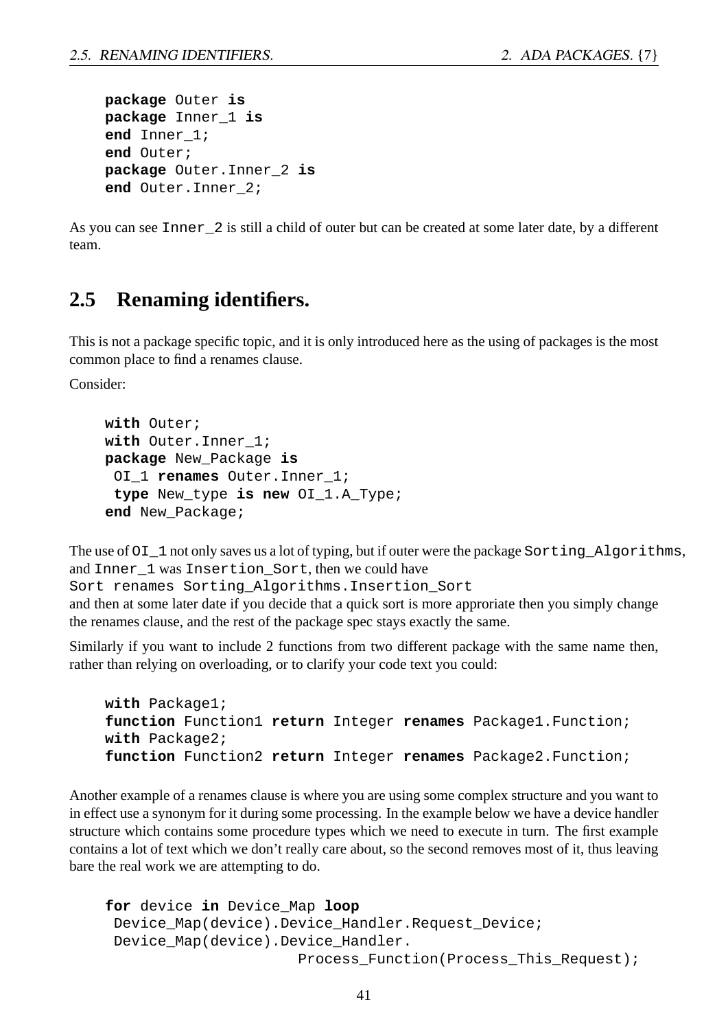```
package Outer is
package Inner_1 is
end Inner_1;
end Outer;
package Outer.Inner_2 is
end Outer.Inner_2;
```

As you can see `Inner_2` is still a child of outer but can be created at some later date, by a different team.

## 2.5 Renaming identifiers.

This is not a package specific topic, and it is only introduced here as the using of packages is the most common place to find a renames clause.

Consider:

```
with Outer;
with Outer.Inner_1;
package New_Package is
 OI_1 renames Outer.Inner_1;
 type New_type is new OI_1.A_Type;
end New_Package;
```

The use of `OI_1` not only saves us a lot of typing, but if outer were the package `Sorting_Algorithms`, and `Inner_1` was `Insertion_Sort`, then we could have
`Sort renames Sorting_Algorithms.Insertion_Sort`
and then at some later date if you decide that a quick sort is more approriate then you simply change the renames clause, and the rest of the package spec stays exactly the same.

Similarly if you want to include 2 functions from two different package with the same name then, rather than relying on overloading, or to clarify your code text you could:

```
with Package1;
function Function1 return Integer renames Package1.Function;
with Package2;
function Function2 return Integer renames Package2.Function;
```

Another example of a renames clause is where you are using some complex structure and you want to in effect use a synonym for it during some processing. In the example below we have a device handler structure which contains some procedure types which we need to execute in turn. The first example contains a lot of text which we don't really care about, so the second removes most of it, thus leaving bare the real work we are attempting to do.

```
for device in Device_Map loop
 Device_Map(device).Device_Handler.Request_Device;
 Device_Map(device).Device_Handler.
                     Process_Function(Process_This_Request);
```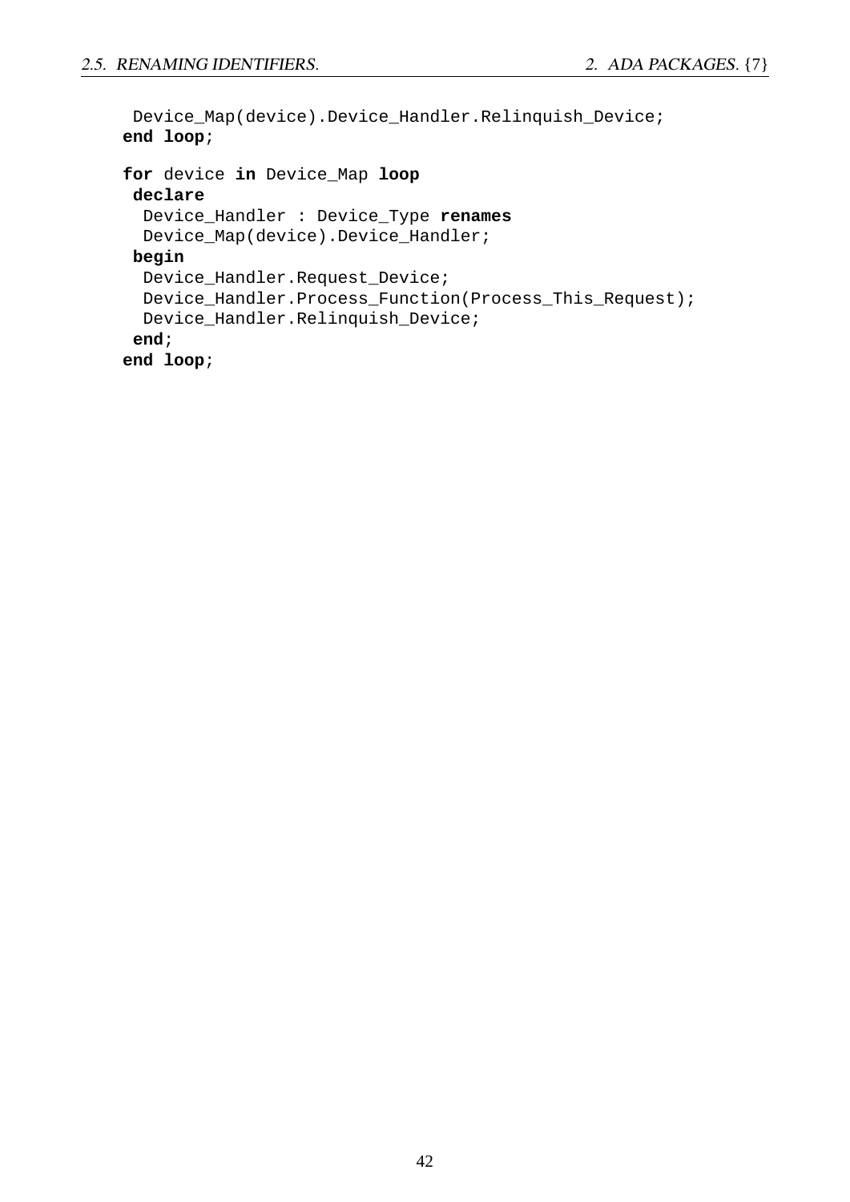```
  Device_Map(device).Device_Handler.Relinquish_Device;
end loop;

for device in Device_Map loop
 declare
  Device_Handler : Device_Type renames
  Device_Map(device).Device_Handler;
 begin
  Device_Handler.Request_Device;
  Device_Handler.Process_Function(Process_This_Request);
  Device_Handler.Relinquish_Device;
 end;
end loop;
```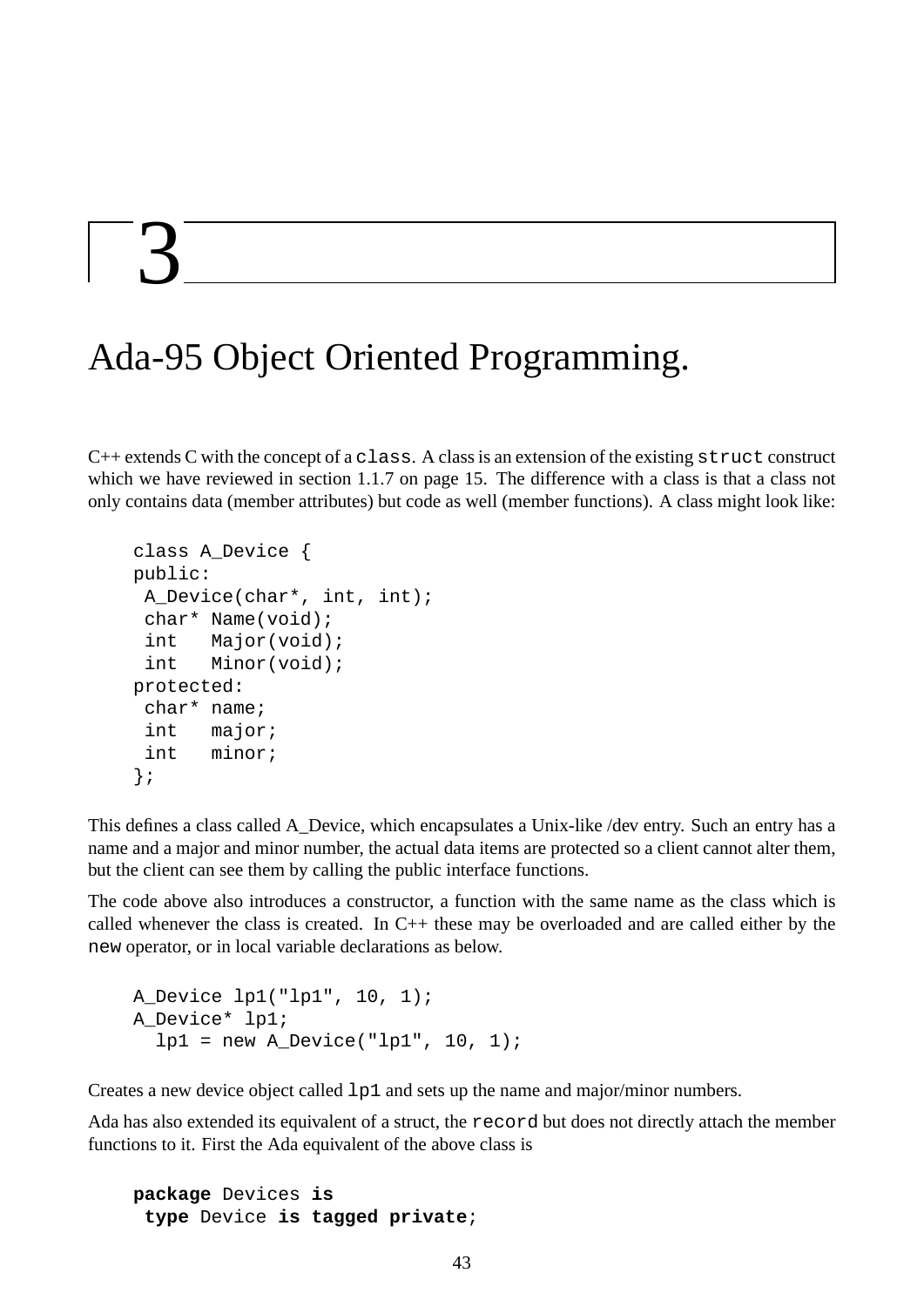# 3

# Ada-95 Object Oriented Programming.

C++ extends C with the concept of a `class`. A class is an extension of the existing `struct` construct which we have reviewed in section 1.1.7 on page 15. The difference with a class is that a class not only contains data (member attributes) but code as well (member functions). A class might look like:

```
class A_Device {
public:
 A_Device(char*, int, int);
 char* Name(void);
 int   Major(void);
 int   Minor(void);
protected:
 char* name;
 int   major;
 int   minor;
};
```

This defines a class called A_Device, which encapsulates a Unix-like /dev entry. Such an entry has a name and a major and minor number, the actual data items are protected so a client cannot alter them, but the client can see them by calling the public interface functions.

The code above also introduces a constructor, a function with the same name as the class which is called whenever the class is created. In C++ these may be overloaded and are called either by the `new` operator, or in local variable declarations as below.

```
A_Device lp1("lp1", 10, 1);
A_Device* lp1;
  lp1 = new A_Device("lp1", 10, 1);
```

Creates a new device object called `lp1` and sets up the name and major/minor numbers.

Ada has also extended its equivalent of a struct, the `record` but does not directly attach the member functions to it. First the Ada equivalent of the above class is

```
package Devices is
 type Device is tagged private;
```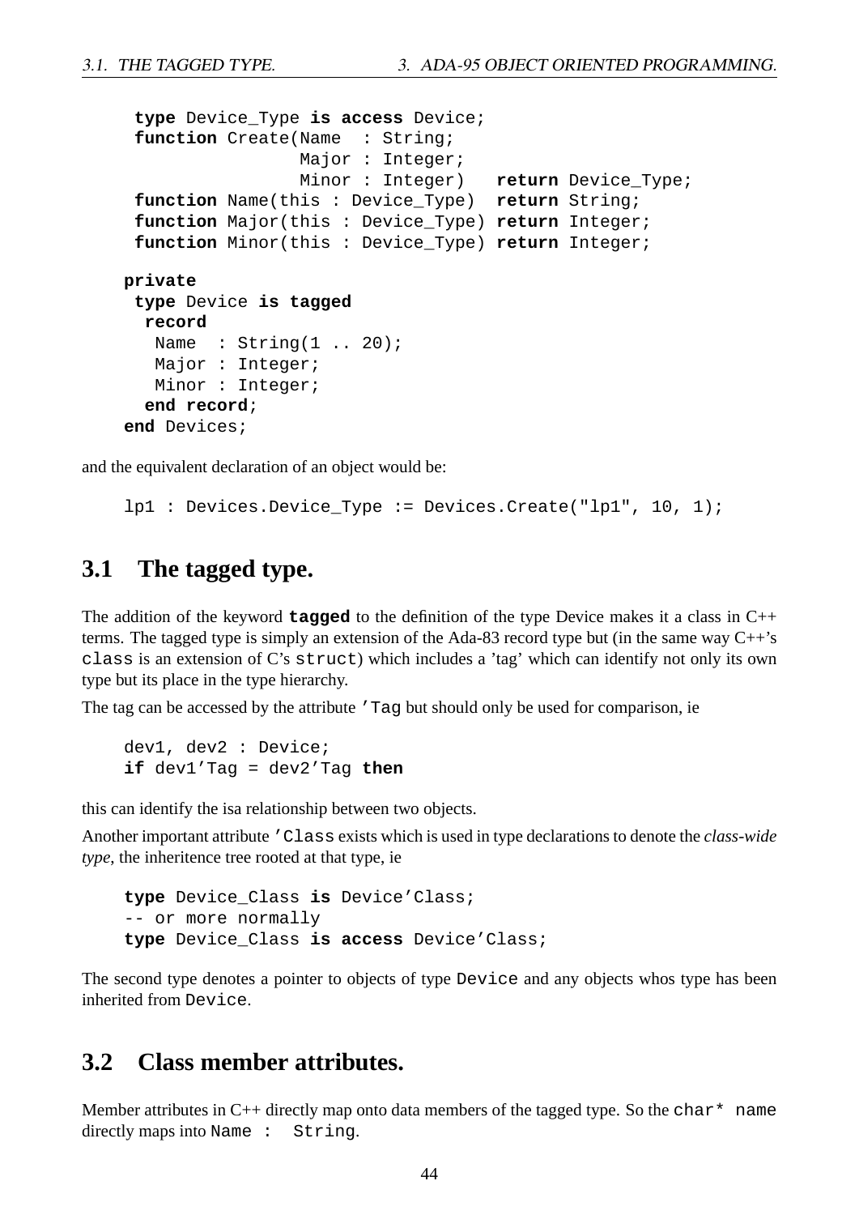```
 type Device_Type is access Device;
 function Create(Name  : String;
                 Major : Integer;
                 Minor : Integer)   return Device_Type;
 function Name(this : Device_Type)  return String;
 function Major(this : Device_Type) return Integer;
 function Minor(this : Device_Type) return Integer;

private
 type Device is tagged
  record
   Name  : String(1 .. 20);
   Major : Integer;
   Minor : Integer;
  end record;
end Devices;
```

and the equivalent declaration of an object would be:

```
lp1 : Devices.Device_Type := Devices.Create("lp1", 10, 1);
```

## 3.1 The tagged type.

The addition of the keyword **tagged** to the definition of the type Device makes it a class in C++ terms. The tagged type is simply an extension of the Ada-83 record type but (in the same way C++'s `class` is an extension of C's `struct`) which includes a 'tag' which can identify not only its own type but its place in the type hierarchy.

The tag can be accessed by the attribute `'Tag` but should only be used for comparison, ie

```
dev1, dev2 : Device;
if dev1'Tag = dev2'Tag then
```

this can identify the isa relationship between two objects.

Another important attribute `'Class` exists which is used in type declarations to denote the *class-wide type*, the inheritence tree rooted at that type, ie

```
type Device_Class is Device'Class;
-- or more normally
type Device_Class is access Device'Class;
```

The second type denotes a pointer to objects of type `Device` and any objects whos type has been inherited from `Device`.

## 3.2 Class member attributes.

Member attributes in C++ directly map onto data members of the tagged type. So the `char* name` directly maps into `Name : String`.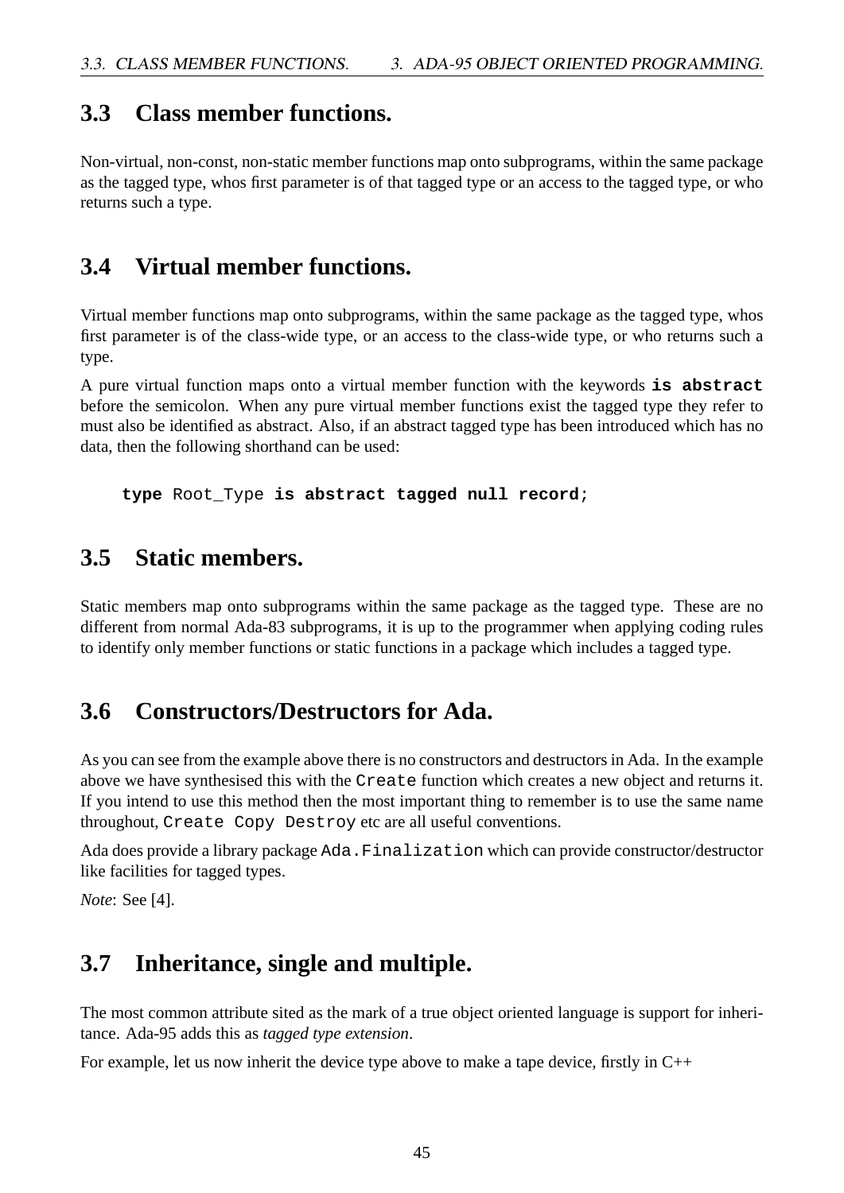## 3.3 Class member functions.

Non-virtual, non-const, non-static member functions map onto subprograms, within the same package as the tagged type, whos first parameter is of that tagged type or an access to the tagged type, or who returns such a type.

## 3.4 Virtual member functions.

Virtual member functions map onto subprograms, within the same package as the tagged type, whos first parameter is of the class-wide type, or an access to the class-wide type, or who returns such a type.

A pure virtual function maps onto a virtual member function with the keywords **is abstract** before the semicolon. When any pure virtual member functions exist the tagged type they refer to must also be identified as abstract. Also, if an abstract tagged type has been introduced which has no data, then the following shorthand can be used:

```
type Root_Type is abstract tagged null record;
```

## 3.5 Static members.

Static members map onto subprograms within the same package as the tagged type. These are no different from normal Ada-83 subprograms, it is up to the programmer when applying coding rules to identify only member functions or static functions in a package which includes a tagged type.

## 3.6 Constructors/Destructors for Ada.

As you can see from the example above there is no constructors and destructors in Ada. In the example above we have synthesised this with the `Create` function which creates a new object and returns it. If you intend to use this method then the most important thing to remember is to use the same name throughout, `Create Copy Destroy` etc are all useful conventions.

Ada does provide a library package `Ada.Finalization` which can provide constructor/destructor like facilities for tagged types.

*Note*: See [4].

## 3.7 Inheritance, single and multiple.

The most common attribute sited as the mark of a true object oriented language is support for inheritance. Ada-95 adds this as *tagged type extension*.

For example, let us now inherit the device type above to make a tape device, firstly in C++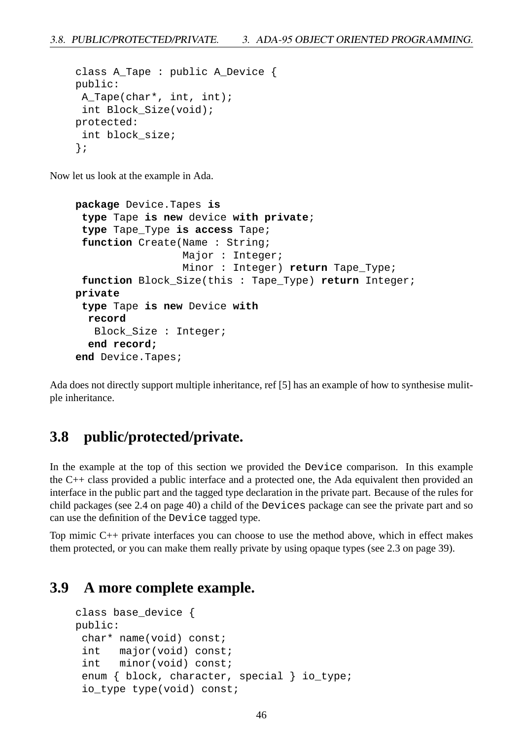```
class A_Tape : public A_Device {
public:
 A_Tape(char*, int, int);
 int Block_Size(void);
protected:
 int block_size;
};
```

Now let us look at the example in Ada.

```
package Device.Tapes is
 type Tape is new device with private;
 type Tape_Type is access Tape;
 function Create(Name : String;
                 Major : Integer;
                 Minor : Integer) return Tape_Type;
 function Block_Size(this : Tape_Type) return Integer;
private
 type Tape is new Device with
  record
   Block_Size : Integer;
  end record;
end Device.Tapes;
```

Ada does not directly support multiple inheritance, ref [5] has an example of how to synthesise mulitple inheritance.

## 3.8 public/protected/private.

In the example at the top of this section we provided the `Device` comparison. In this example the C++ class provided a public interface and a protected one, the Ada equivalent then provided an interface in the public part and the tagged type declaration in the private part. Because of the rules for child packages (see 2.4 on page 40) a child of the `Devices` package can see the private part and so can use the definition of the `Device` tagged type.

Top mimic C++ private interfaces you can choose to use the method above, which in effect makes them protected, or you can make them really private by using opaque types (see 2.3 on page 39).

## 3.9 A more complete example.

```
class base_device {
public:
 char* name(void) const;
 int   major(void) const;
 int   minor(void) const;
 enum { block, character, special } io_type;
 io_type type(void) const;
```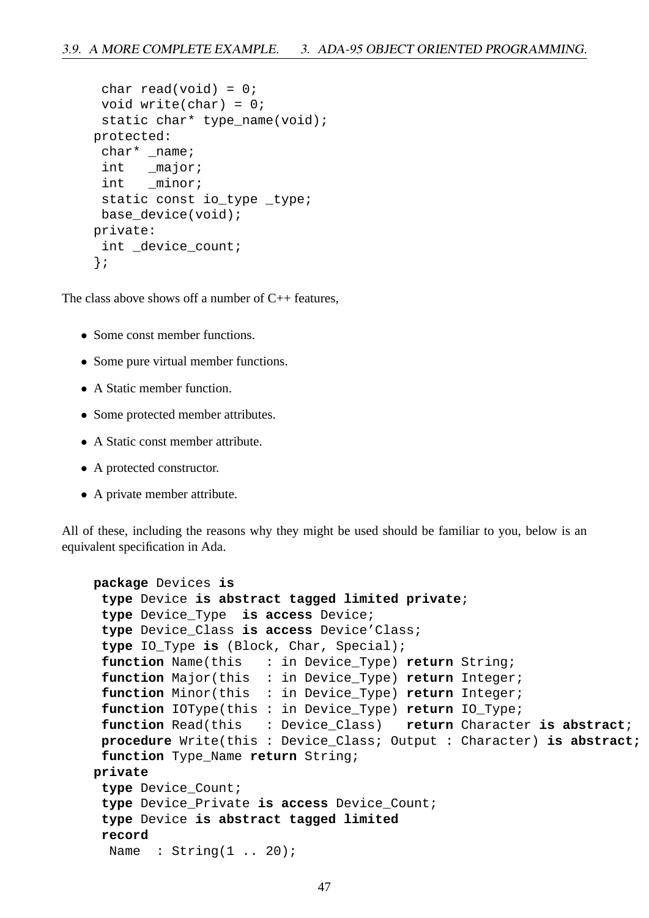```
 char read(void) = 0;
 void write(char) = 0;
 static char* type_name(void);
protected:
 char* _name;
 int   _major;
 int   _minor;
 static const io_type _type;
 base_device(void);
private:
 int _device_count;
};
```

The class above shows off a number of C++ features,

- Some const member functions.
- Some pure virtual member functions.
- A Static member function.
- Some protected member attributes.
- A Static const member attribute.
- A protected constructor.
- A private member attribute.

All of these, including the reasons why they might be used should be familiar to you, below is an equivalent specification in Ada.

```
package Devices is
 type Device is abstract tagged limited private;
 type Device_Type  is access Device;
 type Device_Class is access Device'Class;
 type IO_Type is (Block, Char, Special);
 function Name(this   : in Device_Type) return String;
 function Major(this  : in Device_Type) return Integer;
 function Minor(this  : in Device_Type) return Integer;
 function IOType(this : in Device_Type) return IO_Type;
 function Read(this   : Device_Class)   return Character is abstract;
 procedure Write(this : Device_Class; Output : Character) is abstract;
 function Type_Name return String;
private
 type Device_Count;
 type Device_Private is access Device_Count;
 type Device is abstract tagged limited
 record
  Name  : String(1 .. 20);
```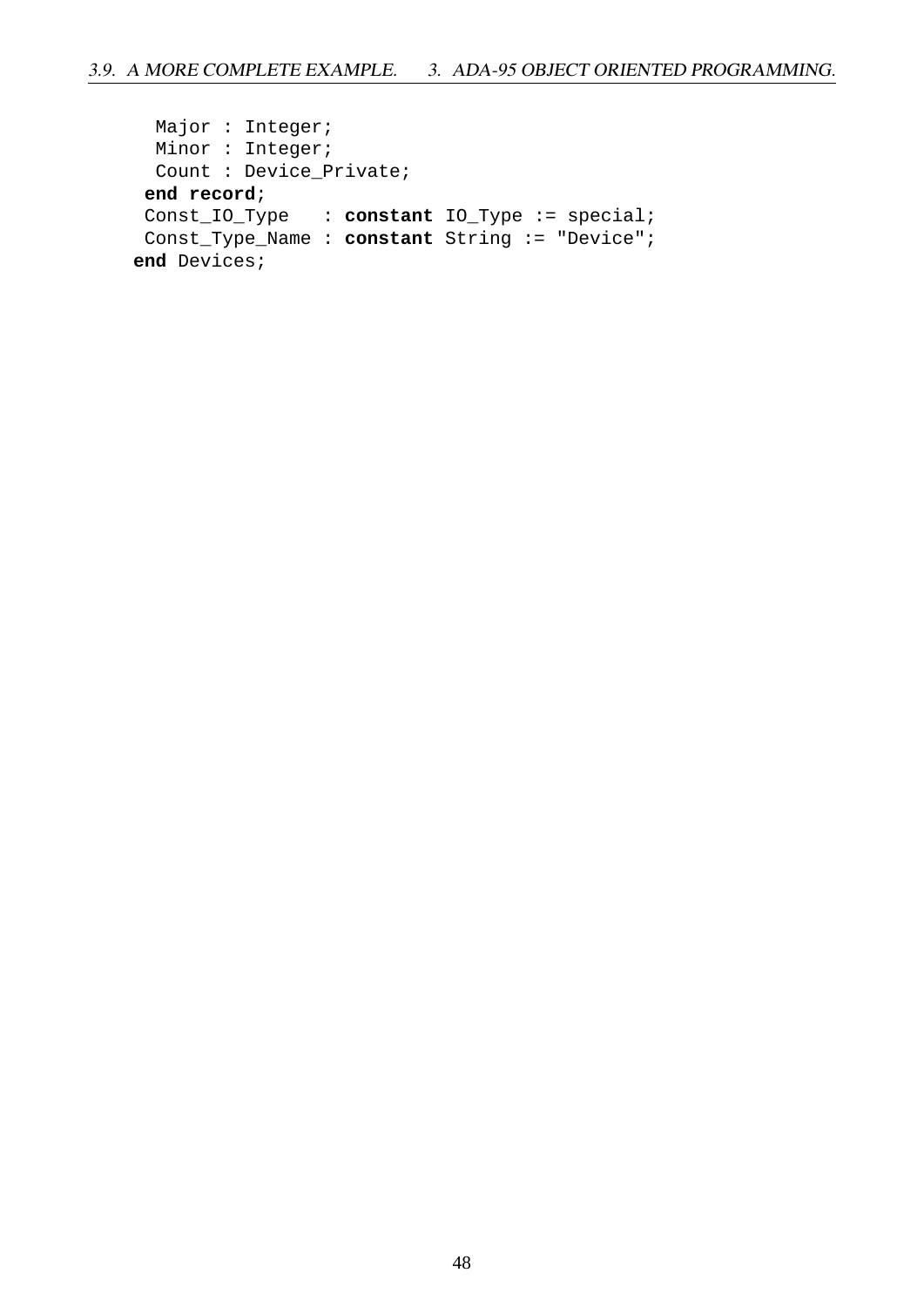```
    Major : Integer;
    Minor : Integer;
    Count : Device_Private;
  end record;
  Const_IO_Type   : constant IO_Type := special;
  Const_Type_Name : constant String := "Device";
end Devices;
```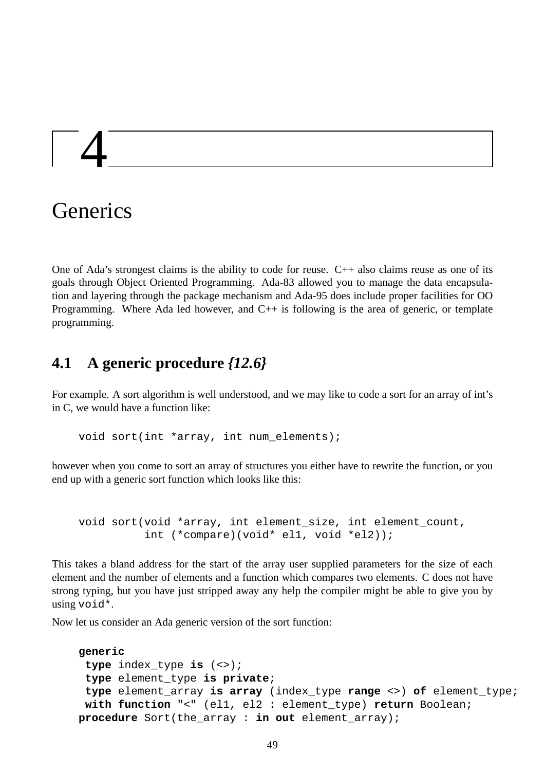# 4

# Generics

One of Ada's strongest claims is the ability to code for reuse. C++ also claims reuse as one of its goals through Object Oriented Programming. Ada-83 allowed you to manage the data encapsulation and layering through the package mechanism and Ada-95 does include proper facilities for OO Programming. Where Ada led however, and C++ is following is the area of generic, or template programming.

## 4.1 A generic procedure *{12.6}*

For example. A sort algorithm is well understood, and we may like to code a sort for an array of int's in C, we would have a function like:

```
void sort(int *array, int num_elements);
```

however when you come to sort an array of structures you either have to rewrite the function, or you end up with a generic sort function which looks like this:

```
void sort(void *array, int element_size, int element_count,
          int (*compare)(void* el1, void *el2));
```

This takes a bland address for the start of the array user supplied parameters for the size of each element and the number of elements and a function which compares two elements. C does not have strong typing, but you have just stripped away any help the compiler might be able to give you by using `void*`.

Now let us consider an Ada generic version of the sort function:

```
generic
 type index_type is (<>);
 type element_type is private;
 type element_array is array (index_type range <>) of element_type;
 with function "<" (el1, el2 : element_type) return Boolean;
procedure Sort(the_array : in out element_array);
```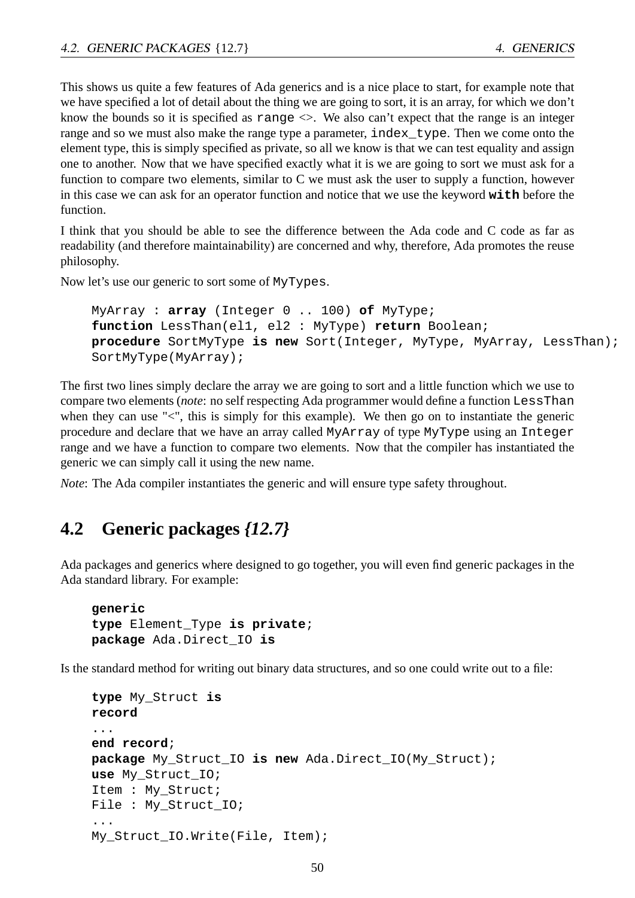This shows us quite a few features of Ada generics and is a nice place to start, for example note that we have specified a lot of detail about the thing we are going to sort, it is an array, for which we don't know the bounds so it is specified as `range <>`. We also can't expect that the range is an integer range and so we must also make the range type a parameter, `index_type`. Then we come onto the element type, this is simply specified as private, so all we know is that we can test equality and assign one to another. Now that we have specified exactly what it is we are going to sort we must ask for a function to compare two elements, similar to C we must ask the user to supply a function, however in this case we can ask for an operator function and notice that we use the keyword **`with`** before the function.

I think that you should be able to see the difference between the Ada code and C code as far as readability (and therefore maintainability) are concerned and why, therefore, Ada promotes the reuse philosophy.

Now let's use our generic to sort some of `MyTypes`.

```
MyArray : array (Integer 0 .. 100) of MyType;
function LessThan(el1, el2 : MyType) return Boolean;
procedure SortMyType is new Sort(Integer, MyType, MyArray, LessThan);
SortMyType(MyArray);
```

The first two lines simply declare the array we are going to sort and a little function which we use to compare two elements (*note*: no self respecting Ada programmer would define a function `LessThan` when they can use "<", this is simply for this example). We then go on to instantiate the generic procedure and declare that we have an array called `MyArray` of type `MyType` using an `Integer` range and we have a function to compare two elements. Now that the compiler has instantiated the generic we can simply call it using the new name.

*Note*: The Ada compiler instantiates the generic and will ensure type safety throughout.

## 4.2 Generic packages *{12.7}*

Ada packages and generics where designed to go together, you will even find generic packages in the Ada standard library. For example:

```
generic
type Element_Type is private;
package Ada.Direct_IO is
```

Is the standard method for writing out binary data structures, and so one could write out to a file:

```
type My_Struct is
record
...
end record;
package My_Struct_IO is new Ada.Direct_IO(My_Struct);
use My_Struct_IO;
Item : My_Struct;
File : My_Struct_IO;
...
My_Struct_IO.Write(File, Item);
```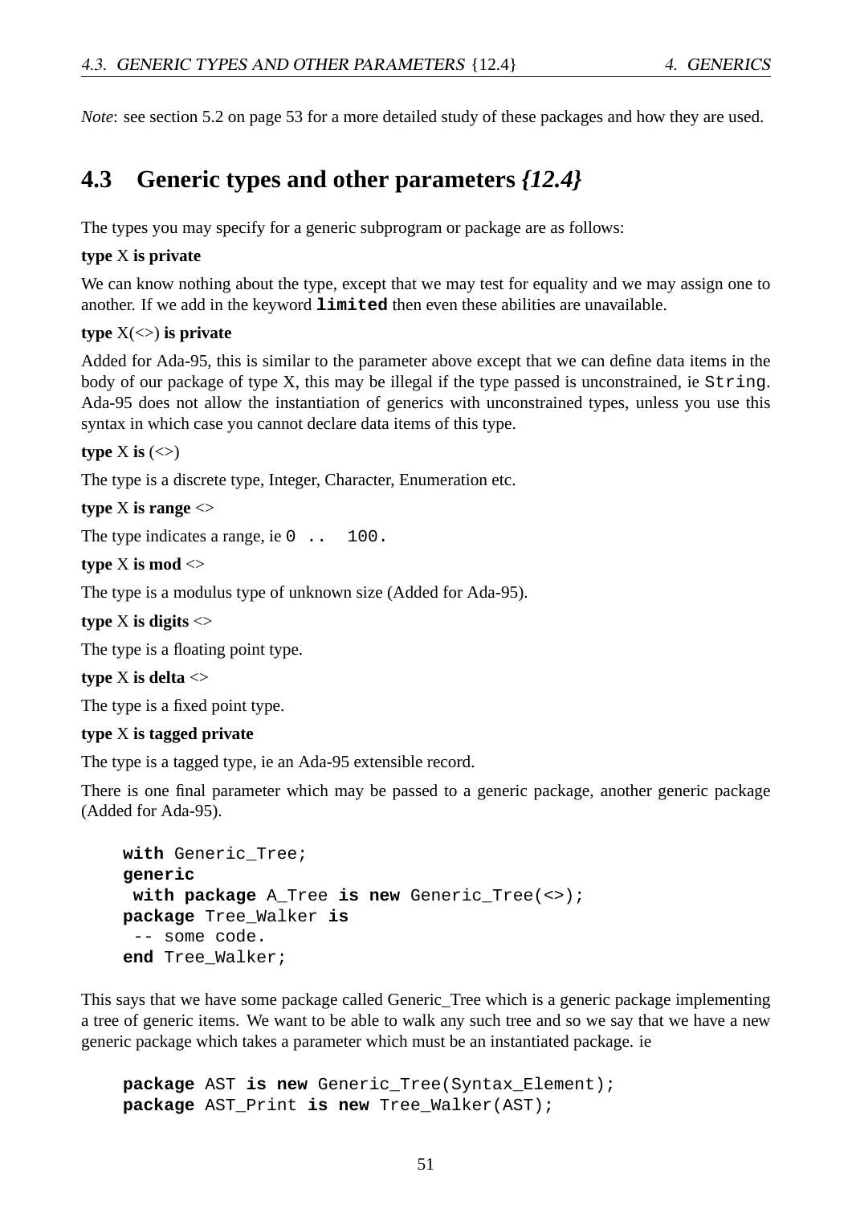*Note*: see section 5.2 on page 53 for a more detailed study of these packages and how they are used.

## 4.3 Generic types and other parameters *{12.4}*

The types you may specify for a generic subprogram or package are as follows:

**type** X **is private**

We can know nothing about the type, except that we may test for equality and we may assign one to another. If we add in the keyword **`limited`** then even these abilities are unavailable.

**type** X(<>) **is private**

Added for Ada-95, this is similar to the parameter above except that we can define data items in the body of our package of type X, this may be illegal if the type passed is unconstrained, ie `String`. Ada-95 does not allow the instantiation of generics with unconstrained types, unless you use this syntax in which case you cannot declare data items of this type.

**type** X **is** (<>)

The type is a discrete type, Integer, Character, Enumeration etc.

**type** X **is range** <>

The type indicates a range, ie `0 .. 100`.

**type** X **is mod** <>

The type is a modulus type of unknown size (Added for Ada-95).

**type** X **is digits** <>

The type is a floating point type.

**type** X **is delta** <>

The type is a fixed point type.

**type** X **is tagged private**

The type is a tagged type, ie an Ada-95 extensible record.

There is one final parameter which may be passed to a generic package, another generic package (Added for Ada-95).

```
with Generic_Tree;
generic
 with package A_Tree is new Generic_Tree(<>);
package Tree_Walker is
 -- some code.
end Tree_Walker;
```

This says that we have some package called Generic_Tree which is a generic package implementing a tree of generic items. We want to be able to walk any such tree and so we say that we have a new generic package which takes a parameter which must be an instantiated package. ie

```
package AST is new Generic_Tree(Syntax_Element);
package AST_Print is new Tree_Walker(AST);
```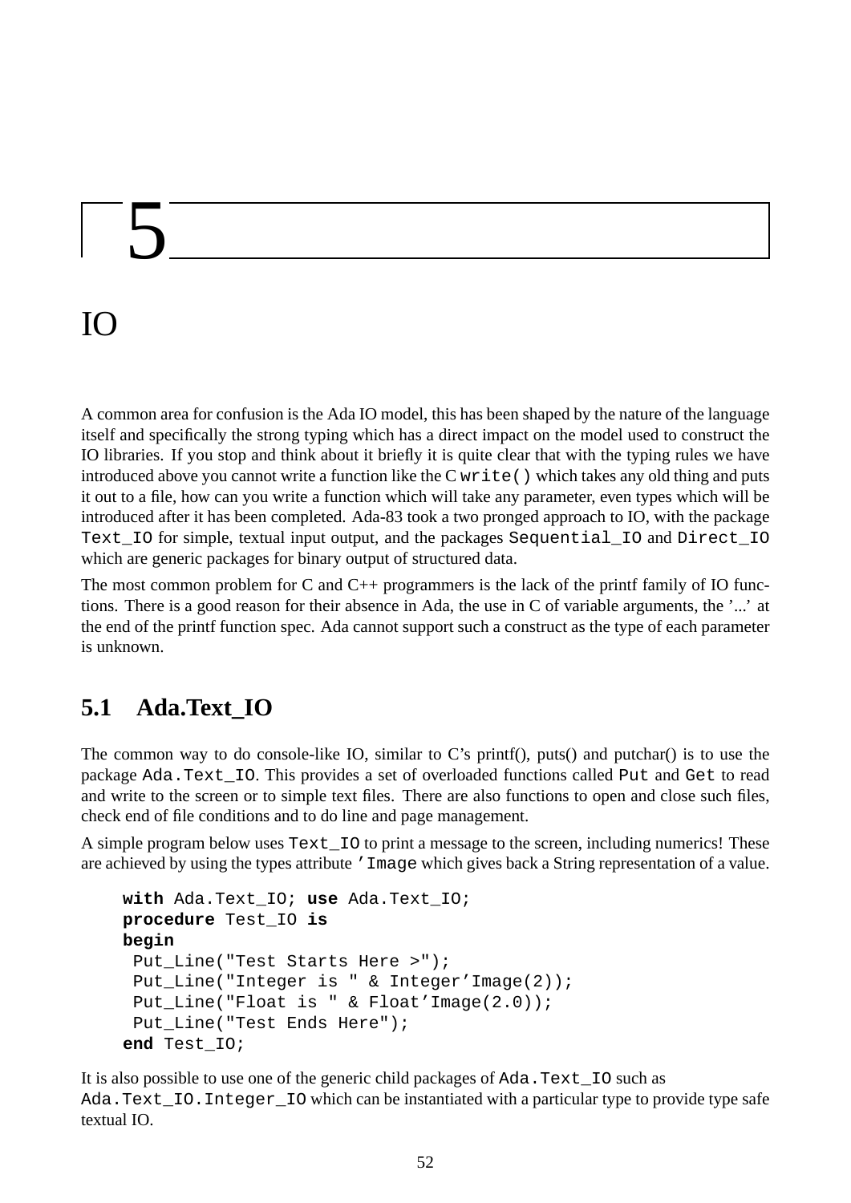# 5

# IO

A common area for confusion is the Ada IO model, this has been shaped by the nature of the language itself and specifically the strong typing which has a direct impact on the model used to construct the IO libraries. If you stop and think about it briefly it is quite clear that with the typing rules we have introduced above you cannot write a function like the C `write()` which takes any old thing and puts it out to a file, how can you write a function which will take any parameter, even types which will be introduced after it has been completed. Ada-83 took a two pronged approach to IO, with the package `Text_IO` for simple, textual input output, and the packages `Sequential_IO` and `Direct_IO` which are generic packages for binary output of structured data.

The most common problem for C and C++ programmers is the lack of the printf family of IO functions. There is a good reason for their absence in Ada, the use in C of variable arguments, the '...' at the end of the printf function spec. Ada cannot support such a construct as the type of each parameter is unknown.

## 5.1 Ada.Text_IO

The common way to do console-like IO, similar to C's printf(), puts() and putchar() is to use the package `Ada.Text_IO`. This provides a set of overloaded functions called `Put` and `Get` to read and write to the screen or to simple text files. There are also functions to open and close such files, check end of file conditions and to do line and page management.

A simple program below uses `Text_IO` to print a message to the screen, including numerics! These are achieved by using the types attribute `'Image` which gives back a String representation of a value.

```
with Ada.Text_IO; use Ada.Text_IO;
procedure Test_IO is
begin
 Put_Line("Test Starts Here >");
 Put_Line("Integer is " & Integer'Image(2));
 Put_Line("Float is " & Float'Image(2.0));
 Put_Line("Test Ends Here");
end Test_IO;
```

It is also possible to use one of the generic child packages of `Ada.Text_IO` such as `Ada.Text_IO.Integer_IO` which can be instantiated with a particular type to provide type safe textual IO.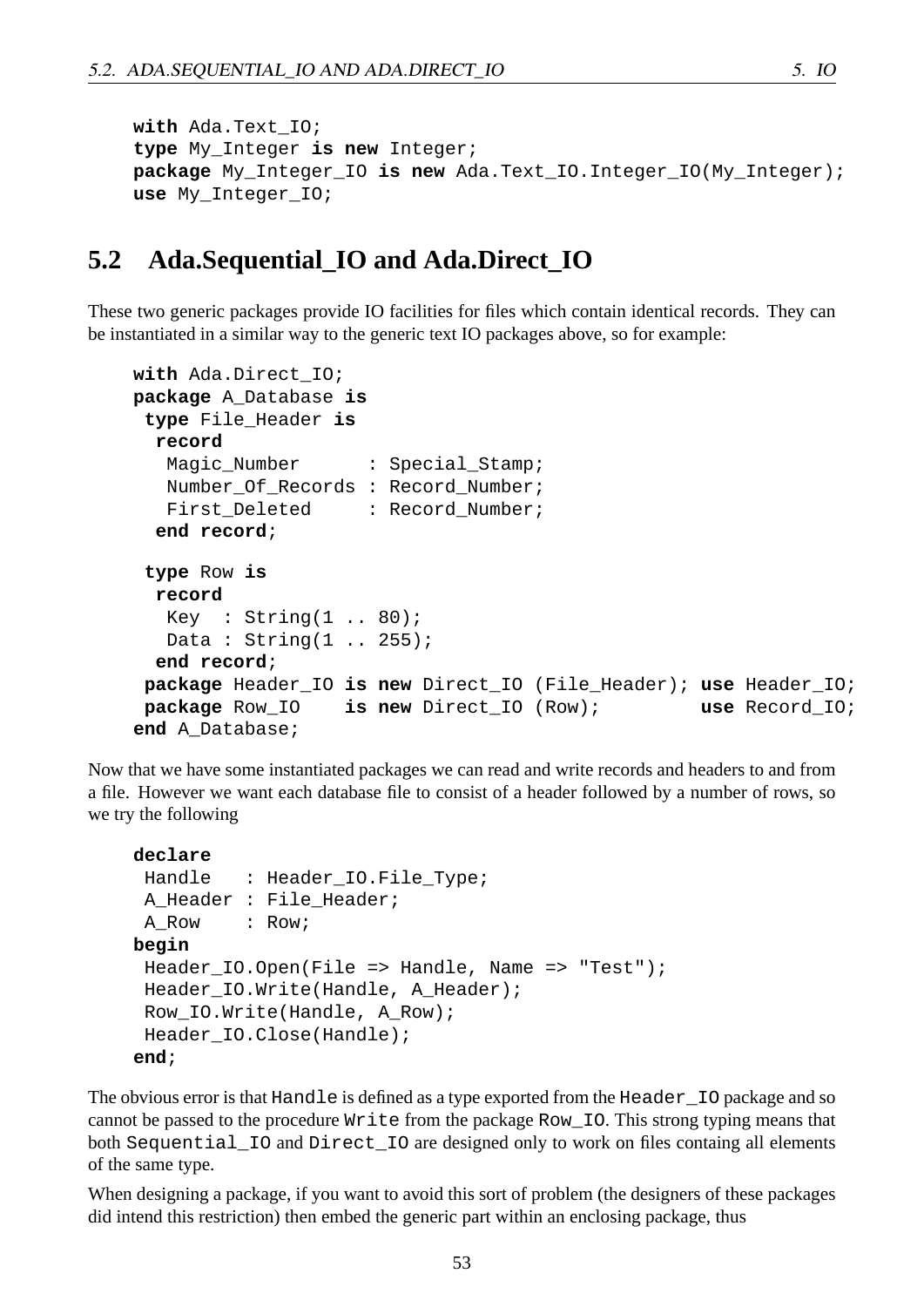```
with Ada.Text_IO;
type My_Integer is new Integer;
package My_Integer_IO is new Ada.Text_IO.Integer_IO(My_Integer);
use My_Integer_IO;
```

## 5.2 Ada.Sequential_IO and Ada.Direct_IO

These two generic packages provide IO facilities for files which contain identical records. They can be instantiated in a similar way to the generic text IO packages above, so for example:

```
with Ada.Direct_IO;
package A_Database is
 type File_Header is
  record
   Magic_Number      : Special_Stamp;
   Number_Of_Records : Record_Number;
   First_Deleted     : Record_Number;
  end record;

 type Row is
  record
   Key  : String(1 .. 80);
   Data : String(1 .. 255);
  end record;
 package Header_IO is new Direct_IO (File_Header); use Header_IO;
 package Row_IO    is new Direct_IO (Row);         use Record_IO;
end A_Database;
```

Now that we have some instantiated packages we can read and write records and headers to and from a file. However we want each database file to consist of a header followed by a number of rows, so we try the following

```
declare
 Handle   : Header_IO.File_Type;
 A_Header : File_Header;
 A_Row    : Row;
begin
 Header_IO.Open(File => Handle, Name => "Test");
 Header_IO.Write(Handle, A_Header);
 Row_IO.Write(Handle, A_Row);
 Header_IO.Close(Handle);
end;
```

The obvious error is that `Handle` is defined as a type exported from the `Header_IO` package and so cannot be passed to the procedure `Write` from the package `Row_IO`. This strong typing means that both `Sequential_IO` and `Direct_IO` are designed only to work on files containg all elements of the same type.

When designing a package, if you want to avoid this sort of problem (the designers of these packages did intend this restriction) then embed the generic part within an enclosing package, thus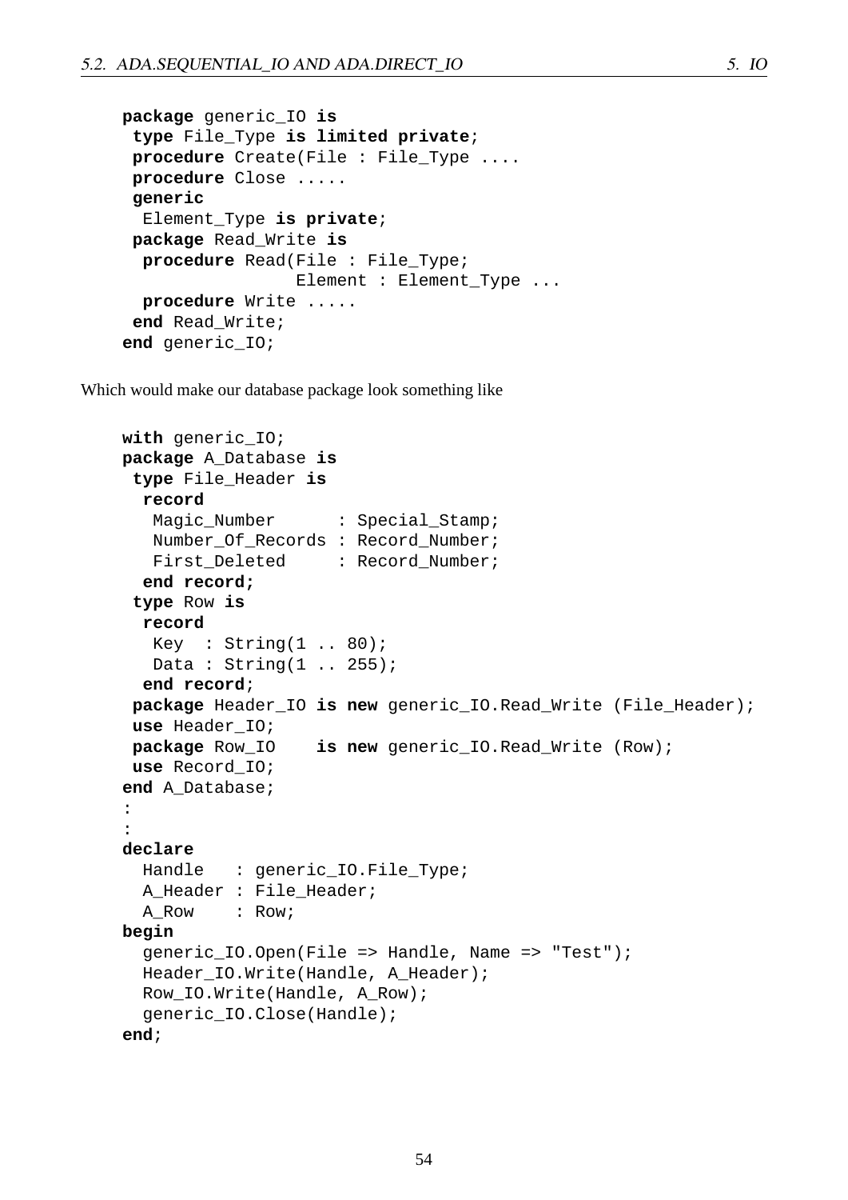```
package generic_IO is
 type File_Type is limited private;
 procedure Create(File : File_Type ....
 procedure Close .....
 generic
  Element_Type is private;
 package Read_Write is
  procedure Read(File : File_Type;
                 Element : Element_Type ...
  procedure Write .....
 end Read_Write;
end generic_IO;
```

Which would make our database package look something like

```
with generic_IO;
package A_Database is
 type File_Header is
  record
   Magic_Number      : Special_Stamp;
   Number_Of_Records : Record_Number;
   First_Deleted     : Record_Number;
  end record;
 type Row is
  record
   Key  : String(1 .. 80);
   Data : String(1 .. 255);
  end record;
 package Header_IO is new generic_IO.Read_Write (File_Header);
 use Header_IO;
 package Row_IO    is new generic_IO.Read_Write (Row);
 use Record_IO;
end A_Database;
:
:
declare
  Handle   : generic_IO.File_Type;
  A_Header : File_Header;
  A_Row    : Row;
begin
  generic_IO.Open(File => Handle, Name => "Test");
  Header_IO.Write(Handle, A_Header);
  Row_IO.Write(Handle, A_Row);
  generic_IO.Close(Handle);
end;
```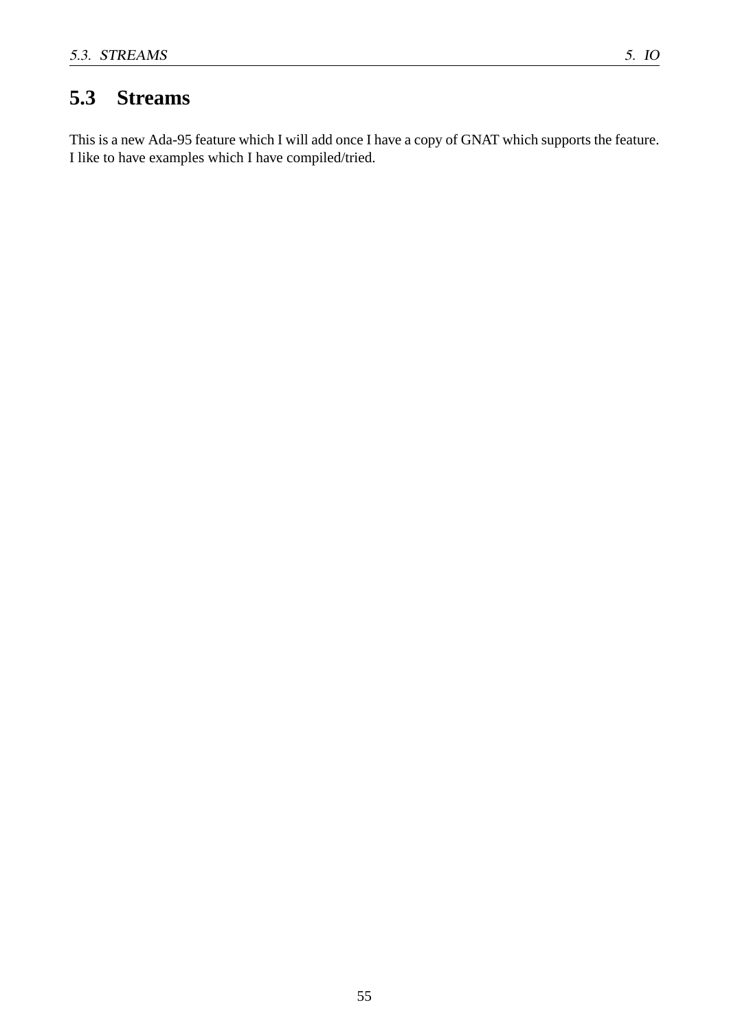## 5.3 Streams

This is a new Ada-95 feature which I will add once I have a copy of GNAT which supports the feature. I like to have examples which I have compiled/tried.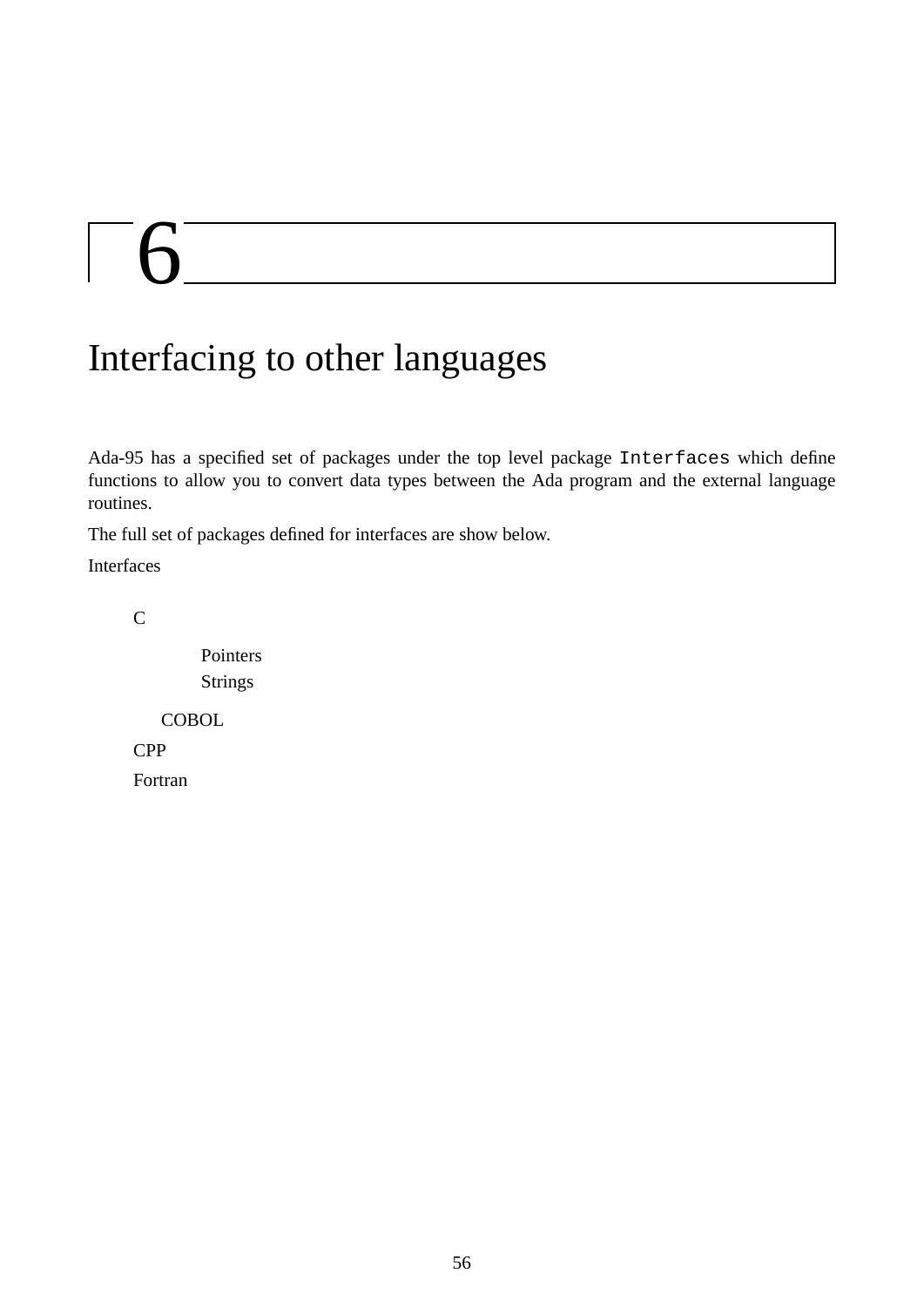# 6

# Interfacing to other languages

Ada-95 has a specified set of packages under the top level package `Interfaces` which define functions to allow you to convert data types between the Ada program and the external language routines.

The full set of packages defined for interfaces are show below.

- Interfaces
  - C
    - Pointers
    - Strings
  - COBOL
  - CPP
  - Fortran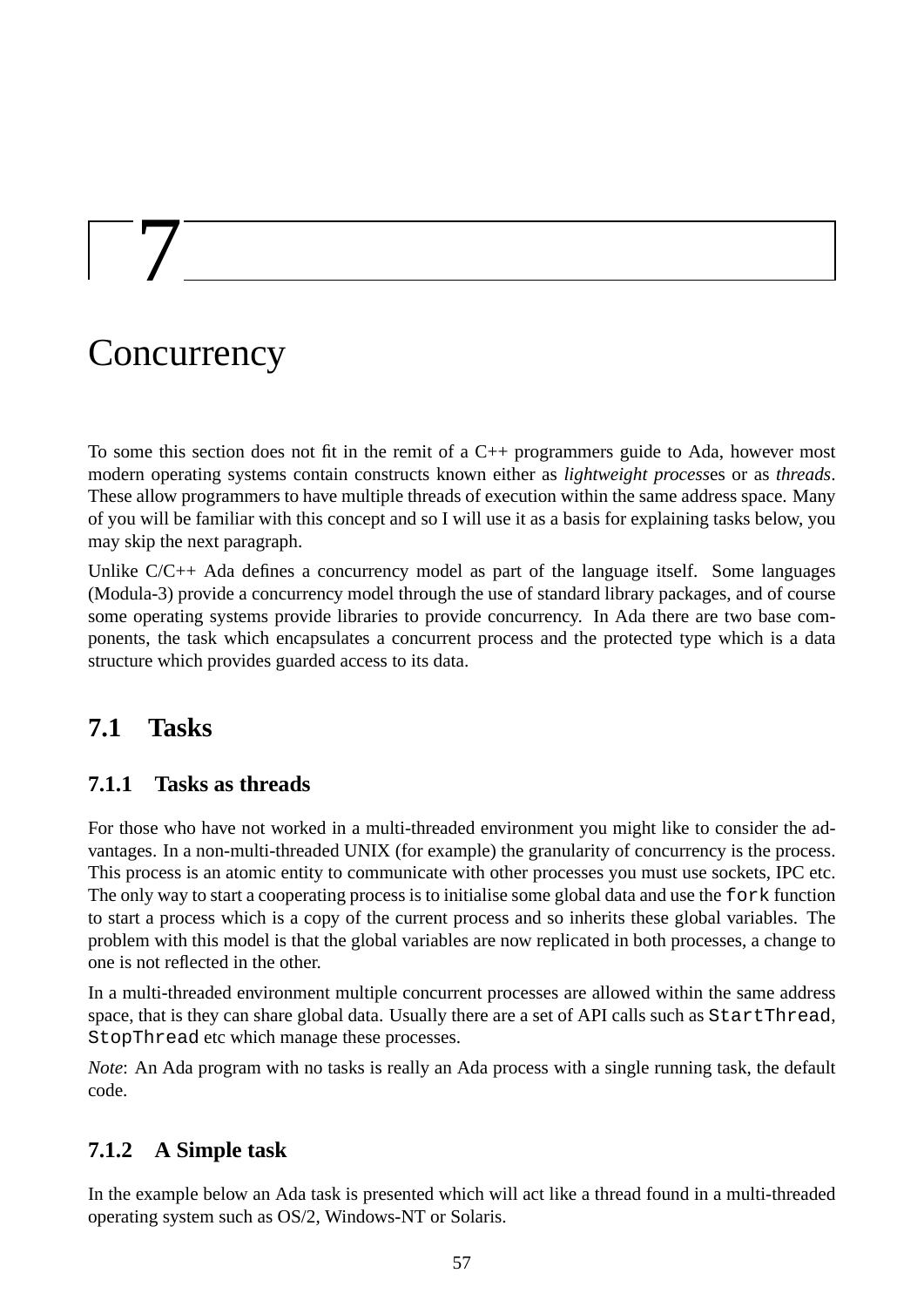# 7 Concurrency

To some this section does not fit in the remit of a C++ programmers guide to Ada, however most modern operating systems contain constructs known either as *lightweight process*es or as *threads*. These allow programmers to have multiple threads of execution within the same address space. Many of you will be familiar with this concept and so I will use it as a basis for explaining tasks below, you may skip the next paragraph.

Unlike C/C++ Ada defines a concurrency model as part of the language itself. Some languages (Modula-3) provide a concurrency model through the use of standard library packages, and of course some operating systems provide libraries to provide concurrency. In Ada there are two base components, the task which encapsulates a concurrent process and the protected type which is a data structure which provides guarded access to its data.

## 7.1 Tasks

### 7.1.1 Tasks as threads

For those who have not worked in a multi-threaded environment you might like to consider the advantages. In a non-multi-threaded UNIX (for example) the granularity of concurrency is the process. This process is an atomic entity to communicate with other processes you must use sockets, IPC etc. The only way to start a cooperating process is to initialise some global data and use the `fork` function to start a process which is a copy of the current process and so inherits these global variables. The problem with this model is that the global variables are now replicated in both processes, a change to one is not reflected in the other.

In a multi-threaded environment multiple concurrent processes are allowed within the same address space, that is they can share global data. Usually there are a set of API calls such as `StartThread`, `StopThread` etc which manage these processes.

*Note*: An Ada program with no tasks is really an Ada process with a single running task, the default code.

### 7.1.2 A Simple task

In the example below an Ada task is presented which will act like a thread found in a multi-threaded operating system such as OS/2, Windows-NT or Solaris.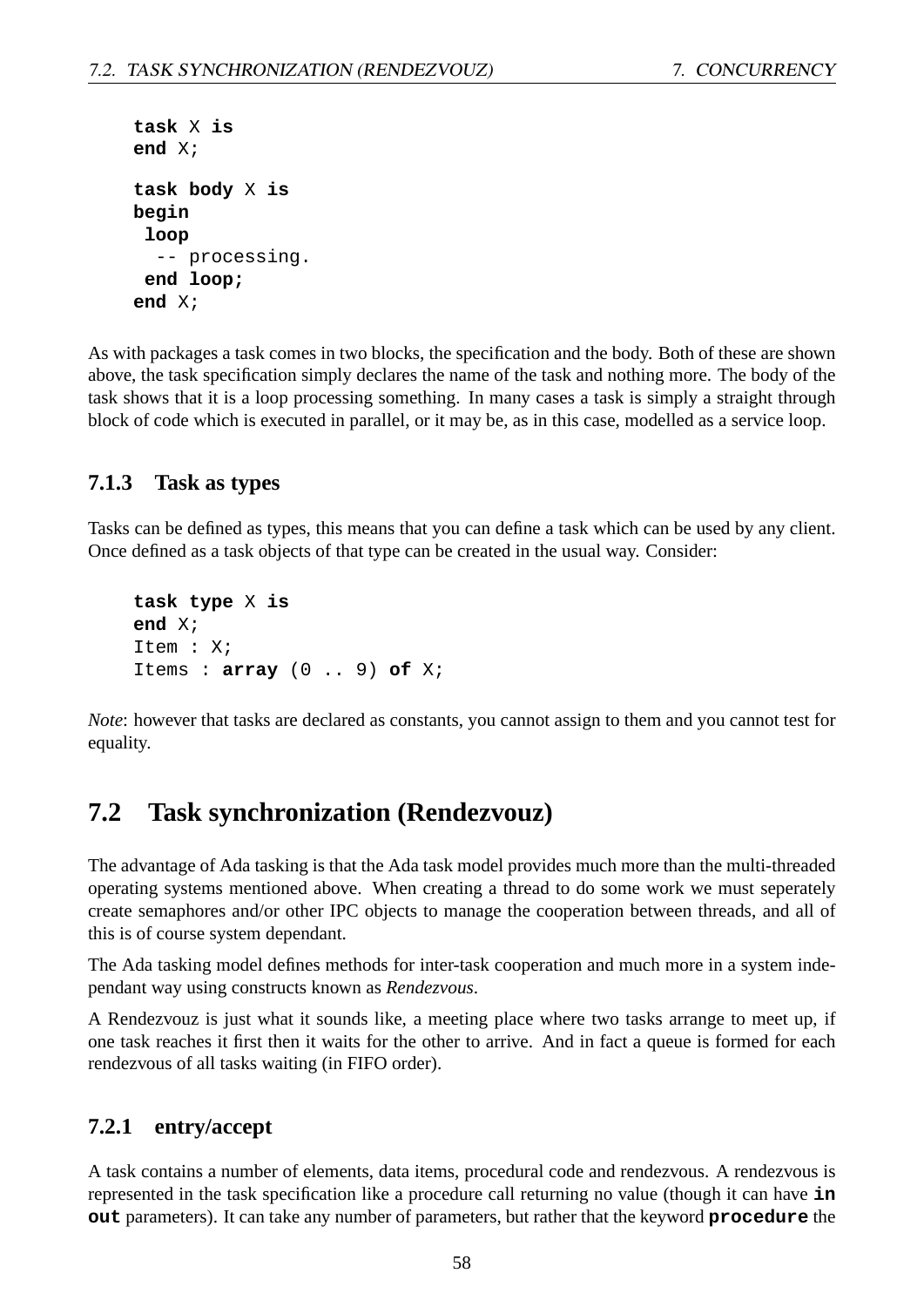```
task X is
end X;

task body X is
begin
 loop
  -- processing.
 end loop;
end X;
```

As with packages a task comes in two blocks, the specification and the body. Both of these are shown above, the task specification simply declares the name of the task and nothing more. The body of the task shows that it is a loop processing something. In many cases a task is simply a straight through block of code which is executed in parallel, or it may be, as in this case, modelled as a service loop.

### 7.1.3 Task as types

Tasks can be defined as types, this means that you can define a task which can be used by any client. Once defined as a task objects of that type can be created in the usual way. Consider:

```
task type X is
end X;
Item : X;
Items : array (0 .. 9) of X;
```

*Note*: however that tasks are declared as constants, you cannot assign to them and you cannot test for equality.

## 7.2 Task synchronization (Rendezvouz)

The advantage of Ada tasking is that the Ada task model provides much more than the multi-threaded operating systems mentioned above. When creating a thread to do some work we must seperately create semaphores and/or other IPC objects to manage the cooperation between threads, and all of this is of course system dependant.

The Ada tasking model defines methods for inter-task cooperation and much more in a system independant way using constructs known as *Rendezvous*.

A Rendezvouz is just what it sounds like, a meeting place where two tasks arrange to meet up, if one task reaches it first then it waits for the other to arrive. And in fact a queue is formed for each rendezvous of all tasks waiting (in FIFO order).

### 7.2.1 entry/accept

A task contains a number of elements, data items, procedural code and rendezvous. A rendezvous is represented in the task specification like a procedure call returning no value (though it can have **in out** parameters). It can take any number of parameters, but rather that the keyword **procedure** the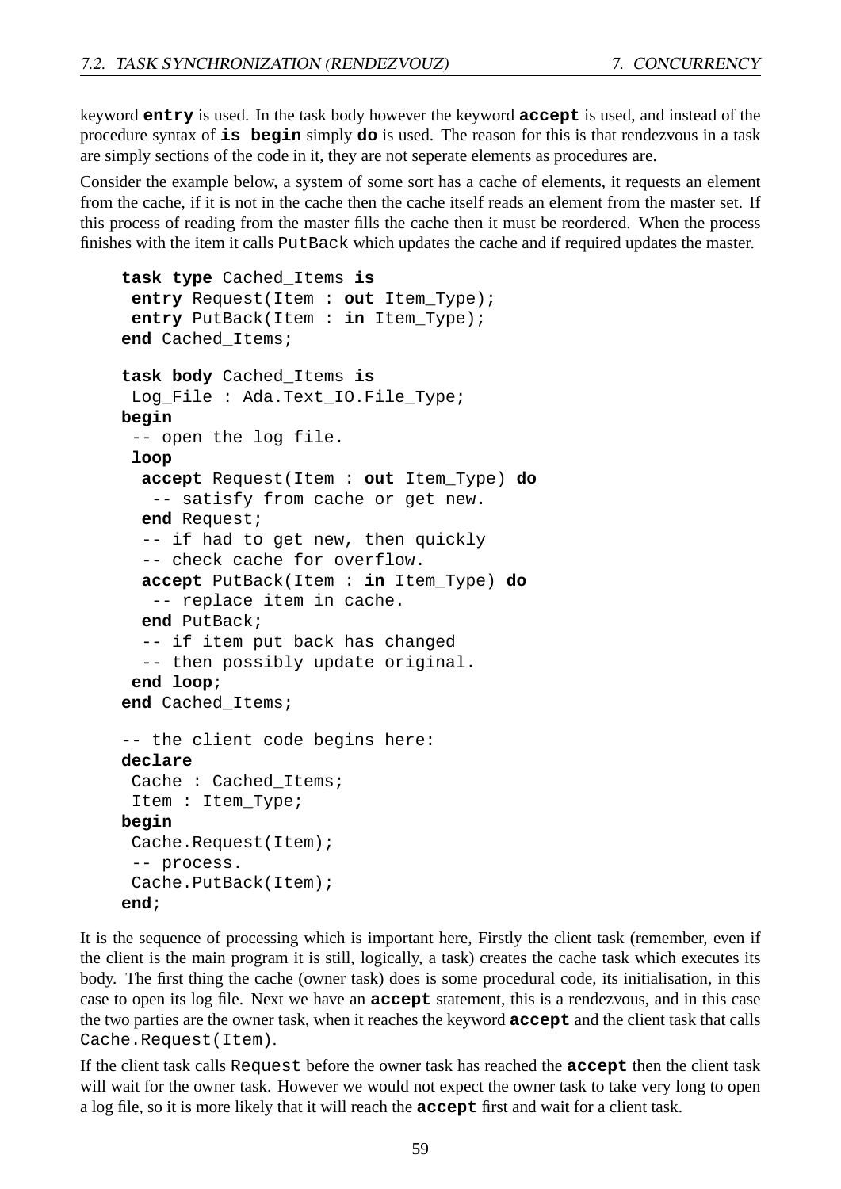keyword **entry** is used. In the task body however the keyword **accept** is used, and instead of the procedure syntax of **is begin** simply **do** is used. The reason for this is that rendezvous in a task are simply sections of the code in it, they are not seperate elements as procedures are.

Consider the example below, a system of some sort has a cache of elements, it requests an element from the cache, if it is not in the cache then the cache itself reads an element from the master set. If this process of reading from the master fills the cache then it must be reordered. When the process finishes with the item it calls PutBack which updates the cache and if required updates the master.

```
task type Cached_Items is
 entry Request(Item : out Item_Type);
 entry PutBack(Item : in Item_Type);
end Cached_Items;

task body Cached_Items is
 Log_File : Ada.Text_IO.File_Type;
begin
 -- open the log file.
 loop
  accept Request(Item : out Item_Type) do
   -- satisfy from cache or get new.
  end Request;
  -- if had to get new, then quickly
  -- check cache for overflow.
  accept PutBack(Item : in Item_Type) do
   -- replace item in cache.
  end PutBack;
  -- if item put back has changed
  -- then possibly update original.
 end loop;
end Cached_Items;

-- the client code begins here:
declare
 Cache : Cached_Items;
 Item : Item_Type;
begin
 Cache.Request(Item);
 -- process.
 Cache.PutBack(Item);
end;
```

It is the sequence of processing which is important here, Firstly the client task (remember, even if the client is the main program it is still, logically, a task) creates the cache task which executes its body. The first thing the cache (owner task) does is some procedural code, its initialisation, in this case to open its log file. Next we have an **accept** statement, this is a rendezvous, and in this case the two parties are the owner task, when it reaches the keyword **accept** and the client task that calls Cache.Request(Item).

If the client task calls Request before the owner task has reached the **accept** then the client task will wait for the owner task. However we would not expect the owner task to take very long to open a log file, so it is more likely that it will reach the **accept** first and wait for a client task.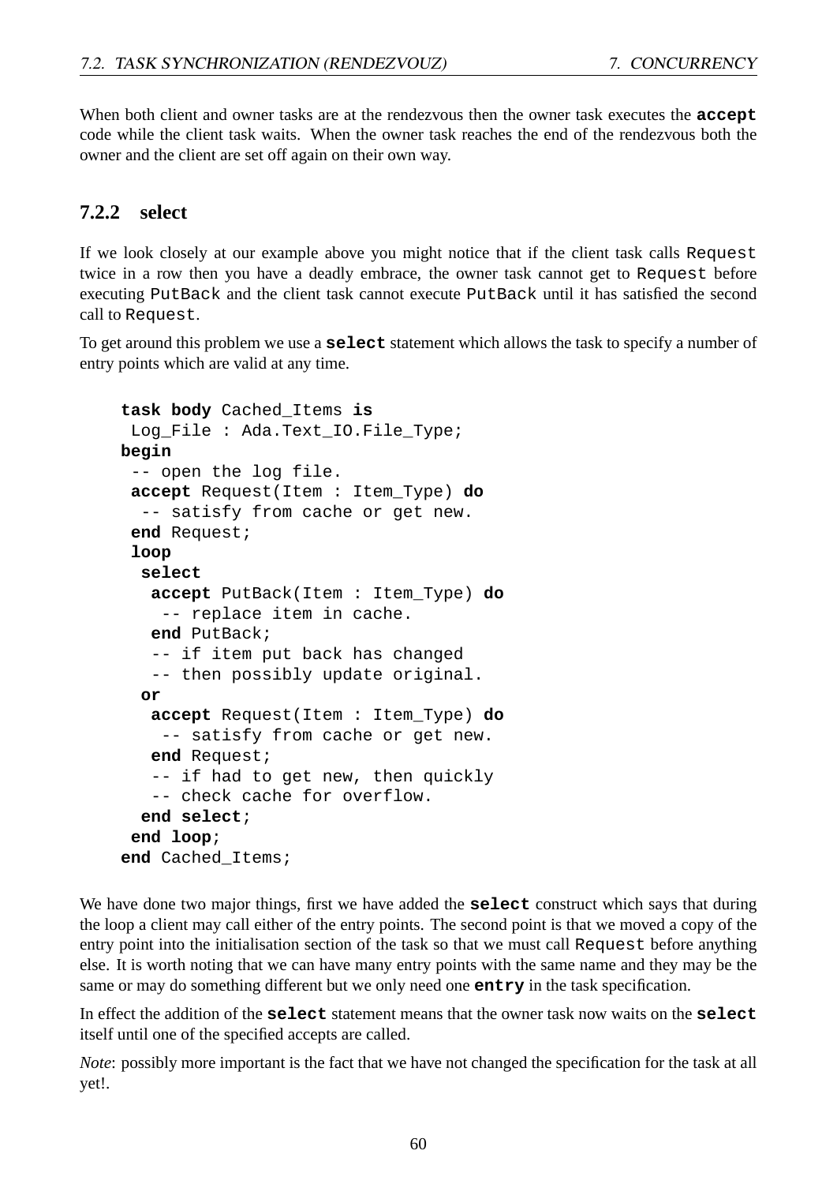When both client and owner tasks are at the rendezvous then the owner task executes the **accept** code while the client task waits. When the owner task reaches the end of the rendezvous both the owner and the client are set off again on their own way.

### 7.2.2 select

If we look closely at our example above you might notice that if the client task calls Request twice in a row then you have a deadly embrace, the owner task cannot get to Request before executing PutBack and the client task cannot execute PutBack until it has satisfied the second call to Request.

To get around this problem we use a **select** statement which allows the task to specify a number of entry points which are valid at any time.

```
task body Cached_Items is
 Log_File : Ada.Text_IO.File_Type;
begin
 -- open the log file.
 accept Request(Item : Item_Type) do
  -- satisfy from cache or get new.
 end Request;
 loop
  select
   accept PutBack(Item : Item_Type) do
    -- replace item in cache.
   end PutBack;
   -- if item put back has changed
   -- then possibly update original.
  or
   accept Request(Item : Item_Type) do
    -- satisfy from cache or get new.
   end Request;
   -- if had to get new, then quickly
   -- check cache for overflow.
  end select;
 end loop;
end Cached_Items;
```

We have done two major things, first we have added the **select** construct which says that during the loop a client may call either of the entry points. The second point is that we moved a copy of the entry point into the initialisation section of the task so that we must call Request before anything else. It is worth noting that we can have many entry points with the same name and they may be the same or may do something different but we only need one **entry** in the task specification.

In effect the addition of the **select** statement means that the owner task now waits on the **select** itself until one of the specified accepts are called.

*Note*: possibly more important is the fact that we have not changed the specification for the task at all yet!.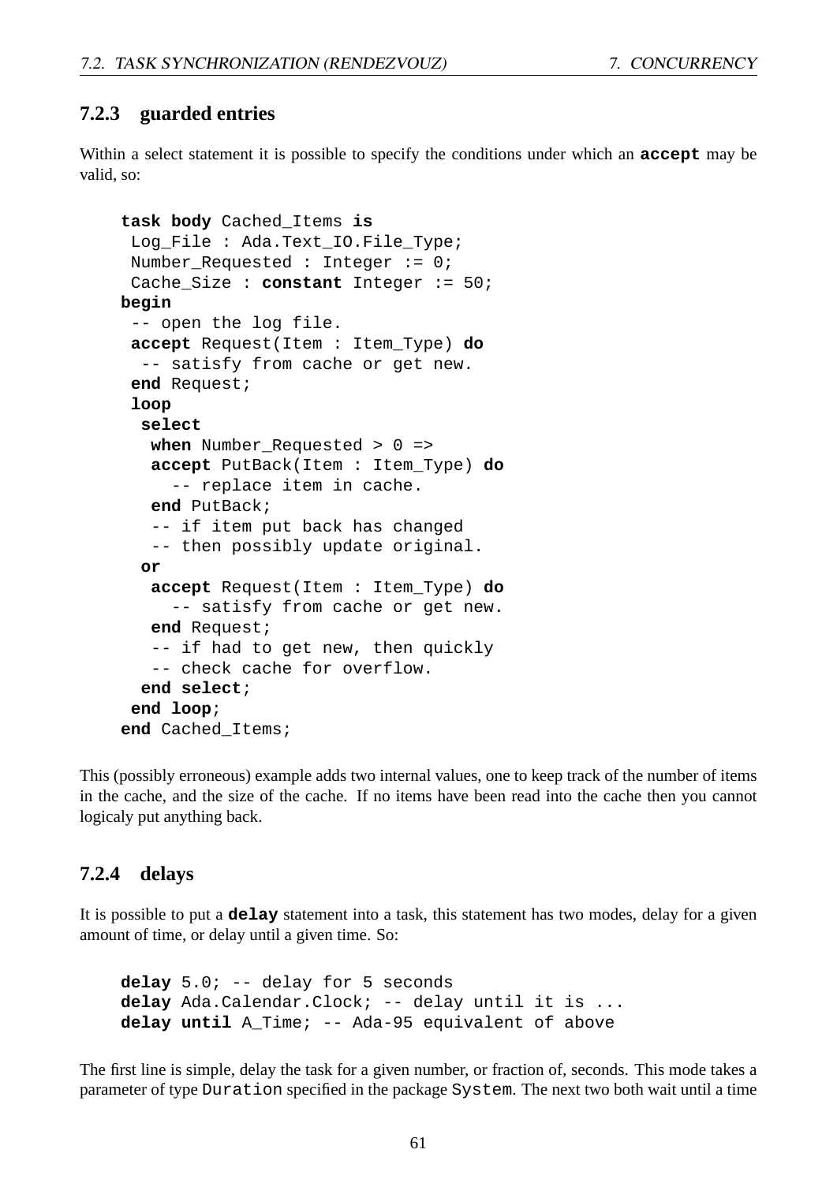### 7.2.3 guarded entries

Within a select statement it is possible to specify the conditions under which an **accept** may be valid, so:

```
task body Cached_Items is
 Log_File : Ada.Text_IO.File_Type;
 Number_Requested : Integer := 0;
 Cache_Size : constant Integer := 50;
begin
 -- open the log file.
 accept Request(Item : Item_Type) do
  -- satisfy from cache or get new.
 end Request;
 loop
  select
   when Number_Requested > 0 =>
   accept PutBack(Item : Item_Type) do
     -- replace item in cache.
   end PutBack;
   -- if item put back has changed
   -- then possibly update original.
  or
   accept Request(Item : Item_Type) do
     -- satisfy from cache or get new.
   end Request;
   -- if had to get new, then quickly
   -- check cache for overflow.
  end select;
 end loop;
end Cached_Items;
```

This (possibly erroneous) example adds two internal values, one to keep track of the number of items in the cache, and the size of the cache. If no items have been read into the cache then you cannot logicaly put anything back.

### 7.2.4 delays

It is possible to put a **delay** statement into a task, this statement has two modes, delay for a given amount of time, or delay until a given time. So:

```
delay 5.0; -- delay for 5 seconds
delay Ada.Calendar.Clock; -- delay until it is ...
delay until A_Time; -- Ada-95 equivalent of above
```

The first line is simple, delay the task for a given number, or fraction of, seconds. This mode takes a parameter of type `Duration` specified in the package `System`. The next two both wait until a time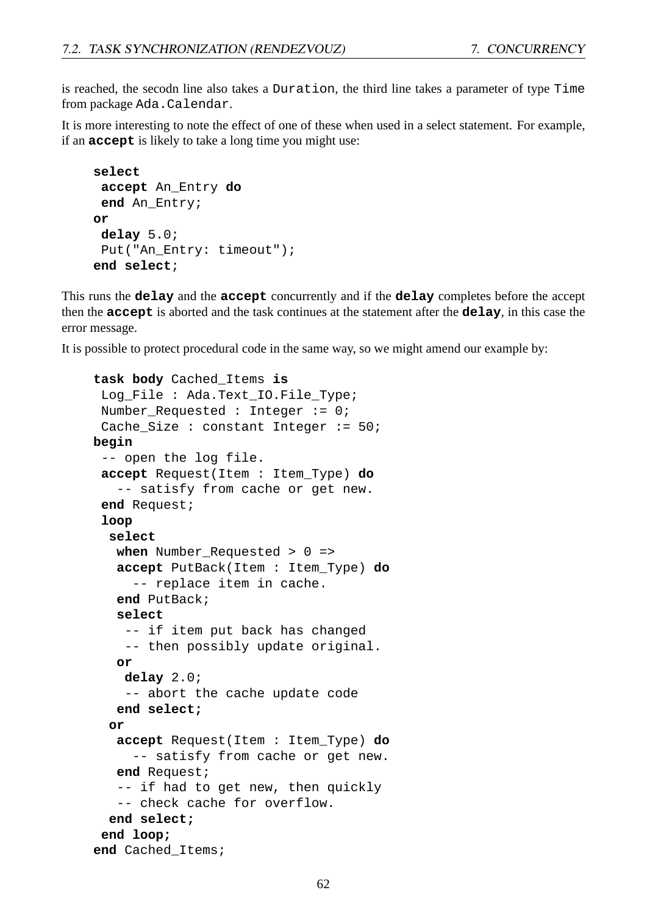is reached, the secodn line also takes a `Duration`, the third line takes a parameter of type `Time` from package `Ada.Calendar`.

It is more interesting to note the effect of one of these when used in a select statement. For example, if an **accept** is likely to take a long time you might use:

```
select
 accept An_Entry do
 end An_Entry;
or
 delay 5.0;
 Put("An_Entry: timeout");
end select;
```

This runs the **delay** and the **accept** concurrently and if the **delay** completes before the accept then the **accept** is aborted and the task continues at the statement after the **delay**, in this case the error message.

It is possible to protect procedural code in the same way, so we might amend our example by:

```
task body Cached_Items is
 Log_File : Ada.Text_IO.File_Type;
 Number_Requested : Integer := 0;
 Cache_Size : constant Integer := 50;
begin
 -- open the log file.
 accept Request(Item : Item_Type) do
   -- satisfy from cache or get new.
 end Request;
 loop
  select
   when Number_Requested > 0 =>
   accept PutBack(Item : Item_Type) do
     -- replace item in cache.
   end PutBack;
   select
    -- if item put back has changed
    -- then possibly update original.
   or
    delay 2.0;
    -- abort the cache update code
   end select;
  or
   accept Request(Item : Item_Type) do
     -- satisfy from cache or get new.
   end Request;
   -- if had to get new, then quickly
   -- check cache for overflow.
  end select;
 end loop;
end Cached_Items;
```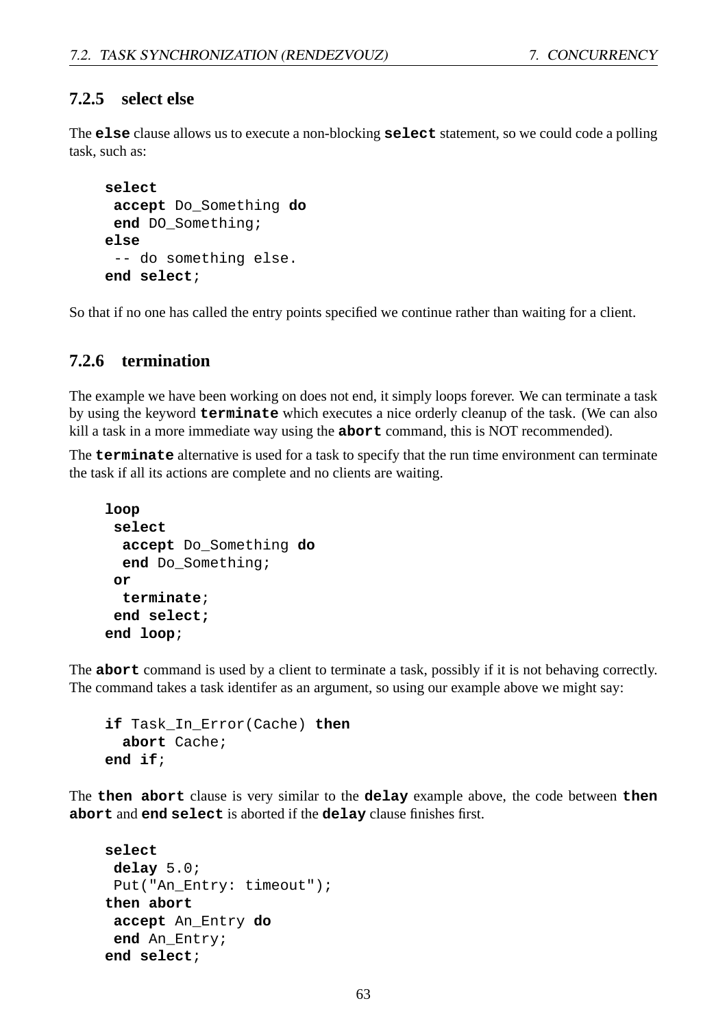### 7.2.5 select else

The **else** clause allows us to execute a non-blocking **select** statement, so we could code a polling task, such as:

```
select
 accept Do_Something do
 end DO_Something;
else
 -- do something else.
end select;
```

So that if no one has called the entry points specified we continue rather than waiting for a client.

### 7.2.6 termination

The example we have been working on does not end, it simply loops forever. We can terminate a task by using the keyword **terminate** which executes a nice orderly cleanup of the task. (We can also kill a task in a more immediate way using the **abort** command, this is NOT recommended).

The **terminate** alternative is used for a task to specify that the run time environment can terminate the task if all its actions are complete and no clients are waiting.

```
loop
 select
  accept Do_Something do
  end Do_Something;
 or
  terminate;
 end select;
end loop;
```

The **abort** command is used by a client to terminate a task, possibly if it is not behaving correctly. The command takes a task identifer as an argument, so using our example above we might say:

```
if Task_In_Error(Cache) then
  abort Cache;
end if;
```

The **then abort** clause is very similar to the **delay** example above, the code between **then abort** and **end select** is aborted if the **delay** clause finishes first.

```
select
 delay 5.0;
 Put("An_Entry: timeout");
then abort
 accept An_Entry do
 end An_Entry;
end select;
```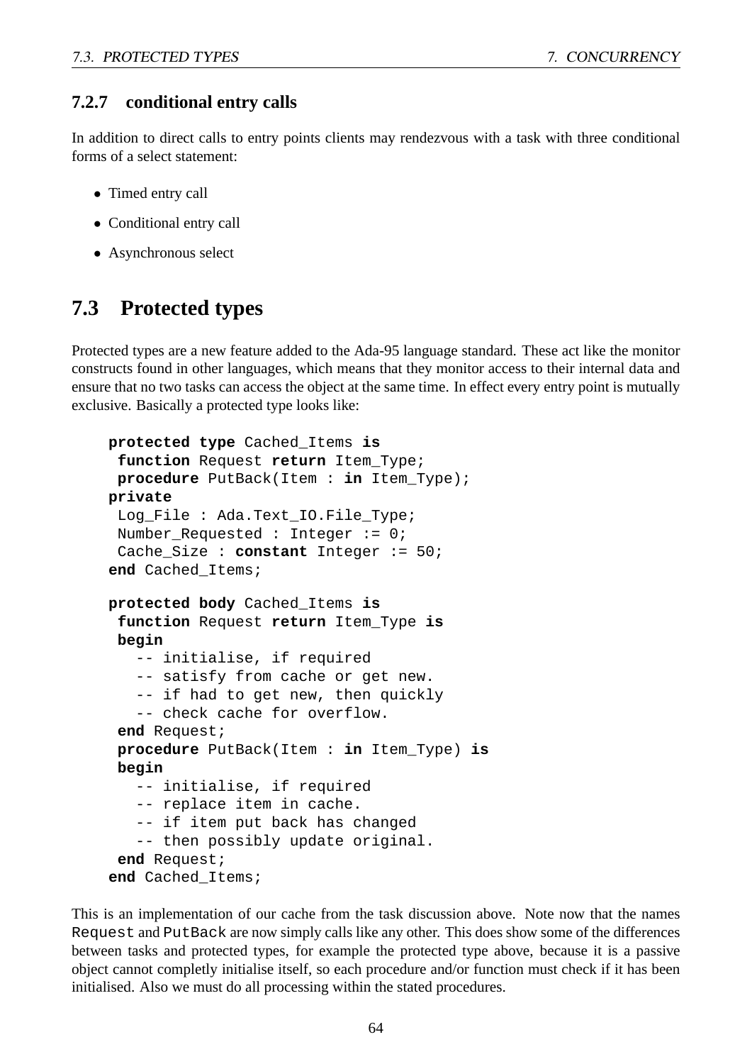### 7.2.7 conditional entry calls

In addition to direct calls to entry points clients may rendezvous with a task with three conditional forms of a select statement:

- Timed entry call
- Conditional entry call
- Asynchronous select

## 7.3 Protected types

Protected types are a new feature added to the Ada-95 language standard. These act like the monitor constructs found in other languages, which means that they monitor access to their internal data and ensure that no two tasks can access the object at the same time. In effect every entry point is mutually exclusive. Basically a protected type looks like:

```
protected type Cached_Items is
 function Request return Item_Type;
 procedure PutBack(Item : in Item_Type);
private
 Log_File : Ada.Text_IO.File_Type;
 Number_Requested : Integer := 0;
 Cache_Size : constant Integer := 50;
end Cached_Items;

protected body Cached_Items is
 function Request return Item_Type is
 begin
   -- initialise, if required
   -- satisfy from cache or get new.
   -- if had to get new, then quickly
   -- check cache for overflow.
 end Request;
 procedure PutBack(Item : in Item_Type) is
 begin
   -- initialise, if required
   -- replace item in cache.
   -- if item put back has changed
   -- then possibly update original.
 end Request;
end Cached_Items;
```

This is an implementation of our cache from the task discussion above. Note now that the names `Request` and `PutBack` are now simply calls like any other. This does show some of the differences between tasks and protected types, for example the protected type above, because it is a passive object cannot completly initialise itself, so each procedure and/or function must check if it has been initialised. Also we must do all processing within the stated procedures.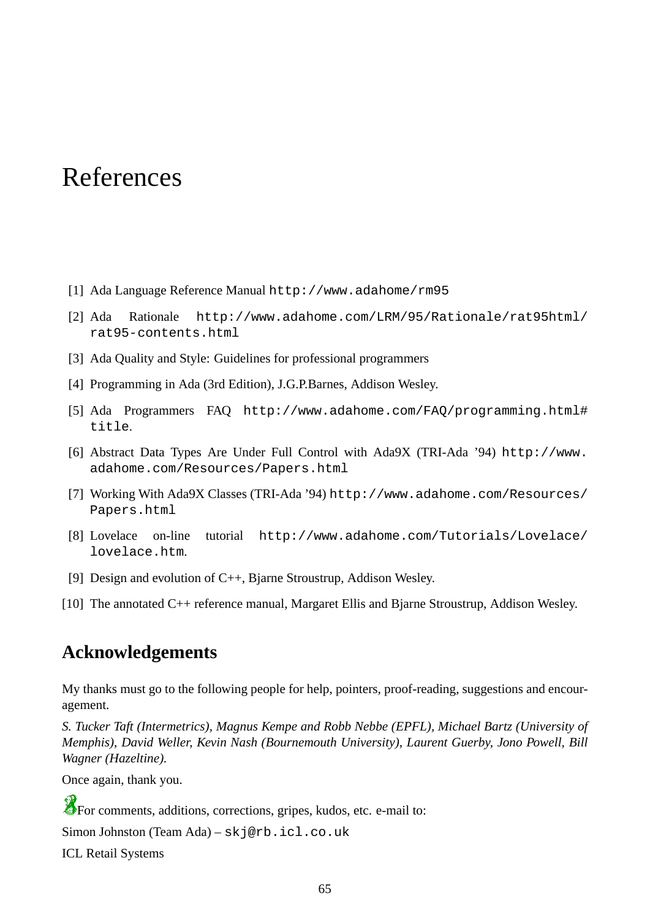# References

[1] Ada Language Reference Manual `http://www.adahome/rm95`

[2] Ada Rationale `http://www.adahome.com/LRM/95/Rationale/rat95html/rat95-contents.html`

[3] Ada Quality and Style: Guidelines for professional programmers

[4] Programming in Ada (3rd Edition), J.G.P.Barnes, Addison Wesley.

[5] Ada Programmers FAQ `http://www.adahome.com/FAQ/programming.html#title`.

[6] Abstract Data Types Are Under Full Control with Ada9X (TRI-Ada '94) `http://www.adahome.com/Resources/Papers.html`

[7] Working With Ada9X Classes (TRI-Ada '94) `http://www.adahome.com/Resources/Papers.html`

[8] Lovelace on-line tutorial `http://www.adahome.com/Tutorials/Lovelace/lovelace.htm`.

[9] Design and evolution of C++, Bjarne Stroustrup, Addison Wesley.

[10] The annotated C++ reference manual, Margaret Ellis and Bjarne Stroustrup, Addison Wesley.

## Acknowledgements

My thanks must go to the following people for help, pointers, proof-reading, suggestions and encouragement.

*S. Tucker Taft (Intermetrics), Magnus Kempe and Robb Nebbe (EPFL), Michael Bartz (University of Memphis), David Weller, Kevin Nash (Bournemouth University), Laurent Guerby, Jono Powell, Bill Wagner (Hazeltine).*

Once again, thank you.

For comments, additions, corrections, gripes, kudos, etc. e-mail to:

Simon Johnston (Team Ada) – `skj@rb.icl.co.uk`

ICL Retail Systems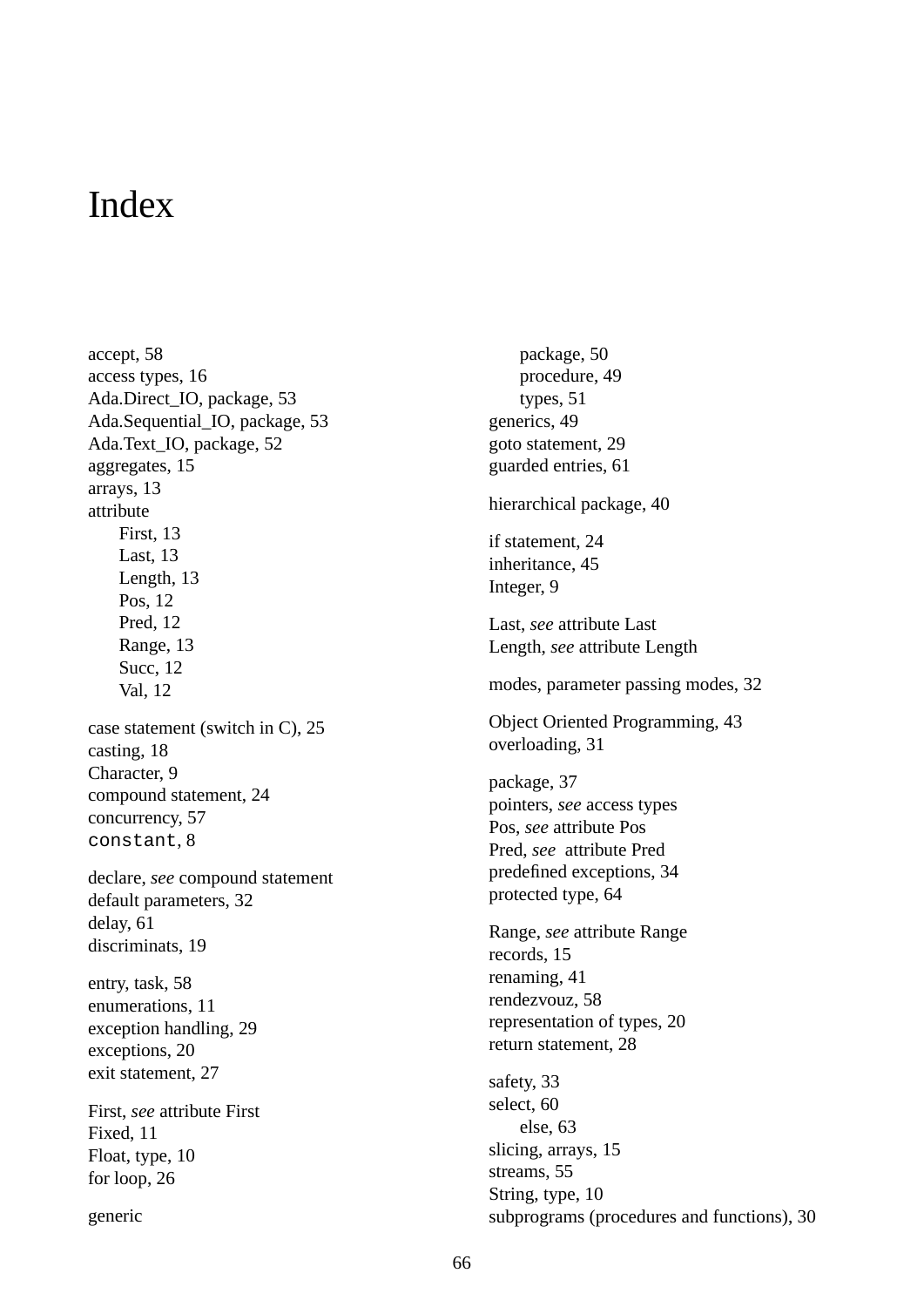# Index

accept, 58
access types, 16
Ada.Direct_IO, package, 53
Ada.Sequential_IO, package, 53
Ada.Text_IO, package, 52
aggregates, 15
arrays, 13
attribute
- First, 13
- Last, 13
- Length, 13
- Pos, 12
- Pred, 12
- Range, 13
- Succ, 12
- Val, 12

case statement (switch in C), 25
casting, 18
Character, 9
compound statement, 24
concurrency, 57
`constant`, 8

declare, *see* compound statement
default parameters, 32
delay, 61
discriminats, 19

entry, task, 58
enumerations, 11
exception handling, 29
exceptions, 20
exit statement, 27

First, *see* attribute First
Fixed, 11
Float, type, 10
for loop, 26

generic
- package, 50
- procedure, 49
- types, 51

generics, 49
goto statement, 29
guarded entries, 61

hierarchical package, 40

if statement, 24
inheritance, 45
Integer, 9

Last, *see* attribute Last
Length, *see* attribute Length

modes, parameter passing modes, 32

Object Oriented Programming, 43
overloading, 31

package, 37
pointers, *see* access types
Pos, *see* attribute Pos
Pred, *see* attribute Pred
predefined exceptions, 34
protected type, 64

Range, *see* attribute Range
records, 15
renaming, 41
rendezvouz, 58
representation of types, 20
return statement, 28

safety, 33
select, 60
- else, 63

slicing, arrays, 15
streams, 55
String, type, 10
subprograms (procedures and functions), 30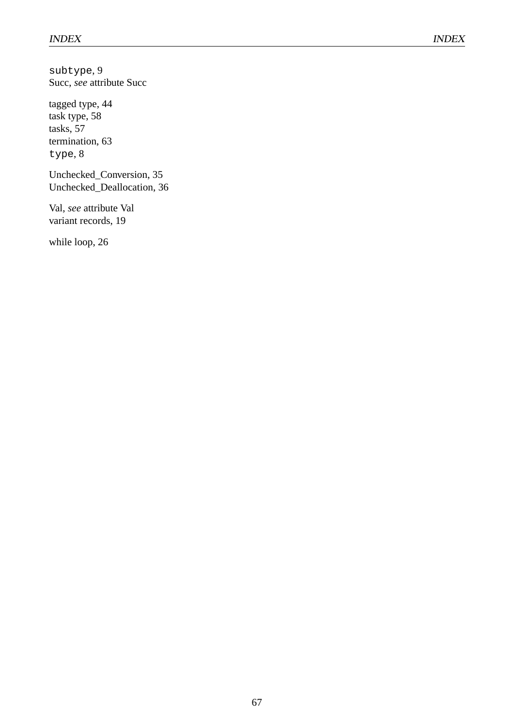`subtype`, 9
Succ, *see* attribute Succ

tagged type, 44
task type, 58
tasks, 57
termination, 63
`type`, 8

Unchecked_Conversion, 35
Unchecked_Deallocation, 36

Val, *see* attribute Val
variant records, 19

while loop, 26